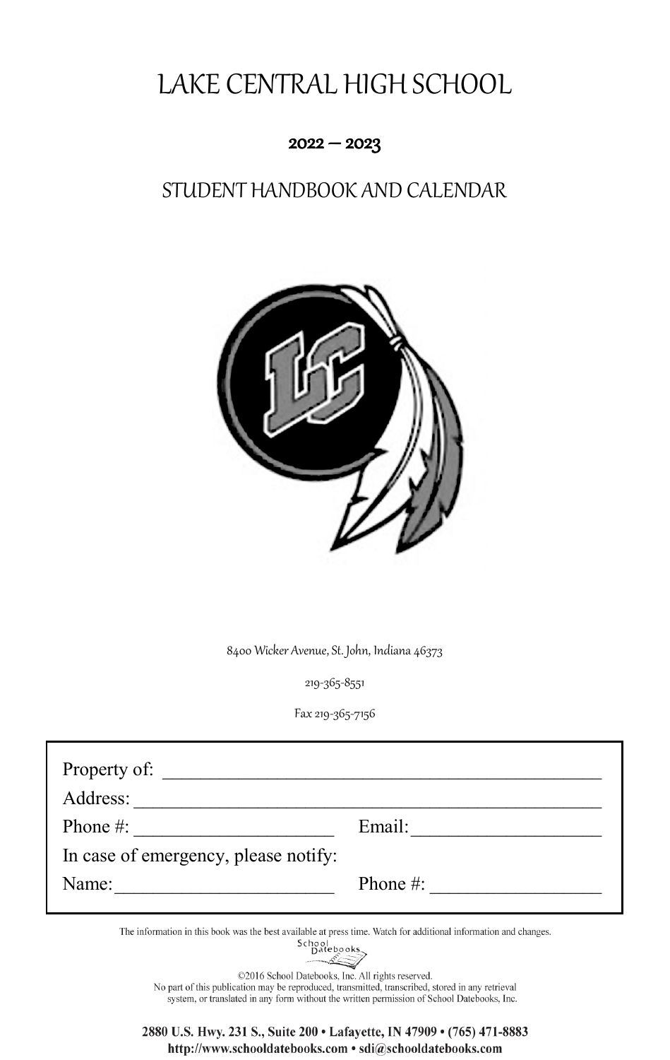# LAKE CENTRAL HIGH SCHOOL

## 2022 – 2023

## STUDENT HANDBOOK AND CALENDAR

8400 Wicker Avenue, St. John, Indiana 46373

219-365-8551

Fax 219-365-7156

Property of: ______________________________________________

Address: ______________________________________________

Phone #: ____________________ Email: ____________________

In case of emergency, please notify:

Name: ____________________ Phone #: ____________________

The information in this book was the best available at press time. Watch for additional information and changes.

School Datebooks

©2016 School Datebooks, Inc. All rights reserved.
No part of this publication may be reproduced, transmitted, transcribed, stored in any retrieval system, or translated in any form without the written permission of School Datebooks, Inc.

**2880 U.S. Hwy. 231 S., Suite 200 • Lafayette, IN 47909 • (765) 471-8883**
**http://www.schooldatebooks.com • sdi@schooldatebooks.com**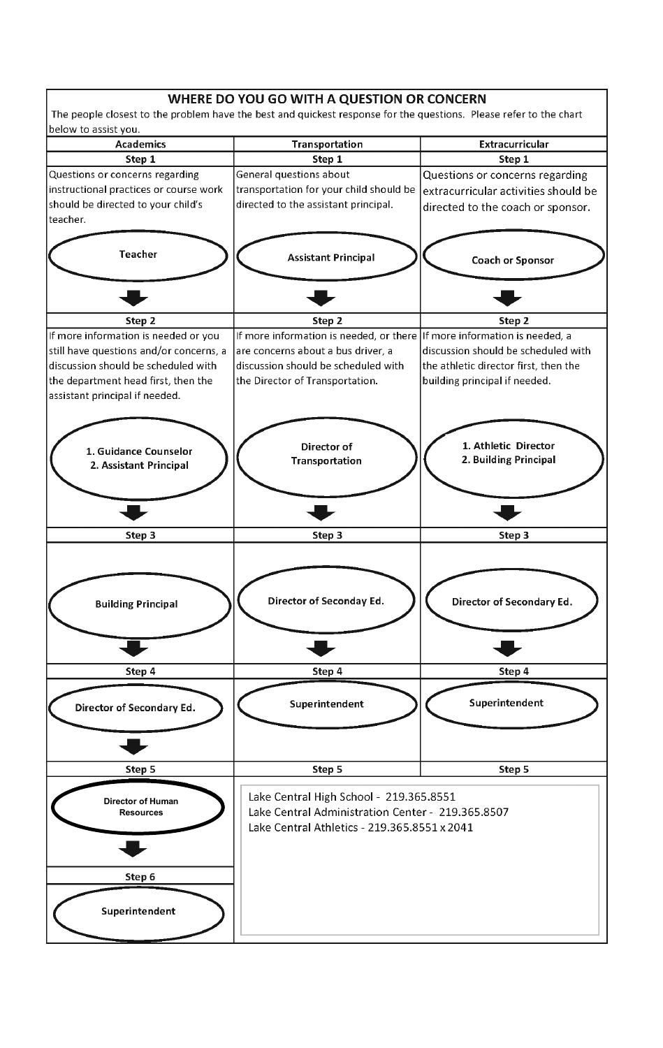## WHERE DO YOU GO WITH A QUESTION OR CONCERN

The people closest to the problem have the best and quickest response for the questions. Please refer to the chart below to assist you.

| Academics | Transportation | Extracurricular |
|---|---|---|
| **Step 1** | **Step 1** | **Step 1** |
| Questions or concerns regarding instructional practices or course work should be directed to your child's teacher. | General questions about transportation for your child should be directed to the assistant principal. | Questions or concerns regarding extracurricular activities should be directed to the coach or sponsor. |
| **Teacher** | **Assistant Principal** | **Coach or Sponsor** |
| **Step 2** | **Step 2** | **Step 2** |
| If more information is needed or you still have questions and/or concerns, a discussion should be scheduled with the department head first, then the assistant principal if needed. | If more information is needed, or there are concerns about a bus driver, a discussion should be scheduled with the Director of Transportation. | If more information is needed, a discussion should be scheduled with the athletic director first, then the building principal if needed. |
| **1. Guidance Counselor 2. Assistant Principal** | **Director of Transportation** | **1. Athletic Director 2. Building Principal** |
| **Step 3** | **Step 3** | **Step 3** |
| **Building Principal** | **Director of Seconday Ed.** | **Director of Secondary Ed.** |
| **Step 4** | **Step 4** | **Step 4** |
| **Director of Secondary Ed.** | **Superintendent** | **Superintendent** |
| **Step 5** | **Step 5** | **Step 5** |
| **Director of Human Resources** | Lake Central High School - 219.365.8551 | |
| **Step 6** | Lake Central Administration Center - 219.365.8507 | |
| **Superintendent** | Lake Central Athletics - 219.365.8551 x 2041 | |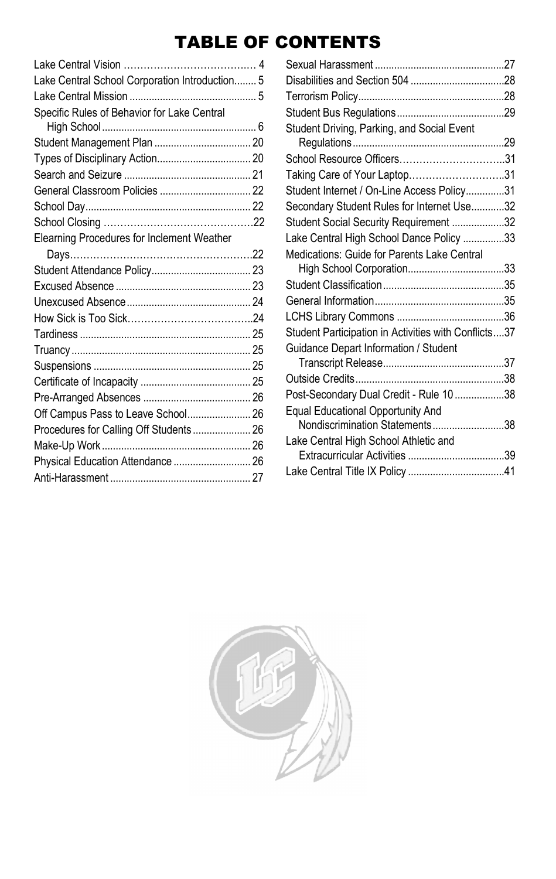# TABLE OF CONTENTS

| Section | Page |
|---|---|
| Lake Central Vision | 4 |
| Lake Central School Corporation Introduction | 5 |
| Lake Central Mission | 5 |
| Specific Rules of Behavior for Lake Central High School | 6 |
| Student Management Plan | 20 |
| Types of Disciplinary Action | 20 |
| Search and Seizure | 21 |
| General Classroom Policies | 22 |
| School Day | 22 |
| School Closing | 22 |
| Elearning Procedures for Inclement Weather Days | 22 |
| Student Attendance Policy | 23 |
| Excused Absence | 23 |
| Unexcused Absence | 24 |
| How Sick is Too Sick | 24 |
| Tardiness | 25 |
| Truancy | 25 |
| Suspensions | 25 |
| Certificate of Incapacity | 25 |
| Pre-Arranged Absences | 26 |
| Off Campus Pass to Leave School | 26 |
| Procedures for Calling Off Students | 26 |
| Make-Up Work | 26 |
| Physical Education Attendance | 26 |
| Anti-Harassment | 27 |
| Sexual Harassment | 27 |
| Disabilities and Section 504 | 28 |
| Terrorism Policy | 28 |
| Student Bus Regulations | 29 |
| Student Driving, Parking, and Social Event Regulations | 29 |
| School Resource Officers | 31 |
| Taking Care of Your Laptop | 31 |
| Student Internet / On-Line Access Policy | 31 |
| Secondary Student Rules for Internet Use | 32 |
| Student Social Security Requirement | 32 |
| Lake Central High School Dance Policy | 33 |
| Medications: Guide for Parents Lake Central High School Corporation | 33 |
| Student Classification | 35 |
| General Information | 35 |
| LCHS Library Commons | 36 |
| Student Participation in Activities with Conflicts | 37 |
| Guidance Depart Information / Student Transcript Release | 37 |
| Outside Credits | 38 |
| Post-Secondary Dual Credit - Rule 10 | 38 |
| Equal Educational Opportunity And Nondiscrimination Statements | 38 |
| Lake Central High School Athletic and Extracurricular Activities | 39 |
| Lake Central Title IX Policy | 41 |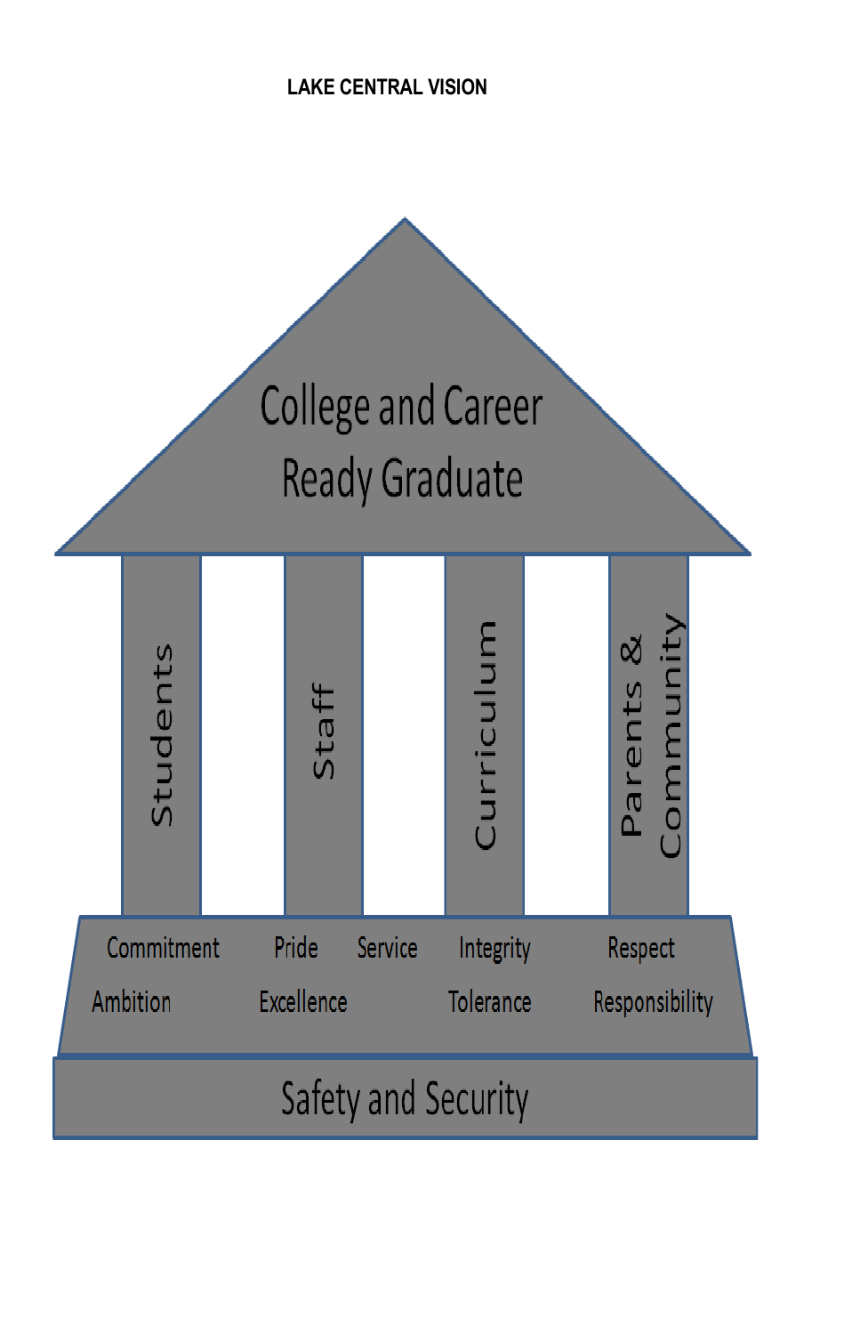# LAKE CENTRAL VISION

College and Career Ready Graduate

Students

Staff

Curriculum

Parents & Community

Commitment

Ambition

Pride

Excellence

Service

Integrity

Tolerance

Respect

Responsibility

Safety and Security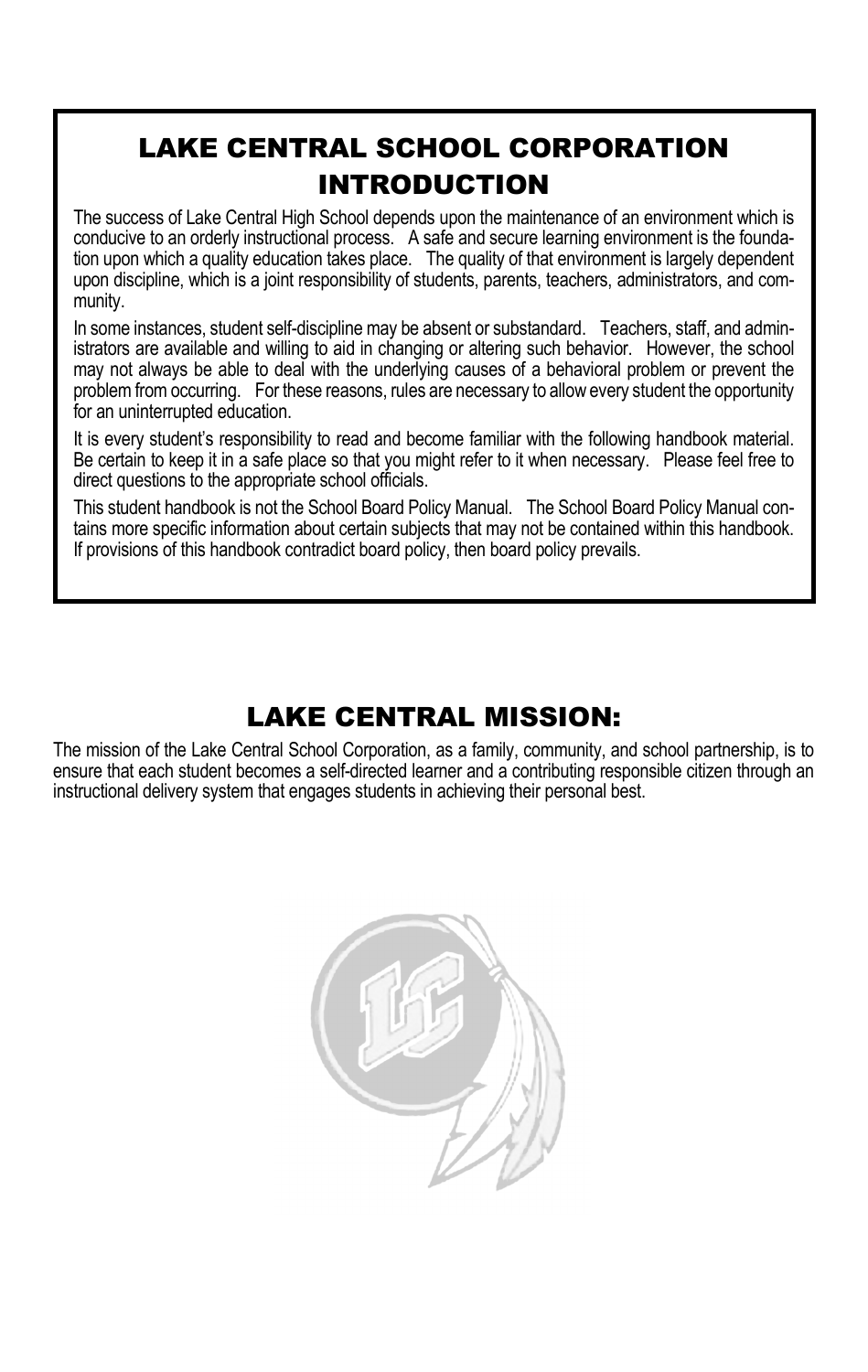# LAKE CENTRAL SCHOOL CORPORATION INTRODUCTION

The success of Lake Central High School depends upon the maintenance of an environment which is conducive to an orderly instructional process. A safe and secure learning environment is the foundation upon which a quality education takes place. The quality of that environment is largely dependent upon discipline, which is a joint responsibility of students, parents, teachers, administrators, and community.

In some instances, student self-discipline may be absent or substandard. Teachers, staff, and administrators are available and willing to aid in changing or altering such behavior. However, the school may not always be able to deal with the underlying causes of a behavioral problem or prevent the problem from occurring. For these reasons, rules are necessary to allow every student the opportunity for an uninterrupted education.

It is every student's responsibility to read and become familiar with the following handbook material. Be certain to keep it in a safe place so that you might refer to it when necessary. Please feel free to direct questions to the appropriate school officials.

This student handbook is not the School Board Policy Manual. The School Board Policy Manual contains more specific information about certain subjects that may not be contained within this handbook. If provisions of this handbook contradict board policy, then board policy prevails.

# LAKE CENTRAL MISSION:

The mission of the Lake Central School Corporation, as a family, community, and school partnership, is to ensure that each student becomes a self-directed learner and a contributing responsible citizen through an instructional delivery system that engages students in achieving their personal best.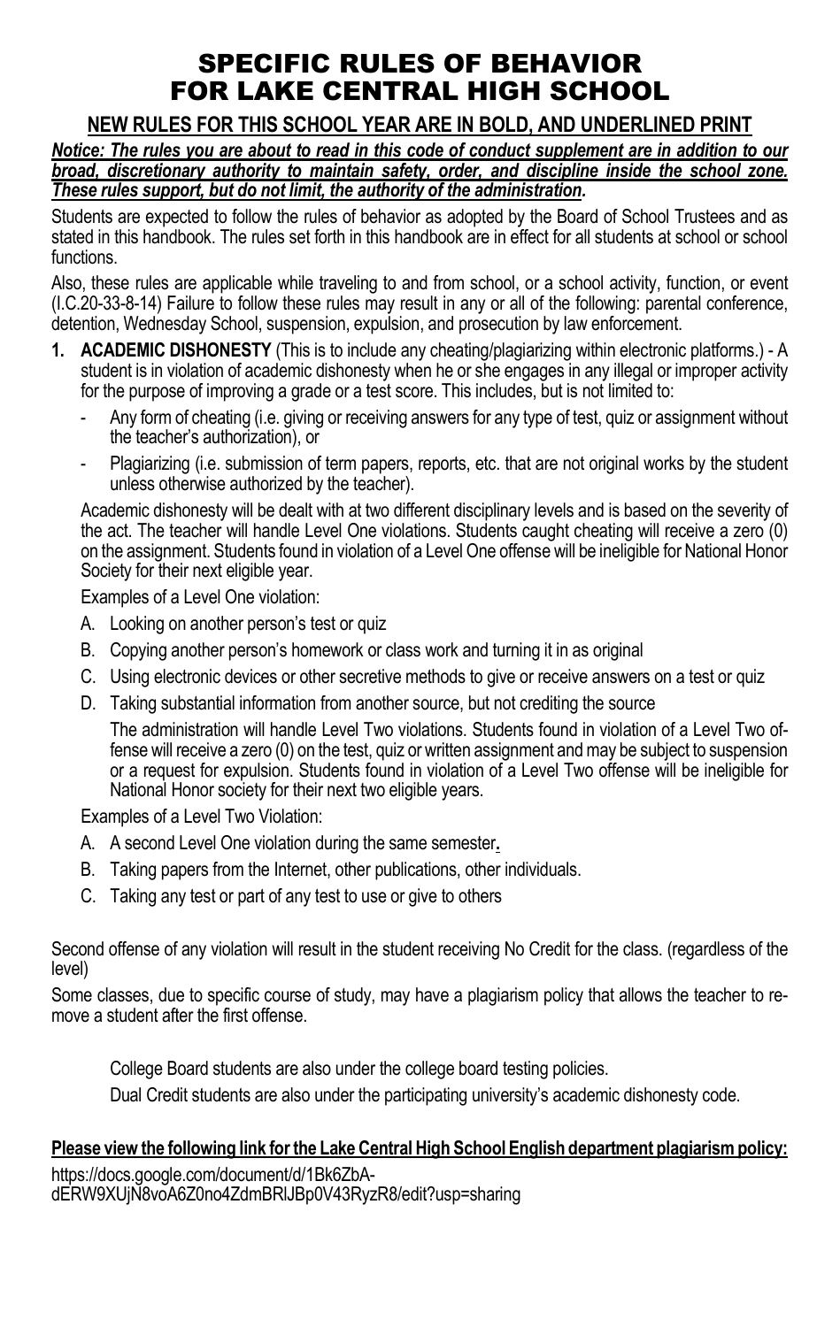# SPECIFIC RULES OF BEHAVIOR FOR LAKE CENTRAL HIGH SCHOOL

## NEW RULES FOR THIS SCHOOL YEAR ARE IN BOLD, AND UNDERLINED PRINT

***Notice: The rules you are about to read in this code of conduct supplement are in addition to our broad, discretionary authority to maintain safety, order, and discipline inside the school zone. These rules support, but do not limit, the authority of the administration.***

Students are expected to follow the rules of behavior as adopted by the Board of School Trustees and as stated in this handbook. The rules set forth in this handbook are in effect for all students at school or school functions.

Also, these rules are applicable while traveling to and from school, or a school activity, function, or event (I.C.20-33-8-14) Failure to follow these rules may result in any or all of the following: parental conference, detention, Wednesday School, suspension, expulsion, and prosecution by law enforcement.

1. **ACADEMIC DISHONESTY** (This is to include any cheating/plagiarizing within electronic platforms.) - A student is in violation of academic dishonesty when he or she engages in any illegal or improper activity for the purpose of improving a grade or a test score. This includes, but is not limited to:

   - Any form of cheating (i.e. giving or receiving answers for any type of test, quiz or assignment without the teacher's authorization), or
   - Plagiarizing (i.e. submission of term papers, reports, etc. that are not original works by the student unless otherwise authorized by the teacher).

   Academic dishonesty will be dealt with at two different disciplinary levels and is based on the severity of the act. The teacher will handle Level One violations. Students caught cheating will receive a zero (0) on the assignment. Students found in violation of a Level One offense will be ineligible for National Honor Society for their next eligible year.

   Examples of a Level One violation:

   A. Looking on another person's test or quiz
   B. Copying another person's homework or class work and turning it in as original
   C. Using electronic devices or other secretive methods to give or receive answers on a test or quiz
   D. Taking substantial information from another source, but not crediting the source

   The administration will handle Level Two violations. Students found in violation of a Level Two offense will receive a zero (0) on the test, quiz or written assignment and may be subject to suspension or a request for expulsion. Students found in violation of a Level Two offense will be ineligible for National Honor society for their next two eligible years.

   Examples of a Level Two Violation:

   A. A second Level One violation during the same semester.
   B. Taking papers from the Internet, other publications, other individuals.
   C. Taking any test or part of any test to use or give to others

Second offense of any violation will result in the student receiving No Credit for the class. (regardless of the level)

Some classes, due to specific course of study, may have a plagiarism policy that allows the teacher to remove a student after the first offense.

College Board students are also under the college board testing policies.

Dual Credit students are also under the participating university's academic dishonesty code.

**Please view the following link for the Lake Central High School English department plagiarism policy:**

https://docs.google.com/document/d/1Bk6ZbA-dERW9XUjN8voA6Z0no4ZdmBRlJBp0V43RyzR8/edit?usp=sharing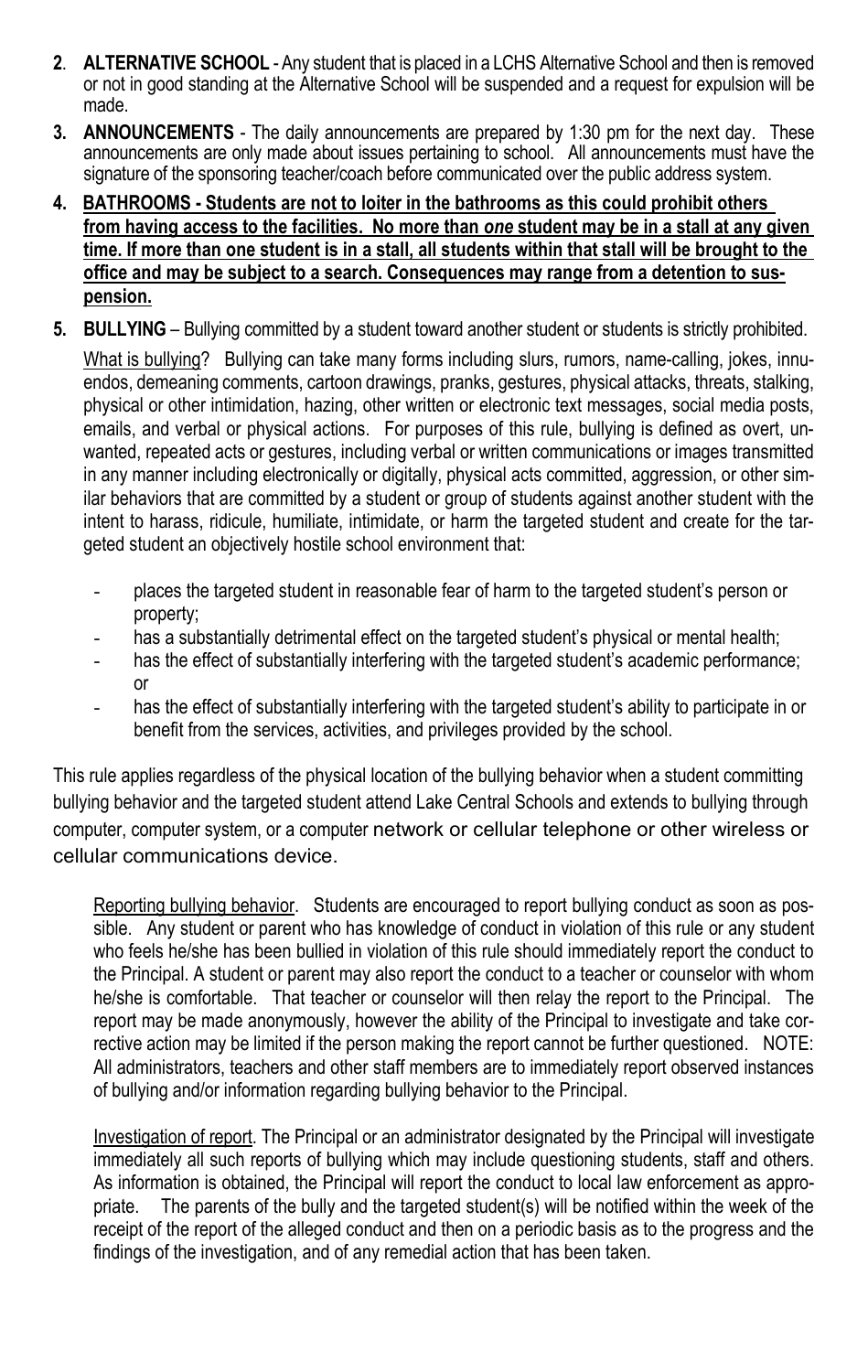2. **ALTERNATIVE SCHOOL** - Any student that is placed in a LCHS Alternative School and then is removed or not in good standing at the Alternative School will be suspended and a request for expulsion will be made.

3. **ANNOUNCEMENTS** - The daily announcements are prepared by 1:30 pm for the next day. These announcements are only made about issues pertaining to school. All announcements must have the signature of the sponsoring teacher/coach before communicated over the public address system.

4. **BATHROOMS - Students are not to loiter in the bathrooms as this could prohibit others from having access to the facilities. No more than *one* student may be in a stall at any given time. If more than one student is in a stall, all students within that stall will be brought to the office and may be subject to a search. Consequences may range from a detention to suspension.**

5. **BULLYING** – Bullying committed by a student toward another student or students is strictly prohibited.

   What is bullying? Bullying can take many forms including slurs, rumors, name-calling, jokes, innuendos, demeaning comments, cartoon drawings, pranks, gestures, physical attacks, threats, stalking, physical or other intimidation, hazing, other written or electronic text messages, social media posts, emails, and verbal or physical actions. For purposes of this rule, bullying is defined as overt, unwanted, repeated acts or gestures, including verbal or written communications or images transmitted in any manner including electronically or digitally, physical acts committed, aggression, or other similar behaviors that are committed by a student or group of students against another student with the intent to harass, ridicule, humiliate, intimidate, or harm the targeted student and create for the targeted student an objectively hostile school environment that:

   - places the targeted student in reasonable fear of harm to the targeted student's person or property;
   - has a substantially detrimental effect on the targeted student's physical or mental health;
   - has the effect of substantially interfering with the targeted student's academic performance; or
   - has the effect of substantially interfering with the targeted student's ability to participate in or benefit from the services, activities, and privileges provided by the school.

This rule applies regardless of the physical location of the bullying behavior when a student committing bullying behavior and the targeted student attend Lake Central Schools and extends to bullying through computer, computer system, or a computer network or cellular telephone or other wireless or cellular communications device.

   Reporting bullying behavior. Students are encouraged to report bullying conduct as soon as possible. Any student or parent who has knowledge of conduct in violation of this rule or any student who feels he/she has been bullied in violation of this rule should immediately report the conduct to the Principal. A student or parent may also report the conduct to a teacher or counselor with whom he/she is comfortable. That teacher or counselor will then relay the report to the Principal. The report may be made anonymously, however the ability of the Principal to investigate and take corrective action may be limited if the person making the report cannot be further questioned. NOTE: All administrators, teachers and other staff members are to immediately report observed instances of bullying and/or information regarding bullying behavior to the Principal.

   Investigation of report. The Principal or an administrator designated by the Principal will investigate immediately all such reports of bullying which may include questioning students, staff and others. As information is obtained, the Principal will report the conduct to local law enforcement as appropriate. The parents of the bully and the targeted student(s) will be notified within the week of the receipt of the report of the alleged conduct and then on a periodic basis as to the progress and the findings of the investigation, and of any remedial action that has been taken.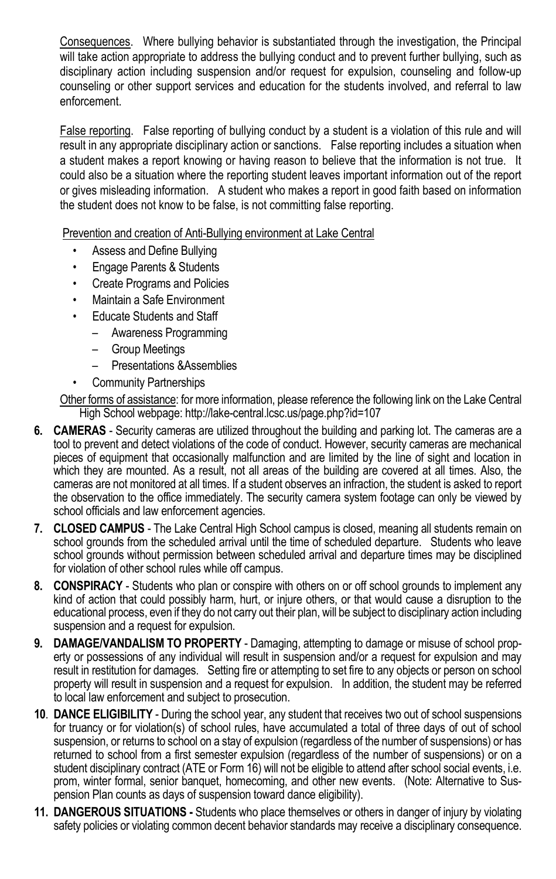Consequences. Where bullying behavior is substantiated through the investigation, the Principal will take action appropriate to address the bullying conduct and to prevent further bullying, such as disciplinary action including suspension and/or request for expulsion, counseling and follow-up counseling or other support services and education for the students involved, and referral to law enforcement.

False reporting. False reporting of bullying conduct by a student is a violation of this rule and will result in any appropriate disciplinary action or sanctions. False reporting includes a situation when a student makes a report knowing or having reason to believe that the information is not true. It could also be a situation where the reporting student leaves important information out of the report or gives misleading information. A student who makes a report in good faith based on information the student does not know to be false, is not committing false reporting.

Prevention and creation of Anti-Bullying environment at Lake Central

- Assess and Define Bullying
- Engage Parents & Students
- Create Programs and Policies
- Maintain a Safe Environment
- Educate Students and Staff
  - Awareness Programming
  - Group Meetings
  - Presentations &Assemblies
- Community Partnerships

Other forms of assistance: for more information, please reference the following link on the Lake Central High School webpage: http://lake-central.lcsc.us/page.php?id=107

6. **CAMERAS** - Security cameras are utilized throughout the building and parking lot. The cameras are a tool to prevent and detect violations of the code of conduct. However, security cameras are mechanical pieces of equipment that occasionally malfunction and are limited by the line of sight and location in which they are mounted. As a result, not all areas of the building are covered at all times. Also, the cameras are not monitored at all times. If a student observes an infraction, the student is asked to report the observation to the office immediately. The security camera system footage can only be viewed by school officials and law enforcement agencies.
7. **CLOSED CAMPUS** - The Lake Central High School campus is closed, meaning all students remain on school grounds from the scheduled arrival until the time of scheduled departure. Students who leave school grounds without permission between scheduled arrival and departure times may be disciplined for violation of other school rules while off campus.
8. **CONSPIRACY** - Students who plan or conspire with others on or off school grounds to implement any kind of action that could possibly harm, hurt, or injure others, or that would cause a disruption to the educational process, even if they do not carry out their plan, will be subject to disciplinary action including suspension and a request for expulsion.
9. **DAMAGE/VANDALISM TO PROPERTY** - Damaging, attempting to damage or misuse of school property or possessions of any individual will result in suspension and/or a request for expulsion and may result in restitution for damages. Setting fire or attempting to set fire to any objects or person on school property will result in suspension and a request for expulsion. In addition, the student may be referred to local law enforcement and subject to prosecution.
10. **DANCE ELIGIBILITY** - During the school year, any student that receives two out of school suspensions for truancy or for violation(s) of school rules, have accumulated a total of three days of out of school suspension, or returns to school on a stay of expulsion (regardless of the number of suspensions) or has returned to school from a first semester expulsion (regardless of the number of suspensions) or on a student disciplinary contract (ATE or Form 16) will not be eligible to attend after school social events, i.e. prom, winter formal, senior banquet, homecoming, and other new events. (Note: Alternative to Suspension Plan counts as days of suspension toward dance eligibility).
11. **DANGEROUS SITUATIONS -** Students who place themselves or others in danger of injury by violating safety policies or violating common decent behavior standards may receive a disciplinary consequence.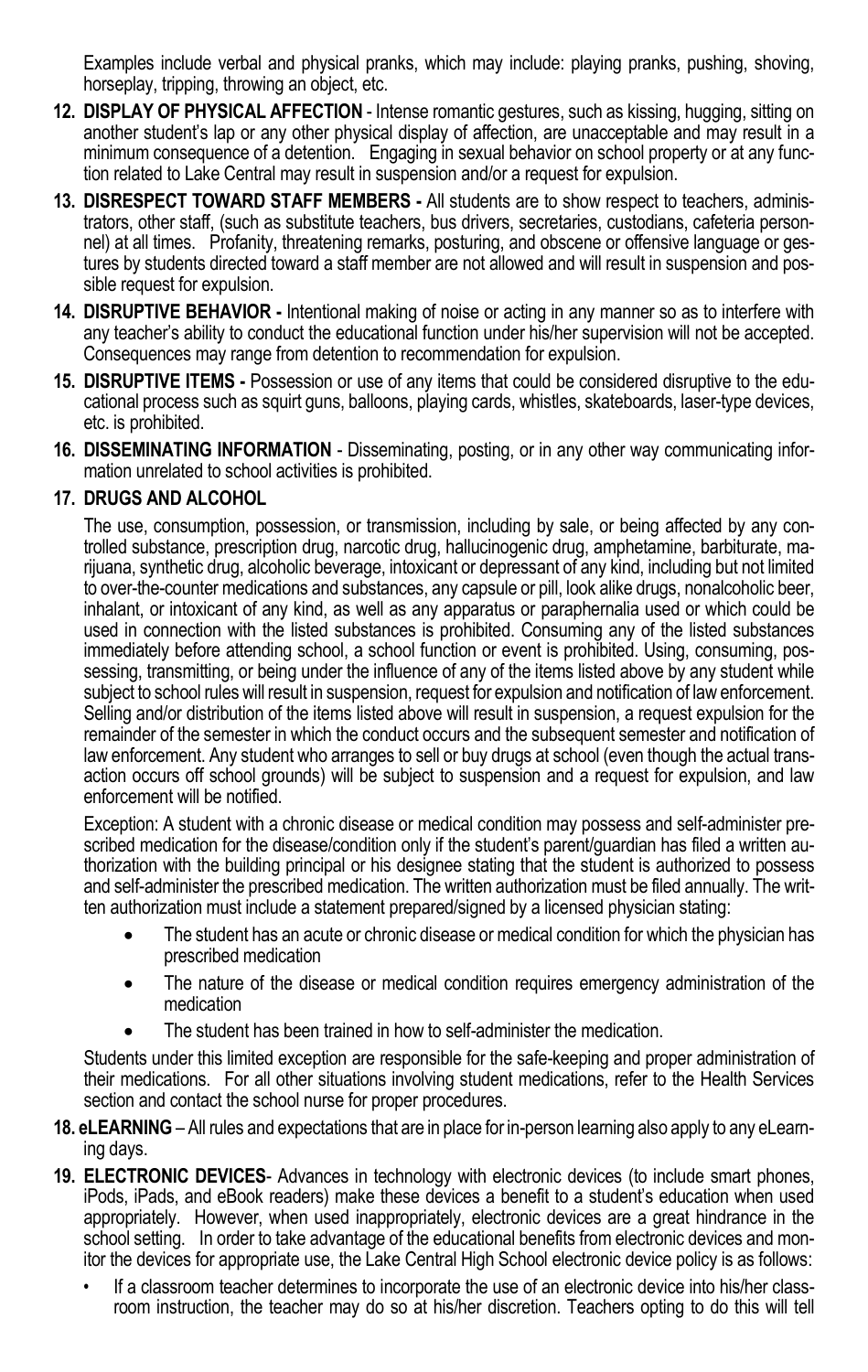Examples include verbal and physical pranks, which may include: playing pranks, pushing, shoving, horseplay, tripping, throwing an object, etc.

12. **DISPLAY OF PHYSICAL AFFECTION** - Intense romantic gestures, such as kissing, hugging, sitting on another student's lap or any other physical display of affection, are unacceptable and may result in a minimum consequence of a detention. Engaging in sexual behavior on school property or at any function related to Lake Central may result in suspension and/or a request for expulsion.

13. **DISRESPECT TOWARD STAFF MEMBERS -** All students are to show respect to teachers, administrators, other staff, (such as substitute teachers, bus drivers, secretaries, custodians, cafeteria personnel) at all times. Profanity, threatening remarks, posturing, and obscene or offensive language or gestures by students directed toward a staff member are not allowed and will result in suspension and possible request for expulsion.

14. **DISRUPTIVE BEHAVIOR -** Intentional making of noise or acting in any manner so as to interfere with any teacher's ability to conduct the educational function under his/her supervision will not be accepted. Consequences may range from detention to recommendation for expulsion.

15. **DISRUPTIVE ITEMS -** Possession or use of any items that could be considered disruptive to the educational process such as squirt guns, balloons, playing cards, whistles, skateboards, laser-type devices, etc. is prohibited.

16. **DISSEMINATING INFORMATION** - Disseminating, posting, or in any other way communicating information unrelated to school activities is prohibited.

17. **DRUGS AND ALCOHOL**

    The use, consumption, possession, or transmission, including by sale, or being affected by any controlled substance, prescription drug, narcotic drug, hallucinogenic drug, amphetamine, barbiturate, marijuana, synthetic drug, alcoholic beverage, intoxicant or depressant of any kind, including but not limited to over-the-counter medications and substances, any capsule or pill, look alike drugs, nonalcoholic beer, inhalant, or intoxicant of any kind, as well as any apparatus or paraphernalia used or which could be used in connection with the listed substances is prohibited. Consuming any of the listed substances immediately before attending school, a school function or event is prohibited. Using, consuming, possessing, transmitting, or being under the influence of any of the items listed above by any student while subject to school rules will result in suspension, request for expulsion and notification of law enforcement. Selling and/or distribution of the items listed above will result in suspension, a request expulsion for the remainder of the semester in which the conduct occurs and the subsequent semester and notification of law enforcement. Any student who arranges to sell or buy drugs at school (even though the actual transaction occurs off school grounds) will be subject to suspension and a request for expulsion, and law enforcement will be notified.

    Exception: A student with a chronic disease or medical condition may possess and self-administer prescribed medication for the disease/condition only if the student's parent/guardian has filed a written authorization with the building principal or his designee stating that the student is authorized to possess and self-administer the prescribed medication. The written authorization must be filed annually. The written authorization must include a statement prepared/signed by a licensed physician stating:

    - The student has an acute or chronic disease or medical condition for which the physician has prescribed medication
    - The nature of the disease or medical condition requires emergency administration of the medication
    - The student has been trained in how to self-administer the medication.

    Students under this limited exception are responsible for the safe-keeping and proper administration of their medications. For all other situations involving student medications, refer to the Health Services section and contact the school nurse for proper procedures.

18. **eLEARNING** – All rules and expectations that are in place for in-person learning also apply to any eLearning days.

19. **ELECTRONIC DEVICES**- Advances in technology with electronic devices (to include smart phones, iPods, iPads, and eBook readers) make these devices a benefit to a student's education when used appropriately. However, when used inappropriately, electronic devices are a great hindrance in the school setting. In order to take advantage of the educational benefits from electronic devices and monitor the devices for appropriate use, the Lake Central High School electronic device policy is as follows:

    - If a classroom teacher determines to incorporate the use of an electronic device into his/her classroom instruction, the teacher may do so at his/her discretion. Teachers opting to do this will tell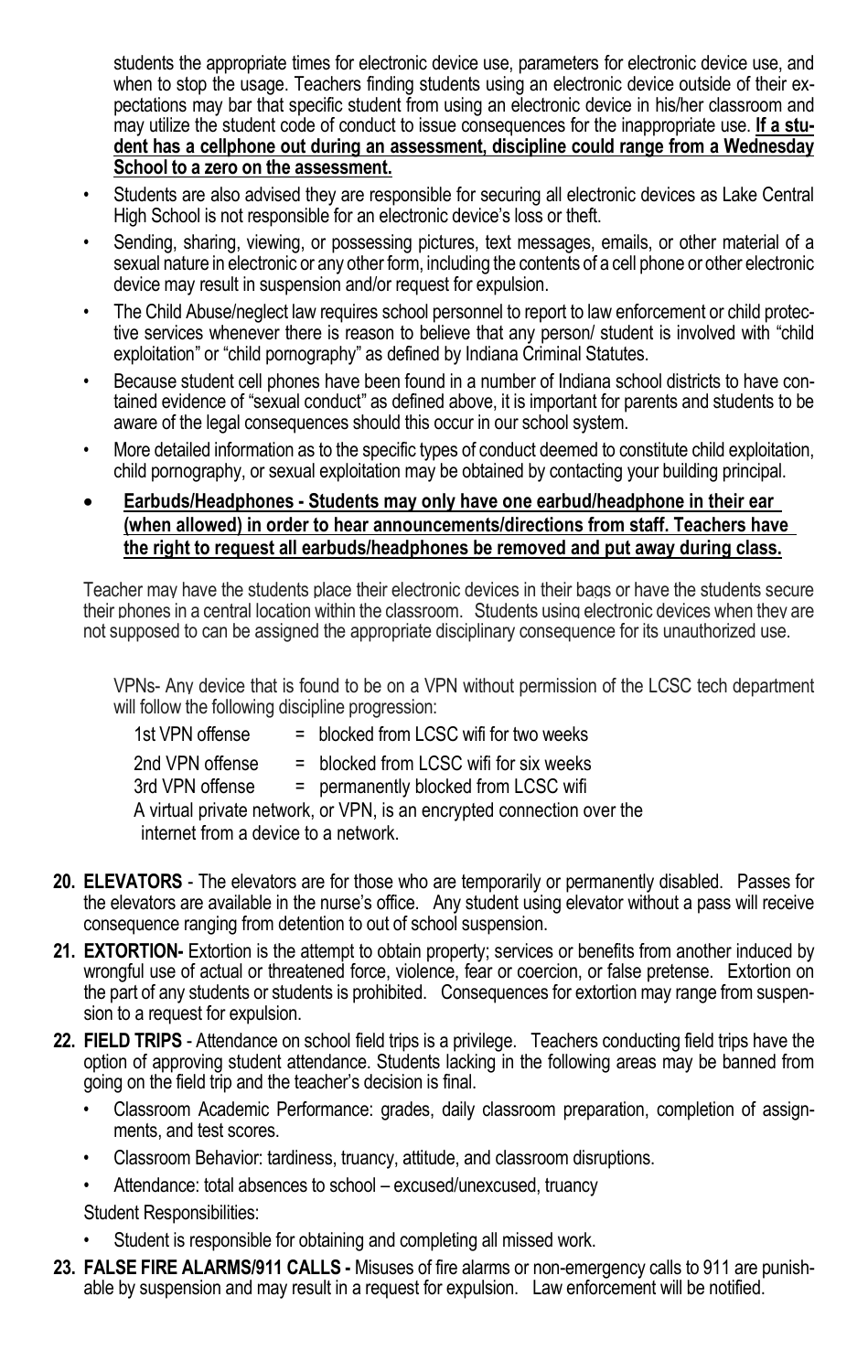students the appropriate times for electronic device use, parameters for electronic device use, and when to stop the usage. Teachers finding students using an electronic device outside of their expectations may bar that specific student from using an electronic device in his/her classroom and may utilize the student code of conduct to issue consequences for the inappropriate use. **If a student has a cellphone out during an assessment, discipline could range from a Wednesday School to a zero on the assessment.**

- Students are also advised they are responsible for securing all electronic devices as Lake Central High School is not responsible for an electronic device's loss or theft.
- Sending, sharing, viewing, or possessing pictures, text messages, emails, or other material of a sexual nature in electronic or any other form, including the contents of a cell phone or other electronic device may result in suspension and/or request for expulsion.
- The Child Abuse/neglect law requires school personnel to report to law enforcement or child protective services whenever there is reason to believe that any person/ student is involved with "child exploitation" or "child pornography" as defined by Indiana Criminal Statutes.
- Because student cell phones have been found in a number of Indiana school districts to have contained evidence of "sexual conduct" as defined above, it is important for parents and students to be aware of the legal consequences should this occur in our school system.
- More detailed information as to the specific types of conduct deemed to constitute child exploitation, child pornography, or sexual exploitation may be obtained by contacting your building principal.
- **Earbuds/Headphones - Students may only have one earbud/headphone in their ear (when allowed) in order to hear announcements/directions from staff. Teachers have the right to request all earbuds/headphones be removed and put away during class.**

Teacher may have the students place their electronic devices in their bags or have the students secure their phones in a central location within the classroom. Students using electronic devices when they are not supposed to can be assigned the appropriate disciplinary consequence for its unauthorized use.

VPNs- Any device that is found to be on a VPN without permission of the LCSC tech department will follow the following discipline progression:

1st VPN offense = blocked from LCSC wifi for two weeks

2nd VPN offense = blocked from LCSC wifi for six weeks

3rd VPN offense = permanently blocked from LCSC wifi

A virtual private network, or VPN, is an encrypted connection over the internet from a device to a network.

20. **ELEVATORS** - The elevators are for those who are temporarily or permanently disabled. Passes for the elevators are available in the nurse's office. Any student using elevator without a pass will receive consequence ranging from detention to out of school suspension.
21. **EXTORTION-** Extortion is the attempt to obtain property; services or benefits from another induced by wrongful use of actual or threatened force, violence, fear or coercion, or false pretense. Extortion on the part of any students or students is prohibited. Consequences for extortion may range from suspension to a request for expulsion.
22. **FIELD TRIPS** - Attendance on school field trips is a privilege. Teachers conducting field trips have the option of approving student attendance. Students lacking in the following areas may be banned from going on the field trip and the teacher's decision is final.
    - Classroom Academic Performance: grades, daily classroom preparation, completion of assignments, and test scores.
    - Classroom Behavior: tardiness, truancy, attitude, and classroom disruptions.
    - Attendance: total absences to school – excused/unexcused, truancy

    Student Responsibilities:

    - Student is responsible for obtaining and completing all missed work.
23. **FALSE FIRE ALARMS/911 CALLS -** Misuses of fire alarms or non-emergency calls to 911 are punishable by suspension and may result in a request for expulsion. Law enforcement will be notified.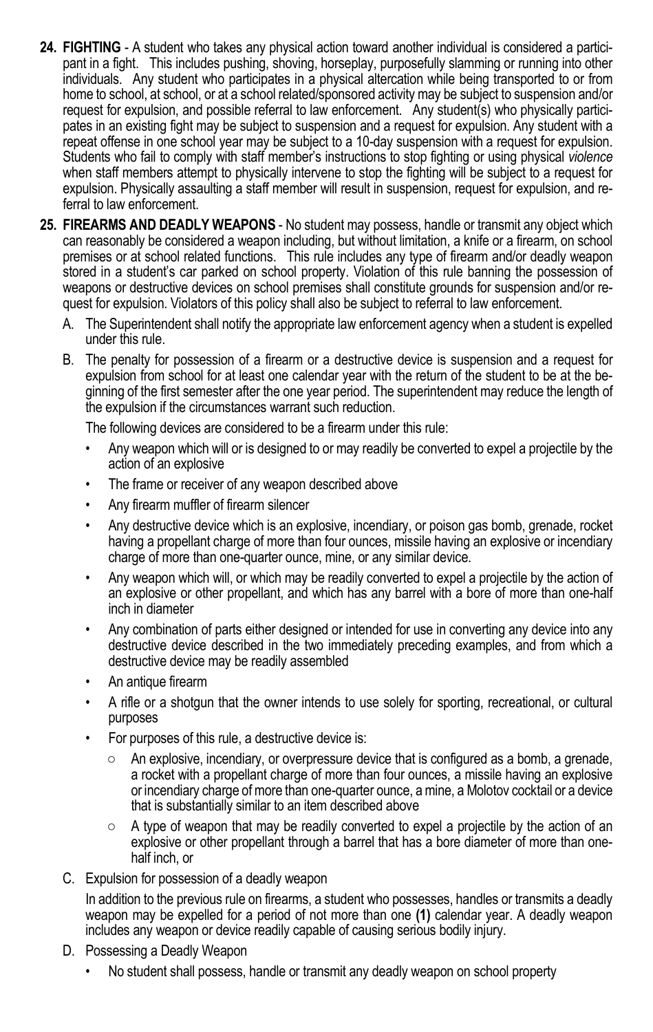24. **FIGHTING** - A student who takes any physical action toward another individual is considered a participant in a fight. This includes pushing, shoving, horseplay, purposefully slamming or running into other individuals. Any student who participates in a physical altercation while being transported to or from home to school, at school, or at a school related/sponsored activity may be subject to suspension and/or request for expulsion, and possible referral to law enforcement. Any student(s) who physically participates in an existing fight may be subject to suspension and a request for expulsion. Any student with a repeat offense in one school year may be subject to a 10-day suspension with a request for expulsion. Students who fail to comply with staff member's instructions to stop fighting or using physical *violence* when staff members attempt to physically intervene to stop the fighting will be subject to a request for expulsion. Physically assaulting a staff member will result in suspension, request for expulsion, and referral to law enforcement.

25. **FIREARMS AND DEADLY WEAPONS** - No student may possess, handle or transmit any object which can reasonably be considered a weapon including, but without limitation, a knife or a firearm, on school premises or at school related functions. This rule includes any type of firearm and/or deadly weapon stored in a student's car parked on school property. Violation of this rule banning the possession of weapons or destructive devices on school premises shall constitute grounds for suspension and/or request for expulsion. Violators of this policy shall also be subject to referral to law enforcement.

    A. The Superintendent shall notify the appropriate law enforcement agency when a student is expelled under this rule.

    B. The penalty for possession of a firearm or a destructive device is suspension and a request for expulsion from school for at least one calendar year with the return of the student to be at the beginning of the first semester after the one year period. The superintendent may reduce the length of the expulsion if the circumstances warrant such reduction.

       The following devices are considered to be a firearm under this rule:

       - Any weapon which will or is designed to or may readily be converted to expel a projectile by the action of an explosive
       - The frame or receiver of any weapon described above
       - Any firearm muffler of firearm silencer
       - Any destructive device which is an explosive, incendiary, or poison gas bomb, grenade, rocket having a propellant charge of more than four ounces, missile having an explosive or incendiary charge of more than one-quarter ounce, mine, or any similar device.
       - Any weapon which will, or which may be readily converted to expel a projectile by the action of an explosive or other propellant, and which has any barrel with a bore of more than one-half inch in diameter
       - Any combination of parts either designed or intended for use in converting any device into any destructive device described in the two immediately preceding examples, and from which a destructive device may be readily assembled
       - An antique firearm
       - A rifle or a shotgun that the owner intends to use solely for sporting, recreational, or cultural purposes
       - For purposes of this rule, a destructive device is:
         - An explosive, incendiary, or overpressure device that is configured as a bomb, a grenade, a rocket with a propellant charge of more than four ounces, a missile having an explosive or incendiary charge of more than one-quarter ounce, a mine, a Molotov cocktail or a device that is substantially similar to an item described above
         - A type of weapon that may be readily converted to expel a projectile by the action of an explosive or other propellant through a barrel that has a bore diameter of more than one-half inch, or

    C. Expulsion for possession of a deadly weapon

       In addition to the previous rule on firearms, a student who possesses, handles or transmits a deadly weapon may be expelled for a period of not more than one **(1)** calendar year. A deadly weapon includes any weapon or device readily capable of causing serious bodily injury.

    D. Possessing a Deadly Weapon

       - No student shall possess, handle or transmit any deadly weapon on school property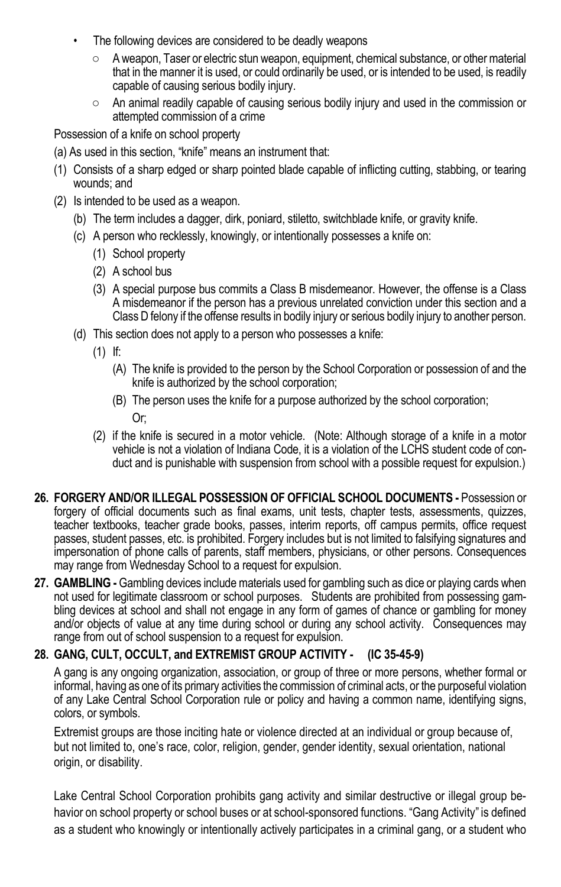- The following devices are considered to be deadly weapons
  - A weapon, Taser or electric stun weapon, equipment, chemical substance, or other material that in the manner it is used, or could ordinarily be used, or is intended to be used, is readily capable of causing serious bodily injury.
  - An animal readily capable of causing serious bodily injury and used in the commission or attempted commission of a crime

Possession of a knife on school property

(a) As used in this section, "knife" means an instrument that:

(1) Consists of a sharp edged or sharp pointed blade capable of inflicting cutting, stabbing, or tearing wounds; and

(2) Is intended to be used as a weapon.

  (b) The term includes a dagger, dirk, poniard, stiletto, switchblade knife, or gravity knife.

  (c) A person who recklessly, knowingly, or intentionally possesses a knife on:

    (1) School property

    (2) A school bus

    (3) A special purpose bus commits a Class B misdemeanor. However, the offense is a Class A misdemeanor if the person has a previous unrelated conviction under this section and a Class D felony if the offense results in bodily injury or serious bodily injury to another person.

  (d) This section does not apply to a person who possesses a knife:

    (1) If:

      (A) The knife is provided to the person by the School Corporation or possession of and the knife is authorized by the school corporation;

      (B) The person uses the knife for a purpose authorized by the school corporation;

      Or;

    (2) if the knife is secured in a motor vehicle. (Note: Although storage of a knife in a motor vehicle is not a violation of Indiana Code, it is a violation of the LCHS student code of conduct and is punishable with suspension from school with a possible request for expulsion.)

**26. FORGERY AND/OR ILLEGAL POSSESSION OF OFFICIAL SCHOOL DOCUMENTS -** Possession or forgery of official documents such as final exams, unit tests, chapter tests, assessments, quizzes, teacher textbooks, teacher grade books, passes, interim reports, off campus permits, office request passes, student passes, etc. is prohibited. Forgery includes but is not limited to falsifying signatures and impersonation of phone calls of parents, staff members, physicians, or other persons. Consequences may range from Wednesday School to a request for expulsion.

**27. GAMBLING -** Gambling devices include materials used for gambling such as dice or playing cards when not used for legitimate classroom or school purposes. Students are prohibited from possessing gambling devices at school and shall not engage in any form of games of chance or gambling for money and/or objects of value at any time during school or during any school activity. Consequences may range from out of school suspension to a request for expulsion.

**28. GANG, CULT, OCCULT, and EXTREMIST GROUP ACTIVITY - (IC 35-45-9)**

A gang is any ongoing organization, association, or group of three or more persons, whether formal or informal, having as one of its primary activities the commission of criminal acts, or the purposeful violation of any Lake Central School Corporation rule or policy and having a common name, identifying signs, colors, or symbols.

Extremist groups are those inciting hate or violence directed at an individual or group because of, but not limited to, one's race, color, religion, gender, gender identity, sexual orientation, national origin, or disability.

Lake Central School Corporation prohibits gang activity and similar destructive or illegal group behavior on school property or school buses or at school-sponsored functions. "Gang Activity" is defined as a student who knowingly or intentionally actively participates in a criminal gang, or a student who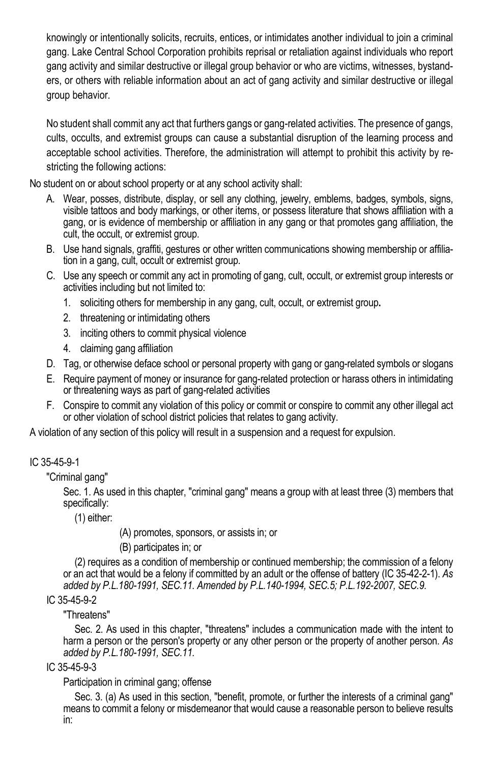knowingly or intentionally solicits, recruits, entices, or intimidates another individual to join a criminal gang. Lake Central School Corporation prohibits reprisal or retaliation against individuals who report gang activity and similar destructive or illegal group behavior or who are victims, witnesses, bystanders, or others with reliable information about an act of gang activity and similar destructive or illegal group behavior.

No student shall commit any act that furthers gangs or gang-related activities. The presence of gangs, cults, occults, and extremist groups can cause a substantial disruption of the learning process and acceptable school activities. Therefore, the administration will attempt to prohibit this activity by restricting the following actions:

No student on or about school property or at any school activity shall:

A. Wear, posses, distribute, display, or sell any clothing, jewelry, emblems, badges, symbols, signs, visible tattoos and body markings, or other items, or possess literature that shows affiliation with a gang, or is evidence of membership or affiliation in any gang or that promotes gang affiliation, the cult, the occult, or extremist group.
B. Use hand signals, graffiti, gestures or other written communications showing membership or affiliation in a gang, cult, occult or extremist group.
C. Use any speech or commit any act in promoting of gang, cult, occult, or extremist group interests or activities including but not limited to:
   1. soliciting others for membership in any gang, cult, occult, or extremist group**.**
   2. threatening or intimidating others
   3. inciting others to commit physical violence
   4. claiming gang affiliation
D. Tag, or otherwise deface school or personal property with gang or gang-related symbols or slogans
E. Require payment of money or insurance for gang-related protection or harass others in intimidating or threatening ways as part of gang-related activities
F. Conspire to commit any violation of this policy or commit or conspire to commit any other illegal act or other violation of school district policies that relates to gang activity.

A violation of any section of this policy will result in a suspension and a request for expulsion.

IC 35-45-9-1

"Criminal gang"

Sec. 1. As used in this chapter, "criminal gang" means a group with at least three (3) members that specifically:

(1) either:

(A) promotes, sponsors, or assists in; or

(B) participates in; or

(2) requires as a condition of membership or continued membership; the commission of a felony or an act that would be a felony if committed by an adult or the offense of battery (IC 35-42-2-1). *As added by P.L.180-1991, SEC.11. Amended by P.L.140-1994, SEC.5; P.L.192-2007, SEC.9.*

IC 35-45-9-2

"Threatens"

Sec. 2. As used in this chapter, "threatens" includes a communication made with the intent to harm a person or the person's property or any other person or the property of another person. *As added by P.L.180-1991, SEC.11.*

IC 35-45-9-3

Participation in criminal gang; offense

Sec. 3. (a) As used in this section, "benefit, promote, or further the interests of a criminal gang" means to commit a felony or misdemeanor that would cause a reasonable person to believe results in: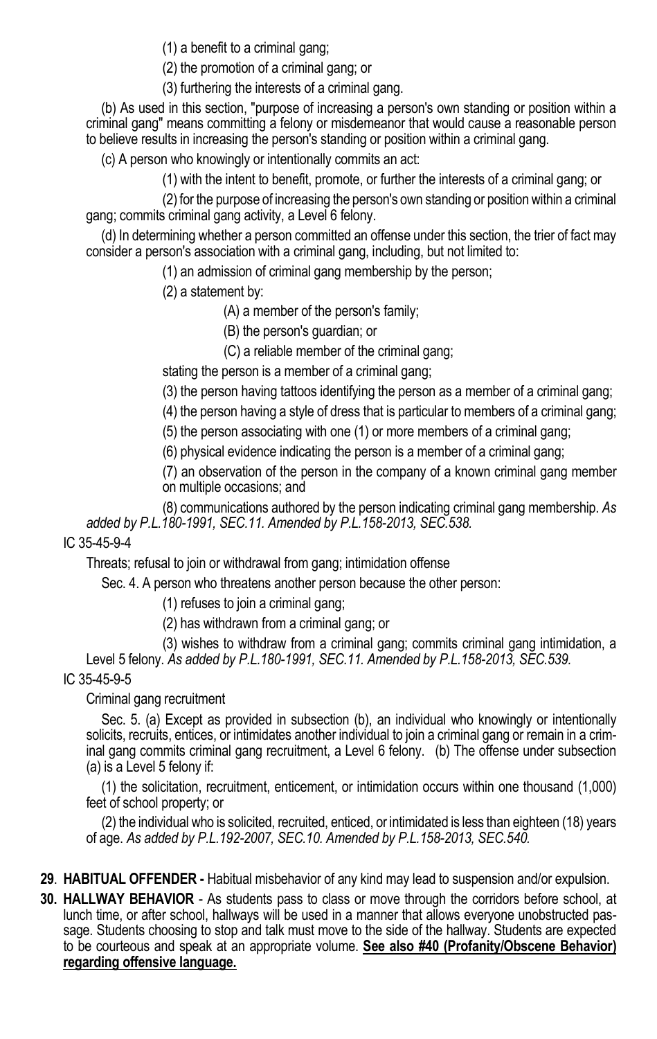(1) a benefit to a criminal gang;

(2) the promotion of a criminal gang; or

(3) furthering the interests of a criminal gang.

(b) As used in this section, "purpose of increasing a person's own standing or position within a criminal gang" means committing a felony or misdemeanor that would cause a reasonable person to believe results in increasing the person's standing or position within a criminal gang.

(c) A person who knowingly or intentionally commits an act:

(1) with the intent to benefit, promote, or further the interests of a criminal gang; or

(2) for the purpose of increasing the person's own standing or position within a criminal gang; commits criminal gang activity, a Level 6 felony.

(d) In determining whether a person committed an offense under this section, the trier of fact may consider a person's association with a criminal gang, including, but not limited to:

(1) an admission of criminal gang membership by the person;

(2) a statement by:

(A) a member of the person's family;

(B) the person's guardian; or

(C) a reliable member of the criminal gang;

stating the person is a member of a criminal gang;

(3) the person having tattoos identifying the person as a member of a criminal gang;

(4) the person having a style of dress that is particular to members of a criminal gang;

(5) the person associating with one (1) or more members of a criminal gang;

(6) physical evidence indicating the person is a member of a criminal gang;

(7) an observation of the person in the company of a known criminal gang member on multiple occasions; and

(8) communications authored by the person indicating criminal gang membership. *As added by P.L.180-1991, SEC.11. Amended by P.L.158-2013, SEC.538.*

IC 35-45-9-4

Threats; refusal to join or withdrawal from gang; intimidation offense

Sec. 4. A person who threatens another person because the other person:

(1) refuses to join a criminal gang;

(2) has withdrawn from a criminal gang; or

(3) wishes to withdraw from a criminal gang; commits criminal gang intimidation, a Level 5 felony. *As added by P.L.180-1991, SEC.11. Amended by P.L.158-2013, SEC.539.*

IC 35-45-9-5

Criminal gang recruitment

Sec. 5. (a) Except as provided in subsection (b), an individual who knowingly or intentionally solicits, recruits, entices, or intimidates another individual to join a criminal gang or remain in a criminal gang commits criminal gang recruitment, a Level 6 felony. (b) The offense under subsection (a) is a Level 5 felony if:

(1) the solicitation, recruitment, enticement, or intimidation occurs within one thousand (1,000) feet of school property; or

(2) the individual who is solicited, recruited, enticed, or intimidated is less than eighteen (18) years of age. *As added by P.L.192-2007, SEC.10. Amended by P.L.158-2013, SEC.540.*

**29. HABITUAL OFFENDER -** Habitual misbehavior of any kind may lead to suspension and/or expulsion.

**30. HALLWAY BEHAVIOR** - As students pass to class or move through the corridors before school, at lunch time, or after school, hallways will be used in a manner that allows everyone unobstructed passage. Students choosing to stop and talk must move to the side of the hallway. Students are expected to be courteous and speak at an appropriate volume. <u>**See also #40 (Profanity/Obscene Behavior) regarding offensive language.**</u>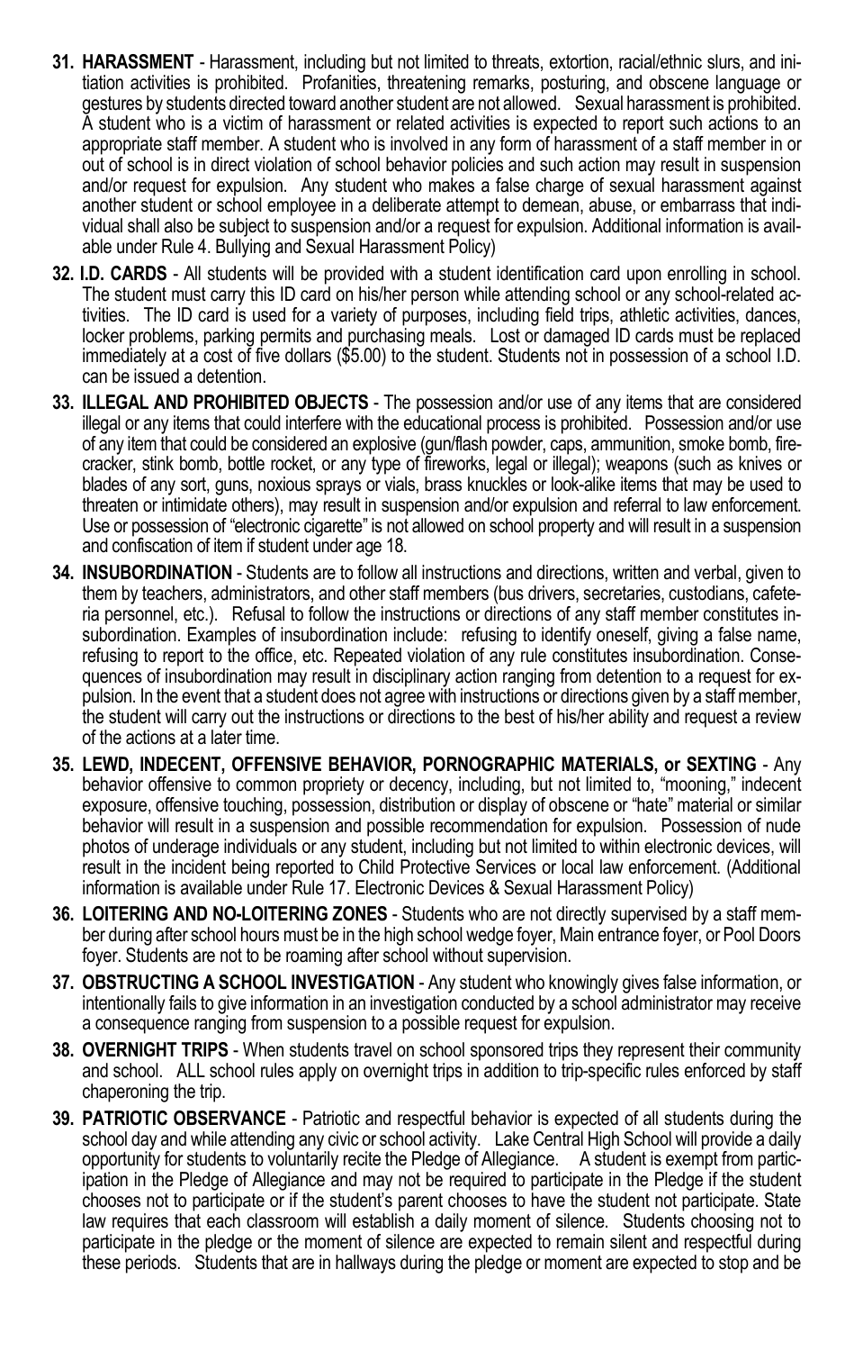31. **HARASSMENT** - Harassment, including but not limited to threats, extortion, racial/ethnic slurs, and initiation activities is prohibited. Profanities, threatening remarks, posturing, and obscene language or gestures by students directed toward another student are not allowed. Sexual harassment is prohibited. A student who is a victim of harassment or related activities is expected to report such actions to an appropriate staff member. A student who is involved in any form of harassment of a staff member in or out of school is in direct violation of school behavior policies and such action may result in suspension and/or request for expulsion. Any student who makes a false charge of sexual harassment against another student or school employee in a deliberate attempt to demean, abuse, or embarrass that individual shall also be subject to suspension and/or a request for expulsion. Additional information is available under Rule 4. Bullying and Sexual Harassment Policy)

32. **I.D. CARDS** - All students will be provided with a student identification card upon enrolling in school. The student must carry this ID card on his/her person while attending school or any school-related activities. The ID card is used for a variety of purposes, including field trips, athletic activities, dances, locker problems, parking permits and purchasing meals. Lost or damaged ID cards must be replaced immediately at a cost of five dollars ($5.00) to the student. Students not in possession of a school I.D. can be issued a detention.

33. **ILLEGAL AND PROHIBITED OBJECTS** - The possession and/or use of any items that are considered illegal or any items that could interfere with the educational process is prohibited. Possession and/or use of any item that could be considered an explosive (gun/flash powder, caps, ammunition, smoke bomb, firecracker, stink bomb, bottle rocket, or any type of fireworks, legal or illegal); weapons (such as knives or blades of any sort, guns, noxious sprays or vials, brass knuckles or look-alike items that may be used to threaten or intimidate others), may result in suspension and/or expulsion and referral to law enforcement. Use or possession of "electronic cigarette" is not allowed on school property and will result in a suspension and confiscation of item if student under age 18.

34. **INSUBORDINATION** - Students are to follow all instructions and directions, written and verbal, given to them by teachers, administrators, and other staff members (bus drivers, secretaries, custodians, cafeteria personnel, etc.). Refusal to follow the instructions or directions of any staff member constitutes insubordination. Examples of insubordination include: refusing to identify oneself, giving a false name, refusing to report to the office, etc. Repeated violation of any rule constitutes insubordination. Consequences of insubordination may result in disciplinary action ranging from detention to a request for expulsion. In the event that a student does not agree with instructions or directions given by a staff member, the student will carry out the instructions or directions to the best of his/her ability and request a review of the actions at a later time.

35. **LEWD, INDECENT, OFFENSIVE BEHAVIOR, PORNOGRAPHIC MATERIALS, or SEXTING** - Any behavior offensive to common propriety or decency, including, but not limited to, "mooning," indecent exposure, offensive touching, possession, distribution or display of obscene or "hate" material or similar behavior will result in a suspension and possible recommendation for expulsion. Possession of nude photos of underage individuals or any student, including but not limited to within electronic devices, will result in the incident being reported to Child Protective Services or local law enforcement. (Additional information is available under Rule 17. Electronic Devices & Sexual Harassment Policy)

36. **LOITERING AND NO-LOITERING ZONES** - Students who are not directly supervised by a staff member during after school hours must be in the high school wedge foyer, Main entrance foyer, or Pool Doors foyer. Students are not to be roaming after school without supervision.

37. **OBSTRUCTING A SCHOOL INVESTIGATION** - Any student who knowingly gives false information, or intentionally fails to give information in an investigation conducted by a school administrator may receive a consequence ranging from suspension to a possible request for expulsion.

38. **OVERNIGHT TRIPS** - When students travel on school sponsored trips they represent their community and school. ALL school rules apply on overnight trips in addition to trip-specific rules enforced by staff chaperoning the trip.

39. **PATRIOTIC OBSERVANCE** - Patriotic and respectful behavior is expected of all students during the school day and while attending any civic or school activity. Lake Central High School will provide a daily opportunity for students to voluntarily recite the Pledge of Allegiance. A student is exempt from participation in the Pledge of Allegiance and may not be required to participate in the Pledge if the student chooses not to participate or if the student's parent chooses to have the student not participate. State law requires that each classroom will establish a daily moment of silence. Students choosing not to participate in the pledge or the moment of silence are expected to remain silent and respectful during these periods. Students that are in hallways during the pledge or moment are expected to stop and be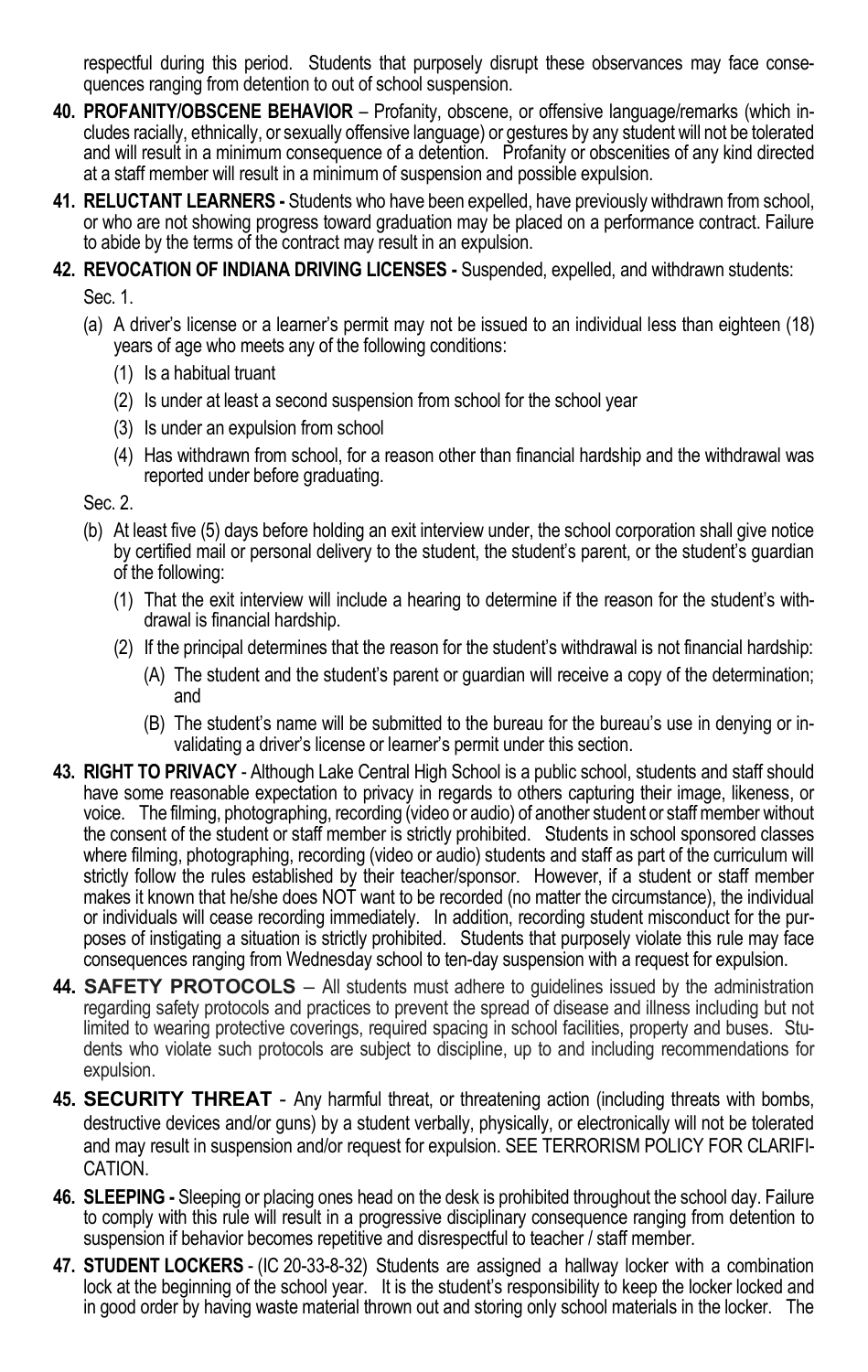respectful during this period. Students that purposely disrupt these observances may face consequences ranging from detention to out of school suspension.

40. **PROFANITY/OBSCENE BEHAVIOR** – Profanity, obscene, or offensive language/remarks (which includes racially, ethnically, or sexually offensive language) or gestures by any student will not be tolerated and will result in a minimum consequence of a detention. Profanity or obscenities of any kind directed at a staff member will result in a minimum of suspension and possible expulsion.

41. **RELUCTANT LEARNERS -** Students who have been expelled, have previously withdrawn from school, or who are not showing progress toward graduation may be placed on a performance contract. Failure to abide by the terms of the contract may result in an expulsion.

42. **REVOCATION OF INDIANA DRIVING LICENSES -** Suspended, expelled, and withdrawn students:

    Sec. 1.

    (a) A driver's license or a learner's permit may not be issued to an individual less than eighteen (18) years of age who meets any of the following conditions:
        (1) Is a habitual truant
        (2) Is under at least a second suspension from school for the school year
        (3) Is under an expulsion from school
        (4) Has withdrawn from school, for a reason other than financial hardship and the withdrawal was reported under before graduating.

    Sec. 2.

    (b) At least five (5) days before holding an exit interview under, the school corporation shall give notice by certified mail or personal delivery to the student, the student's parent, or the student's guardian of the following:
        (1) That the exit interview will include a hearing to determine if the reason for the student's withdrawal is financial hardship.
        (2) If the principal determines that the reason for the student's withdrawal is not financial hardship:
            (A) The student and the student's parent or guardian will receive a copy of the determination; and
            (B) The student's name will be submitted to the bureau for the bureau's use in denying or invalidating a driver's license or learner's permit under this section.

43. **RIGHT TO PRIVACY** - Although Lake Central High School is a public school, students and staff should have some reasonable expectation to privacy in regards to others capturing their image, likeness, or voice. The filming, photographing, recording (video or audio) of another student or staff member without the consent of the student or staff member is strictly prohibited. Students in school sponsored classes where filming, photographing, recording (video or audio) students and staff as part of the curriculum will strictly follow the rules established by their teacher/sponsor. However, if a student or staff member makes it known that he/she does NOT want to be recorded (no matter the circumstance), the individual or individuals will cease recording immediately. In addition, recording student misconduct for the purposes of instigating a situation is strictly prohibited. Students that purposely violate this rule may face consequences ranging from Wednesday school to ten-day suspension with a request for expulsion.

44. **SAFETY PROTOCOLS** – All students must adhere to guidelines issued by the administration regarding safety protocols and practices to prevent the spread of disease and illness including but not limited to wearing protective coverings, required spacing in school facilities, property and buses. Students who violate such protocols are subject to discipline, up to and including recommendations for expulsion.

45. **SECURITY THREAT** - Any harmful threat, or threatening action (including threats with bombs, destructive devices and/or guns) by a student verbally, physically, or electronically will not be tolerated and may result in suspension and/or request for expulsion. SEE TERRORISM POLICY FOR CLARIFICATION.

46. **SLEEPING -** Sleeping or placing ones head on the desk is prohibited throughout the school day. Failure to comply with this rule will result in a progressive disciplinary consequence ranging from detention to suspension if behavior becomes repetitive and disrespectful to teacher / staff member.

47. **STUDENT LOCKERS** - (IC 20-33-8-32) Students are assigned a hallway locker with a combination lock at the beginning of the school year. It is the student's responsibility to keep the locker locked and in good order by having waste material thrown out and storing only school materials in the locker. The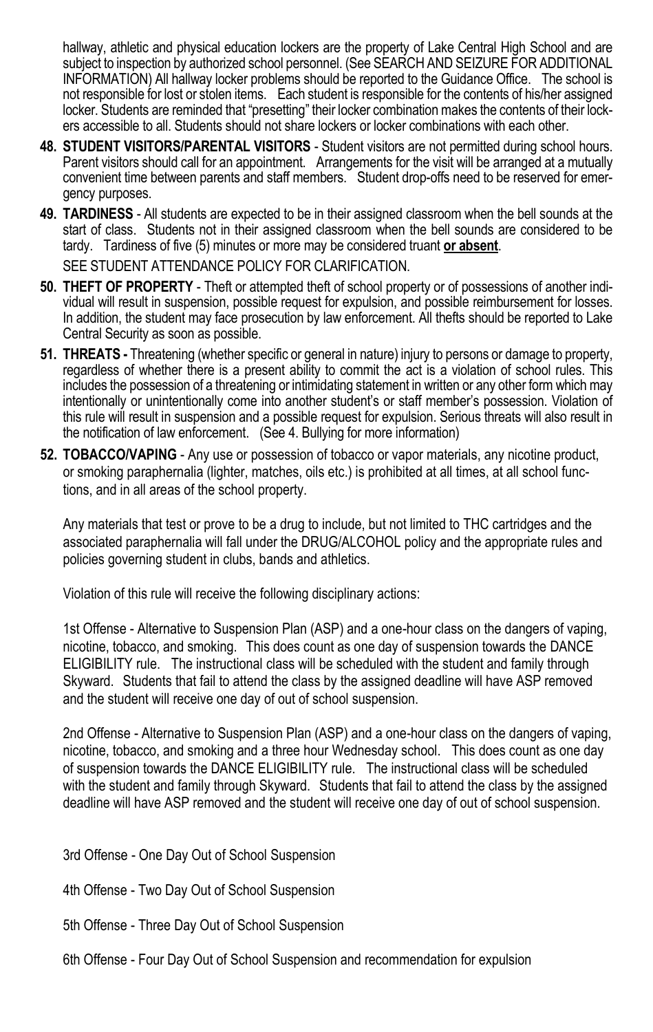hallway, athletic and physical education lockers are the property of Lake Central High School and are subject to inspection by authorized school personnel. (See SEARCH AND SEIZURE FOR ADDITIONAL INFORMATION) All hallway locker problems should be reported to the Guidance Office. The school is not responsible for lost or stolen items. Each student is responsible for the contents of his/her assigned locker. Students are reminded that "presetting" their locker combination makes the contents of their lockers accessible to all. Students should not share lockers or locker combinations with each other.

48. **STUDENT VISITORS/PARENTAL VISITORS** - Student visitors are not permitted during school hours. Parent visitors should call for an appointment. Arrangements for the visit will be arranged at a mutually convenient time between parents and staff members. Student drop-offs need to be reserved for emergency purposes.

49. **TARDINESS** - All students are expected to be in their assigned classroom when the bell sounds at the start of class. Students not in their assigned classroom when the bell sounds are considered to be tardy. Tardiness of five (5) minutes or more may be considered truant **or absent**.

    SEE STUDENT ATTENDANCE POLICY FOR CLARIFICATION.

50. **THEFT OF PROPERTY** - Theft or attempted theft of school property or of possessions of another individual will result in suspension, possible request for expulsion, and possible reimbursement for losses. In addition, the student may face prosecution by law enforcement. All thefts should be reported to Lake Central Security as soon as possible.

51. **THREATS -** Threatening (whether specific or general in nature) injury to persons or damage to property, regardless of whether there is a present ability to commit the act is a violation of school rules. This includes the possession of a threatening or intimidating statement in written or any other form which may intentionally or unintentionally come into another student's or staff member's possession. Violation of this rule will result in suspension and a possible request for expulsion. Serious threats will also result in the notification of law enforcement. (See 4. Bullying for more information)

52. **TOBACCO/VAPING** - Any use or possession of tobacco or vapor materials, any nicotine product, or smoking paraphernalia (lighter, matches, oils etc.) is prohibited at all times, at all school functions, and in all areas of the school property.

    Any materials that test or prove to be a drug to include, but not limited to THC cartridges and the associated paraphernalia will fall under the DRUG/ALCOHOL policy and the appropriate rules and policies governing student in clubs, bands and athletics.

    Violation of this rule will receive the following disciplinary actions:

    1st Offense - Alternative to Suspension Plan (ASP) and a one-hour class on the dangers of vaping, nicotine, tobacco, and smoking. This does count as one day of suspension towards the DANCE ELIGIBILITY rule. The instructional class will be scheduled with the student and family through Skyward. Students that fail to attend the class by the assigned deadline will have ASP removed and the student will receive one day of out of school suspension.

    2nd Offense - Alternative to Suspension Plan (ASP) and a one-hour class on the dangers of vaping, nicotine, tobacco, and smoking and a three hour Wednesday school. This does count as one day of suspension towards the DANCE ELIGIBILITY rule. The instructional class will be scheduled with the student and family through Skyward. Students that fail to attend the class by the assigned deadline will have ASP removed and the student will receive one day of out of school suspension.

    3rd Offense - One Day Out of School Suspension

    4th Offense - Two Day Out of School Suspension

    5th Offense - Three Day Out of School Suspension

    6th Offense - Four Day Out of School Suspension and recommendation for expulsion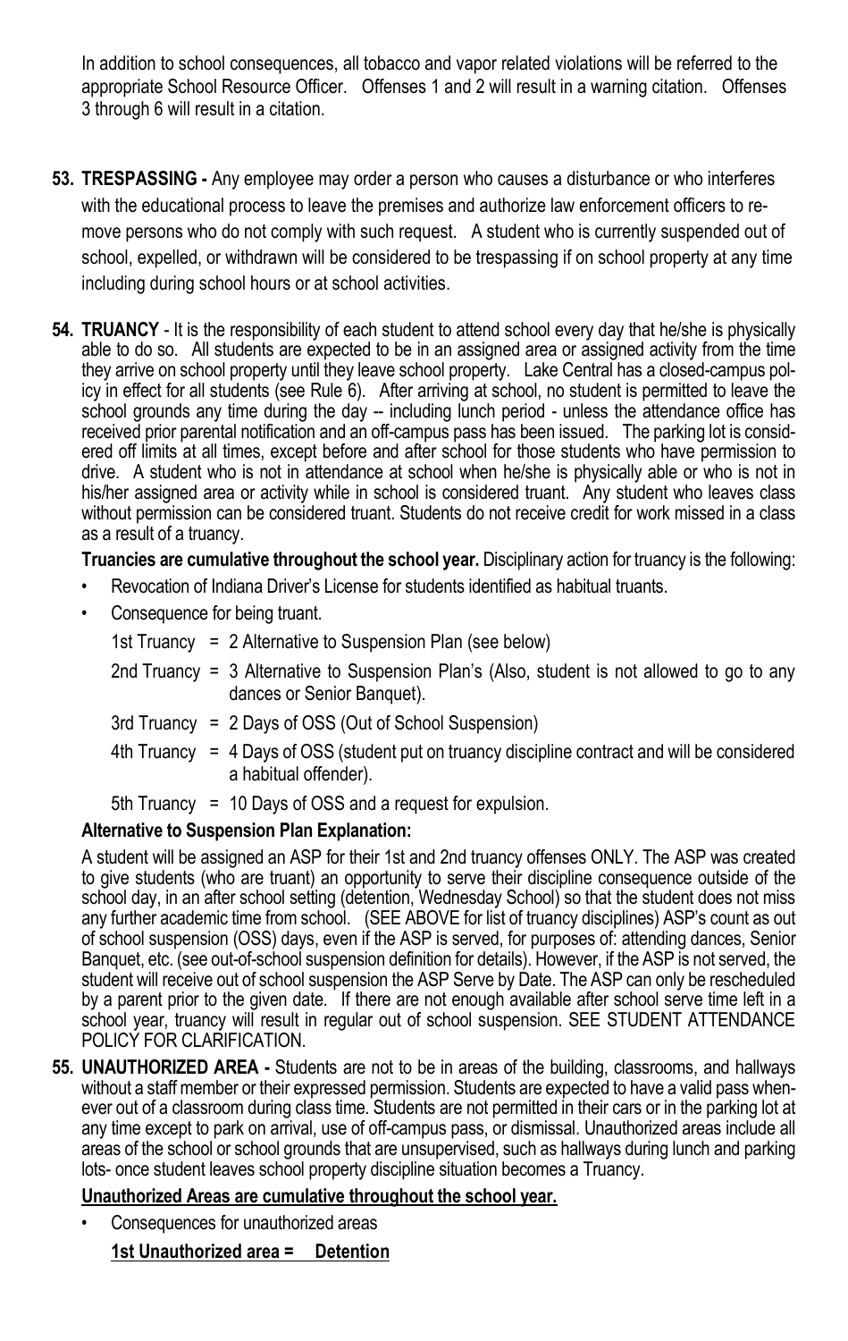In addition to school consequences, all tobacco and vapor related violations will be referred to the appropriate School Resource Officer. Offenses 1 and 2 will result in a warning citation. Offenses 3 through 6 will result in a citation.

**53. TRESPASSING -** Any employee may order a person who causes a disturbance or who interferes with the educational process to leave the premises and authorize law enforcement officers to remove persons who do not comply with such request. A student who is currently suspended out of school, expelled, or withdrawn will be considered to be trespassing if on school property at any time including during school hours or at school activities.

**54. TRUANCY** - It is the responsibility of each student to attend school every day that he/she is physically able to do so. All students are expected to be in an assigned area or assigned activity from the time they arrive on school property until they leave school property. Lake Central has a closed-campus policy in effect for all students (see Rule 6). After arriving at school, no student is permitted to leave the school grounds any time during the day -- including lunch period - unless the attendance office has received prior parental notification and an off-campus pass has been issued. The parking lot is considered off limits at all times, except before and after school for those students who have permission to drive. A student who is not in attendance at school when he/she is physically able or who is not in his/her assigned area or activity while in school is considered truant. Any student who leaves class without permission can be considered truant. Students do not receive credit for work missed in a class as a result of a truancy.

**Truancies are cumulative throughout the school year.** Disciplinary action for truancy is the following:

- Revocation of Indiana Driver's License for students identified as habitual truants.
- Consequence for being truant.

  1st Truancy = 2 Alternative to Suspension Plan (see below)

  2nd Truancy = 3 Alternative to Suspension Plan's (Also, student is not allowed to go to any dances or Senior Banquet).

  3rd Truancy = 2 Days of OSS (Out of School Suspension)

  4th Truancy = 4 Days of OSS (student put on truancy discipline contract and will be considered a habitual offender).

  5th Truancy = 10 Days of OSS and a request for expulsion.

**Alternative to Suspension Plan Explanation:**

A student will be assigned an ASP for their 1st and 2nd truancy offenses ONLY. The ASP was created to give students (who are truant) an opportunity to serve their discipline consequence outside of the school day, in an after school setting (detention, Wednesday School) so that the student does not miss any further academic time from school. (SEE ABOVE for list of truancy disciplines) ASP's count as out of school suspension (OSS) days, even if the ASP is served, for purposes of: attending dances, Senior Banquet, etc. (see out-of-school suspension definition for details). However, if the ASP is not served, the student will receive out of school suspension the ASP Serve by Date. The ASP can only be rescheduled by a parent prior to the given date. If there are not enough available after school serve time left in a school year, truancy will result in regular out of school suspension. SEE STUDENT ATTENDANCE POLICY FOR CLARIFICATION.

**55. UNAUTHORIZED AREA -** Students are not to be in areas of the building, classrooms, and hallways without a staff member or their expressed permission. Students are expected to have a valid pass whenever out of a classroom during class time. Students are not permitted in their cars or in the parking lot at any time except to park on arrival, use of off-campus pass, or dismissal. Unauthorized areas include all areas of the school or school grounds that are unsupervised, such as hallways during lunch and parking lots- once student leaves school property discipline situation becomes a Truancy.

**Unauthorized Areas are cumulative throughout the school year.**

- Consequences for unauthorized areas

  **1st Unauthorized area = Detention**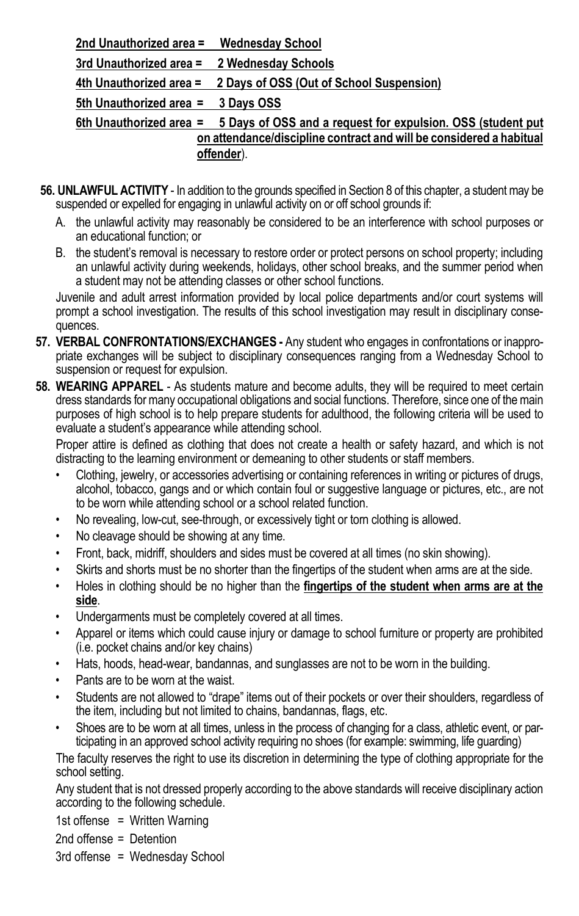**2nd Unauthorized area = Wednesday School**

**3rd Unauthorized area = 2 Wednesday Schools**

**4th Unauthorized area = 2 Days of OSS (Out of School Suspension)**

**5th Unauthorized area = 3 Days OSS**

**6th Unauthorized area = 5 Days of OSS and a request for expulsion. OSS (student put on attendance/discipline contract and will be considered a habitual offender**).

**56. UNLAWFUL ACTIVITY** - In addition to the grounds specified in Section 8 of this chapter, a student may be suspended or expelled for engaging in unlawful activity on or off school grounds if:

A. the unlawful activity may reasonably be considered to be an interference with school purposes or an educational function; or

B. the student's removal is necessary to restore order or protect persons on school property; including an unlawful activity during weekends, holidays, other school breaks, and the summer period when a student may not be attending classes or other school functions.

Juvenile and adult arrest information provided by local police departments and/or court systems will prompt a school investigation. The results of this school investigation may result in disciplinary consequences.

**57. VERBAL CONFRONTATIONS/EXCHANGES -** Any student who engages in confrontations or inappropriate exchanges will be subject to disciplinary consequences ranging from a Wednesday School to suspension or request for expulsion.

**58. WEARING APPAREL** - As students mature and become adults, they will be required to meet certain dress standards for many occupational obligations and social functions. Therefore, since one of the main purposes of high school is to help prepare students for adulthood, the following criteria will be used to evaluate a student's appearance while attending school.

Proper attire is defined as clothing that does not create a health or safety hazard, and which is not distracting to the learning environment or demeaning to other students or staff members.

- Clothing, jewelry, or accessories advertising or containing references in writing or pictures of drugs, alcohol, tobacco, gangs and or which contain foul or suggestive language or pictures, etc., are not to be worn while attending school or a school related function.
- No revealing, low-cut, see-through, or excessively tight or torn clothing is allowed.
- No cleavage should be showing at any time.
- Front, back, midriff, shoulders and sides must be covered at all times (no skin showing).
- Skirts and shorts must be no shorter than the fingertips of the student when arms are at the side.
- Holes in clothing should be no higher than the **fingertips of the student when arms are at the side**.
- Undergarments must be completely covered at all times.
- Apparel or items which could cause injury or damage to school furniture or property are prohibited (i.e. pocket chains and/or key chains)
- Hats, hoods, head-wear, bandannas, and sunglasses are not to be worn in the building.
- Pants are to be worn at the waist.
- Students are not allowed to "drape" items out of their pockets or over their shoulders, regardless of the item, including but not limited to chains, bandannas, flags, etc.
- Shoes are to be worn at all times, unless in the process of changing for a class, athletic event, or participating in an approved school activity requiring no shoes (for example: swimming, life guarding)

The faculty reserves the right to use its discretion in determining the type of clothing appropriate for the school setting.

Any student that is not dressed properly according to the above standards will receive disciplinary action according to the following schedule.

1st offense = Written Warning

2nd offense = Detention

3rd offense = Wednesday School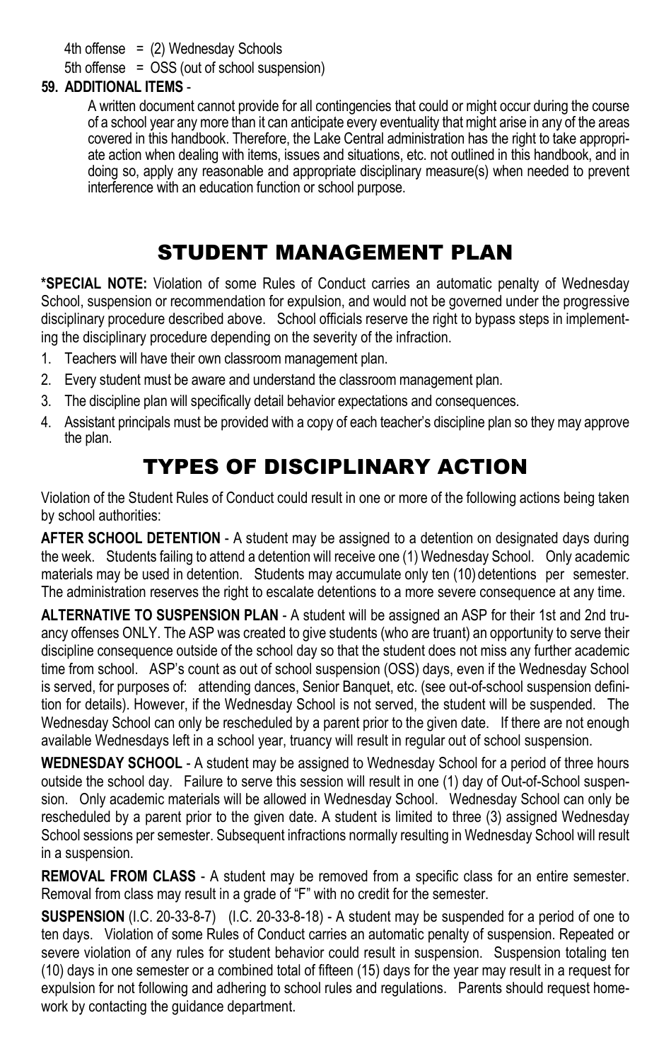4th offense = (2) Wednesday Schools

5th offense = OSS (out of school suspension)

**59. ADDITIONAL ITEMS** -

A written document cannot provide for all contingencies that could or might occur during the course of a school year any more than it can anticipate every eventuality that might arise in any of the areas covered in this handbook. Therefore, the Lake Central administration has the right to take appropriate action when dealing with items, issues and situations, etc. not outlined in this handbook, and in doing so, apply any reasonable and appropriate disciplinary measure(s) when needed to prevent interference with an education function or school purpose.

# STUDENT MANAGEMENT PLAN

***SPECIAL NOTE:** Violation of some Rules of Conduct carries an automatic penalty of Wednesday School, suspension or recommendation for expulsion, and would not be governed under the progressive disciplinary procedure described above. School officials reserve the right to bypass steps in implementing the disciplinary procedure depending on the severity of the infraction.

1. Teachers will have their own classroom management plan.
2. Every student must be aware and understand the classroom management plan.
3. The discipline plan will specifically detail behavior expectations and consequences.
4. Assistant principals must be provided with a copy of each teacher's discipline plan so they may approve the plan.

# TYPES OF DISCIPLINARY ACTION

Violation of the Student Rules of Conduct could result in one or more of the following actions being taken by school authorities:

**AFTER SCHOOL DETENTION** - A student may be assigned to a detention on designated days during the week. Students failing to attend a detention will receive one (1) Wednesday School. Only academic materials may be used in detention. Students may accumulate only ten (10) detentions per semester. The administration reserves the right to escalate detentions to a more severe consequence at any time.

**ALTERNATIVE TO SUSPENSION PLAN** - A student will be assigned an ASP for their 1st and 2nd truancy offenses ONLY. The ASP was created to give students (who are truant) an opportunity to serve their discipline consequence outside of the school day so that the student does not miss any further academic time from school. ASP's count as out of school suspension (OSS) days, even if the Wednesday School is served, for purposes of: attending dances, Senior Banquet, etc. (see out-of-school suspension definition for details). However, if the Wednesday School is not served, the student will be suspended. The Wednesday School can only be rescheduled by a parent prior to the given date. If there are not enough available Wednesdays left in a school year, truancy will result in regular out of school suspension.

**WEDNESDAY SCHOOL** - A student may be assigned to Wednesday School for a period of three hours outside the school day. Failure to serve this session will result in one (1) day of Out-of-School suspension. Only academic materials will be allowed in Wednesday School. Wednesday School can only be rescheduled by a parent prior to the given date. A student is limited to three (3) assigned Wednesday School sessions per semester. Subsequent infractions normally resulting in Wednesday School will result in a suspension.

**REMOVAL FROM CLASS** - A student may be removed from a specific class for an entire semester. Removal from class may result in a grade of "F" with no credit for the semester.

**SUSPENSION** (I.C. 20-33-8-7) (I.C. 20-33-8-18) - A student may be suspended for a period of one to ten days. Violation of some Rules of Conduct carries an automatic penalty of suspension. Repeated or severe violation of any rules for student behavior could result in suspension. Suspension totaling ten (10) days in one semester or a combined total of fifteen (15) days for the year may result in a request for expulsion for not following and adhering to school rules and regulations. Parents should request homework by contacting the guidance department.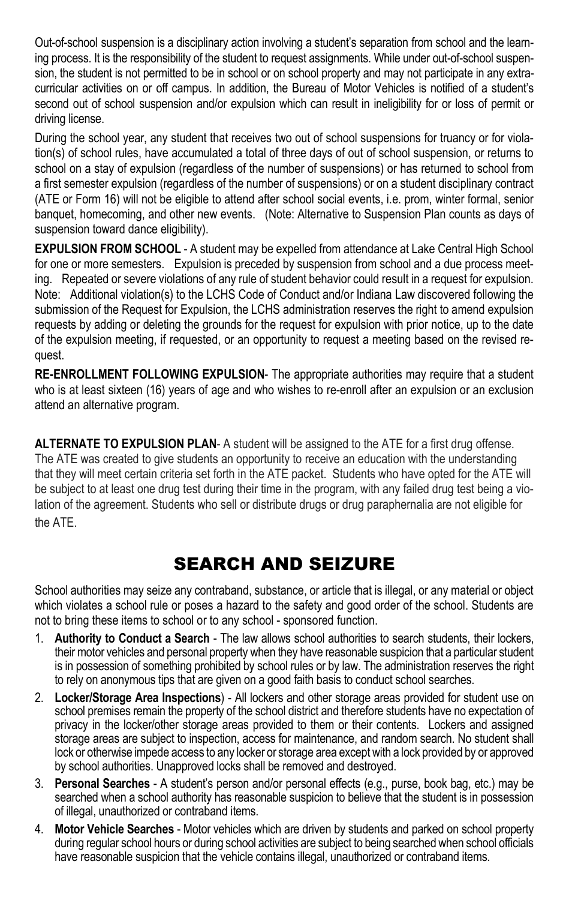Out-of-school suspension is a disciplinary action involving a student's separation from school and the learning process. It is the responsibility of the student to request assignments. While under out-of-school suspension, the student is not permitted to be in school or on school property and may not participate in any extracurricular activities on or off campus. In addition, the Bureau of Motor Vehicles is notified of a student's second out of school suspension and/or expulsion which can result in ineligibility for or loss of permit or driving license.

During the school year, any student that receives two out of school suspensions for truancy or for violation(s) of school rules, have accumulated a total of three days of out of school suspension, or returns to school on a stay of expulsion (regardless of the number of suspensions) or has returned to school from a first semester expulsion (regardless of the number of suspensions) or on a student disciplinary contract (ATE or Form 16) will not be eligible to attend after school social events, i.e. prom, winter formal, senior banquet, homecoming, and other new events. (Note: Alternative to Suspension Plan counts as days of suspension toward dance eligibility).

**EXPULSION FROM SCHOOL** - A student may be expelled from attendance at Lake Central High School for one or more semesters. Expulsion is preceded by suspension from school and a due process meeting. Repeated or severe violations of any rule of student behavior could result in a request for expulsion. Note: Additional violation(s) to the LCHS Code of Conduct and/or Indiana Law discovered following the submission of the Request for Expulsion, the LCHS administration reserves the right to amend expulsion requests by adding or deleting the grounds for the request for expulsion with prior notice, up to the date of the expulsion meeting, if requested, or an opportunity to request a meeting based on the revised request.

**RE-ENROLLMENT FOLLOWING EXPULSION**- The appropriate authorities may require that a student who is at least sixteen (16) years of age and who wishes to re-enroll after an expulsion or an exclusion attend an alternative program.

**ALTERNATE TO EXPULSION PLAN**- A student will be assigned to the ATE for a first drug offense. The ATE was created to give students an opportunity to receive an education with the understanding that they will meet certain criteria set forth in the ATE packet. Students who have opted for the ATE will be subject to at least one drug test during their time in the program, with any failed drug test being a violation of the agreement. Students who sell or distribute drugs or drug paraphernalia are not eligible for the ATE.

# SEARCH AND SEIZURE

School authorities may seize any contraband, substance, or article that is illegal, or any material or object which violates a school rule or poses a hazard to the safety and good order of the school. Students are not to bring these items to school or to any school - sponsored function.

1. **Authority to Conduct a Search** - The law allows school authorities to search students, their lockers, their motor vehicles and personal property when they have reasonable suspicion that a particular student is in possession of something prohibited by school rules or by law. The administration reserves the right to rely on anonymous tips that are given on a good faith basis to conduct school searches.
2. **Locker/Storage Area Inspections**) - All lockers and other storage areas provided for student use on school premises remain the property of the school district and therefore students have no expectation of privacy in the locker/other storage areas provided to them or their contents. Lockers and assigned storage areas are subject to inspection, access for maintenance, and random search. No student shall lock or otherwise impede access to any locker or storage area except with a lock provided by or approved by school authorities. Unapproved locks shall be removed and destroyed.
3. **Personal Searches** - A student's person and/or personal effects (e.g., purse, book bag, etc.) may be searched when a school authority has reasonable suspicion to believe that the student is in possession of illegal, unauthorized or contraband items.
4. **Motor Vehicle Searches** - Motor vehicles which are driven by students and parked on school property during regular school hours or during school activities are subject to being searched when school officials have reasonable suspicion that the vehicle contains illegal, unauthorized or contraband items.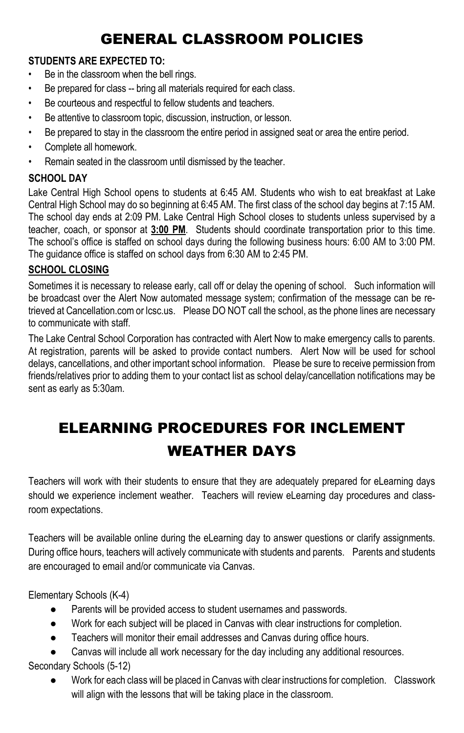# GENERAL CLASSROOM POLICIES

**STUDENTS ARE EXPECTED TO:**

- Be in the classroom when the bell rings.
- Be prepared for class -- bring all materials required for each class.
- Be courteous and respectful to fellow students and teachers.
- Be attentive to classroom topic, discussion, instruction, or lesson.
- Be prepared to stay in the classroom the entire period in assigned seat or area the entire period.
- Complete all homework.
- Remain seated in the classroom until dismissed by the teacher.

**SCHOOL DAY**

Lake Central High School opens to students at 6:45 AM. Students who wish to eat breakfast at Lake Central High School may do so beginning at 6:45 AM. The first class of the school day begins at 7:15 AM. The school day ends at 2:09 PM. Lake Central High School closes to students unless supervised by a teacher, coach, or sponsor at **3:00 PM**. Students should coordinate transportation prior to this time. The school's office is staffed on school days during the following business hours: 6:00 AM to 3:00 PM. The guidance office is staffed on school days from 6:30 AM to 2:45 PM.

**SCHOOL CLOSING**

Sometimes it is necessary to release early, call off or delay the opening of school. Such information will be broadcast over the Alert Now automated message system; confirmation of the message can be retrieved at Cancellation.com or lcsc.us. Please DO NOT call the school, as the phone lines are necessary to communicate with staff.

The Lake Central School Corporation has contracted with Alert Now to make emergency calls to parents. At registration, parents will be asked to provide contact numbers. Alert Now will be used for school delays, cancellations, and other important school information. Please be sure to receive permission from friends/relatives prior to adding them to your contact list as school delay/cancellation notifications may be sent as early as 5:30am.

# ELEARNING PROCEDURES FOR INCLEMENT WEATHER DAYS

Teachers will work with their students to ensure that they are adequately prepared for eLearning days should we experience inclement weather. Teachers will review eLearning day procedures and classroom expectations.

Teachers will be available online during the eLearning day to answer questions or clarify assignments. During office hours, teachers will actively communicate with students and parents. Parents and students are encouraged to email and/or communicate via Canvas.

Elementary Schools (K-4)

- Parents will be provided access to student usernames and passwords.
- Work for each subject will be placed in Canvas with clear instructions for completion.
- Teachers will monitor their email addresses and Canvas during office hours.
- Canvas will include all work necessary for the day including any additional resources.

Secondary Schools (5-12)

- Work for each class will be placed in Canvas with clear instructions for completion. Classwork will align with the lessons that will be taking place in the classroom.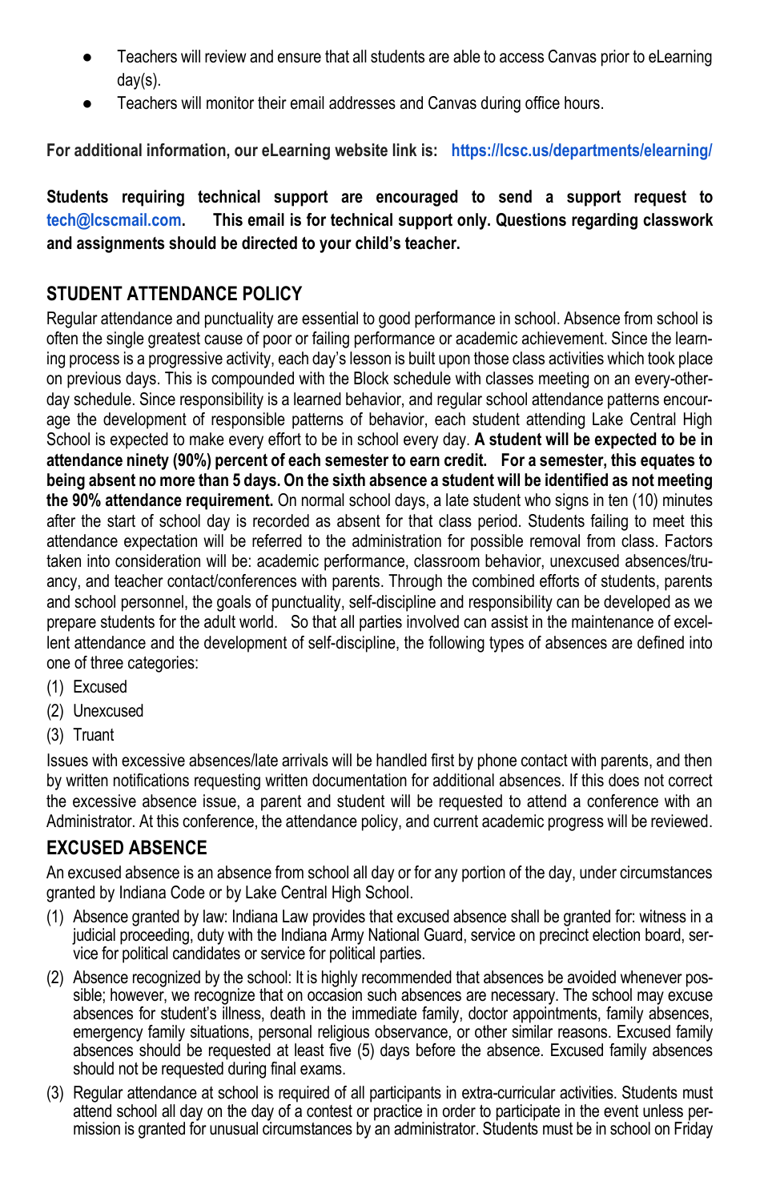- Teachers will review and ensure that all students are able to access Canvas prior to eLearning day(s).
- Teachers will monitor their email addresses and Canvas during office hours.

**For additional information, our eLearning website link is: https://lcsc.us/departments/elearning/**

**Students requiring technical support are encouraged to send a support request to tech@lcscmail.com. This email is for technical support only. Questions regarding classwork and assignments should be directed to your child's teacher.**

## STUDENT ATTENDANCE POLICY

Regular attendance and punctuality are essential to good performance in school. Absence from school is often the single greatest cause of poor or failing performance or academic achievement. Since the learning process is a progressive activity, each day's lesson is built upon those class activities which took place on previous days. This is compounded with the Block schedule with classes meeting on an every-other-day schedule. Since responsibility is a learned behavior, and regular school attendance patterns encourage the development of responsible patterns of behavior, each student attending Lake Central High School is expected to make every effort to be in school every day. **A student will be expected to be in attendance ninety (90%) percent of each semester to earn credit. For a semester, this equates to being absent no more than 5 days. On the sixth absence a student will be identified as not meeting the 90% attendance requirement.** On normal school days, a late student who signs in ten (10) minutes after the start of school day is recorded as absent for that class period. Students failing to meet this attendance expectation will be referred to the administration for possible removal from class. Factors taken into consideration will be: academic performance, classroom behavior, unexcused absences/truancy, and teacher contact/conferences with parents. Through the combined efforts of students, parents and school personnel, the goals of punctuality, self-discipline and responsibility can be developed as we prepare students for the adult world. So that all parties involved can assist in the maintenance of excellent attendance and the development of self-discipline, the following types of absences are defined into one of three categories:

(1) Excused
(2) Unexcused
(3) Truant

Issues with excessive absences/late arrivals will be handled first by phone contact with parents, and then by written notifications requesting written documentation for additional absences. If this does not correct the excessive absence issue, a parent and student will be requested to attend a conference with an Administrator. At this conference, the attendance policy, and current academic progress will be reviewed.

## EXCUSED ABSENCE

An excused absence is an absence from school all day or for any portion of the day, under circumstances granted by Indiana Code or by Lake Central High School.

(1) Absence granted by law: Indiana Law provides that excused absence shall be granted for: witness in a judicial proceeding, duty with the Indiana Army National Guard, service on precinct election board, service for political candidates or service for political parties.

(2) Absence recognized by the school: It is highly recommended that absences be avoided whenever possible; however, we recognize that on occasion such absences are necessary. The school may excuse absences for student's illness, death in the immediate family, doctor appointments, family absences, emergency family situations, personal religious observance, or other similar reasons. Excused family absences should be requested at least five (5) days before the absence. Excused family absences should not be requested during final exams.

(3) Regular attendance at school is required of all participants in extra-curricular activities. Students must attend school all day on the day of a contest or practice in order to participate in the event unless permission is granted for unusual circumstances by an administrator. Students must be in school on Friday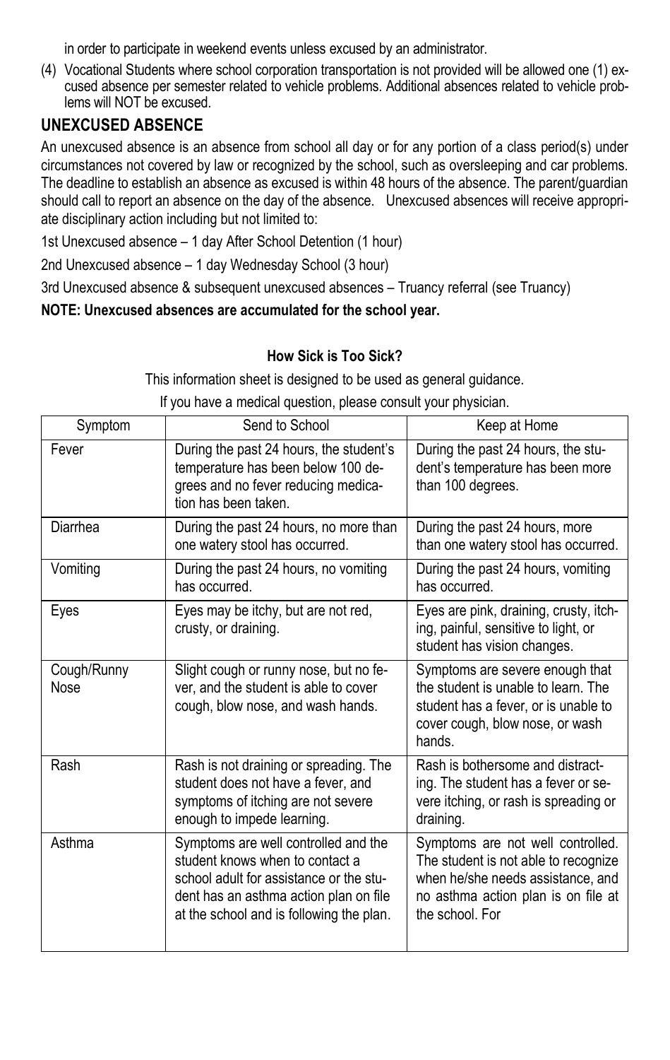in order to participate in weekend events unless excused by an administrator.

(4) Vocational Students where school corporation transportation is not provided will be allowed one (1) excused absence per semester related to vehicle problems. Additional absences related to vehicle problems will NOT be excused.

## UNEXCUSED ABSENCE

An unexcused absence is an absence from school all day or for any portion of a class period(s) under circumstances not covered by law or recognized by the school, such as oversleeping and car problems. The deadline to establish an absence as excused is within 48 hours of the absence. The parent/guardian should call to report an absence on the day of the absence. Unexcused absences will receive appropriate disciplinary action including but not limited to:

1st Unexcused absence – 1 day After School Detention (1 hour)

2nd Unexcused absence – 1 day Wednesday School (3 hour)

3rd Unexcused absence & subsequent unexcused absences – Truancy referral (see Truancy)

**NOTE: Unexcused absences are accumulated for the school year.**

**How Sick is Too Sick?**

This information sheet is designed to be used as general guidance.

If you have a medical question, please consult your physician.

| Symptom | Send to School | Keep at Home |
|---|---|---|
| Fever | During the past 24 hours, the student's temperature has been below 100 degrees and no fever reducing medication has been taken. | During the past 24 hours, the student's temperature has been more than 100 degrees. |
| Diarrhea | During the past 24 hours, no more than one watery stool has occurred. | During the past 24 hours, more than one watery stool has occurred. |
| Vomiting | During the past 24 hours, no vomiting has occurred. | During the past 24 hours, vomiting has occurred. |
| Eyes | Eyes may be itchy, but are not red, crusty, or draining. | Eyes are pink, draining, crusty, itching, painful, sensitive to light, or student has vision changes. |
| Cough/Runny Nose | Slight cough or runny nose, but no fever, and the student is able to cover cough, blow nose, and wash hands. | Symptoms are severe enough that the student is unable to learn. The student has a fever, or is unable to cover cough, blow nose, or wash hands. |
| Rash | Rash is not draining or spreading. The student does not have a fever, and symptoms of itching are not severe enough to impede learning. | Rash is bothersome and distracting. The student has a fever or severe itching, or rash is spreading or draining. |
| Asthma | Symptoms are well controlled and the student knows when to contact a school adult for assistance or the student has an asthma action plan on file at the school and is following the plan. | Symptoms are not well controlled. The student is not able to recognize when he/she needs assistance, and no asthma action plan is on file at the school. For |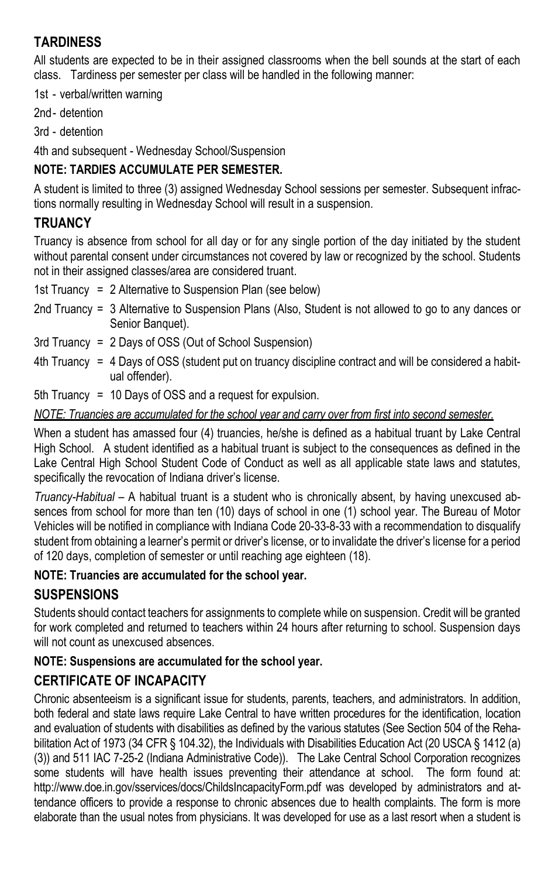## TARDINESS

All students are expected to be in their assigned classrooms when the bell sounds at the start of each class. Tardiness per semester per class will be handled in the following manner:

1st - verbal/written warning

2nd - detention

3rd - detention

4th and subsequent - Wednesday School/Suspension

**NOTE: TARDIES ACCUMULATE PER SEMESTER.**

A student is limited to three (3) assigned Wednesday School sessions per semester. Subsequent infractions normally resulting in Wednesday School will result in a suspension.

## TRUANCY

Truancy is absence from school for all day or for any single portion of the day initiated by the student without parental consent under circumstances not covered by law or recognized by the school. Students not in their assigned classes/area are considered truant.

1st Truancy = 2 Alternative to Suspension Plan (see below)

2nd Truancy = 3 Alternative to Suspension Plans (Also, Student is not allowed to go to any dances or Senior Banquet).

3rd Truancy = 2 Days of OSS (Out of School Suspension)

4th Truancy = 4 Days of OSS (student put on truancy discipline contract and will be considered a habitual offender).

5th Truancy = 10 Days of OSS and a request for expulsion.

*NOTE: Truancies are accumulated for the school year and carry over from first into second semester.*

When a student has amassed four (4) truancies, he/she is defined as a habitual truant by Lake Central High School. A student identified as a habitual truant is subject to the consequences as defined in the Lake Central High School Student Code of Conduct as well as all applicable state laws and statutes, specifically the revocation of Indiana driver's license.

*Truancy-Habitual* – A habitual truant is a student who is chronically absent, by having unexcused absences from school for more than ten (10) days of school in one (1) school year. The Bureau of Motor Vehicles will be notified in compliance with Indiana Code 20-33-8-33 with a recommendation to disqualify student from obtaining a learner's permit or driver's license, or to invalidate the driver's license for a period of 120 days, completion of semester or until reaching age eighteen (18).

**NOTE: Truancies are accumulated for the school year.**

## SUSPENSIONS

Students should contact teachers for assignments to complete while on suspension. Credit will be granted for work completed and returned to teachers within 24 hours after returning to school. Suspension days will not count as unexcused absences.

**NOTE: Suspensions are accumulated for the school year.**

## CERTIFICATE OF INCAPACITY

Chronic absenteeism is a significant issue for students, parents, teachers, and administrators. In addition, both federal and state laws require Lake Central to have written procedures for the identification, location and evaluation of students with disabilities as defined by the various statutes (See Section 504 of the Rehabilitation Act of 1973 (34 CFR § 104.32), the Individuals with Disabilities Education Act (20 USCA § 1412 (a)(3)) and 511 IAC 7-25-2 (Indiana Administrative Code)). The Lake Central School Corporation recognizes some students will have health issues preventing their attendance at school. The form found at: http://www.doe.in.gov/sservices/docs/ChildsIncapacityForm.pdf was developed by administrators and attendance officers to provide a response to chronic absences due to health complaints. The form is more elaborate than the usual notes from physicians. It was developed for use as a last resort when a student is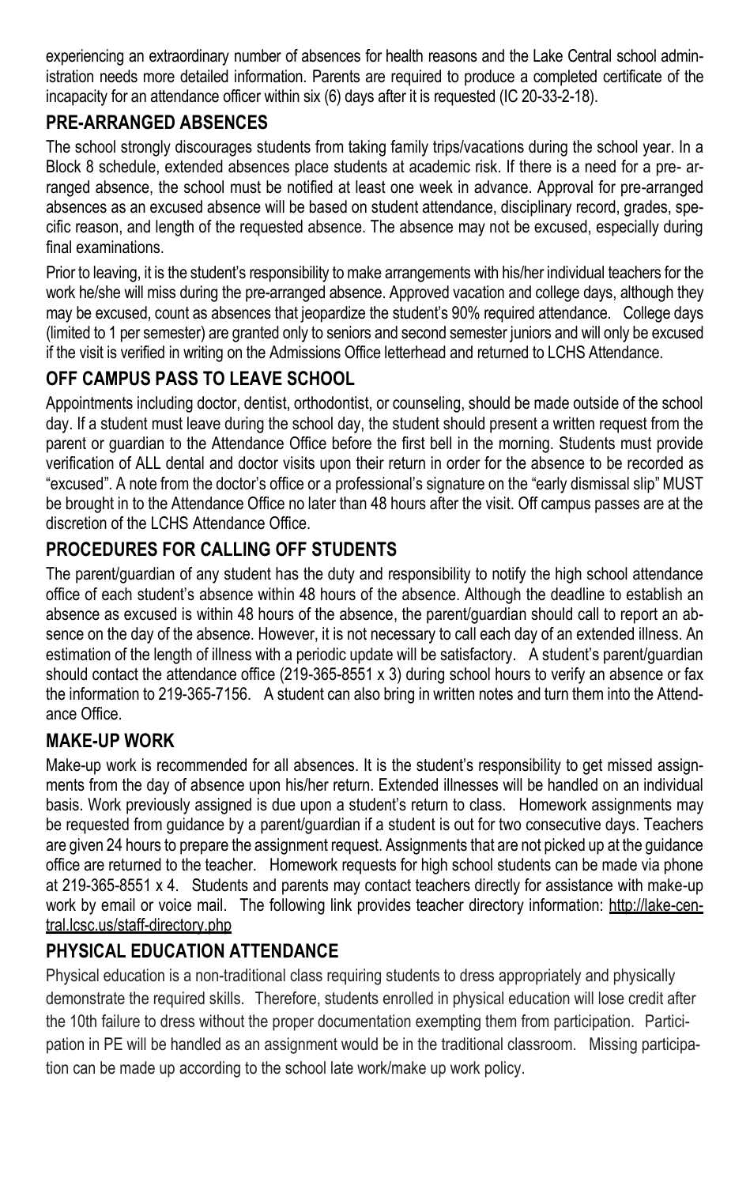experiencing an extraordinary number of absences for health reasons and the Lake Central school administration needs more detailed information. Parents are required to produce a completed certificate of the incapacity for an attendance officer within six (6) days after it is requested (IC 20-33-2-18).

## PRE-ARRANGED ABSENCES

The school strongly discourages students from taking family trips/vacations during the school year. In a Block 8 schedule, extended absences place students at academic risk. If there is a need for a pre- arranged absence, the school must be notified at least one week in advance. Approval for pre-arranged absences as an excused absence will be based on student attendance, disciplinary record, grades, specific reason, and length of the requested absence. The absence may not be excused, especially during final examinations.

Prior to leaving, it is the student's responsibility to make arrangements with his/her individual teachers for the work he/she will miss during the pre-arranged absence. Approved vacation and college days, although they may be excused, count as absences that jeopardize the student's 90% required attendance. College days (limited to 1 per semester) are granted only to seniors and second semester juniors and will only be excused if the visit is verified in writing on the Admissions Office letterhead and returned to LCHS Attendance.

## OFF CAMPUS PASS TO LEAVE SCHOOL

Appointments including doctor, dentist, orthodontist, or counseling, should be made outside of the school day. If a student must leave during the school day, the student should present a written request from the parent or guardian to the Attendance Office before the first bell in the morning. Students must provide verification of ALL dental and doctor visits upon their return in order for the absence to be recorded as "excused". A note from the doctor's office or a professional's signature on the "early dismissal slip" MUST be brought in to the Attendance Office no later than 48 hours after the visit. Off campus passes are at the discretion of the LCHS Attendance Office.

## PROCEDURES FOR CALLING OFF STUDENTS

The parent/guardian of any student has the duty and responsibility to notify the high school attendance office of each student's absence within 48 hours of the absence. Although the deadline to establish an absence as excused is within 48 hours of the absence, the parent/guardian should call to report an absence on the day of the absence. However, it is not necessary to call each day of an extended illness. An estimation of the length of illness with a periodic update will be satisfactory. A student's parent/guardian should contact the attendance office (219-365-8551 x 3) during school hours to verify an absence or fax the information to 219-365-7156. A student can also bring in written notes and turn them into the Attendance Office.

## MAKE-UP WORK

Make-up work is recommended for all absences. It is the student's responsibility to get missed assignments from the day of absence upon his/her return. Extended illnesses will be handled on an individual basis. Work previously assigned is due upon a student's return to class. Homework assignments may be requested from guidance by a parent/guardian if a student is out for two consecutive days. Teachers are given 24 hours to prepare the assignment request. Assignments that are not picked up at the guidance office are returned to the teacher. Homework requests for high school students can be made via phone at 219-365-8551 x 4. Students and parents may contact teachers directly for assistance with make-up work by email or voice mail. The following link provides teacher directory information: http://lake-central.lcsc.us/staff-directory.php

## PHYSICAL EDUCATION ATTENDANCE

Physical education is a non-traditional class requiring students to dress appropriately and physically demonstrate the required skills. Therefore, students enrolled in physical education will lose credit after the 10th failure to dress without the proper documentation exempting them from participation. Participation in PE will be handled as an assignment would be in the traditional classroom. Missing participation can be made up according to the school late work/make up work policy.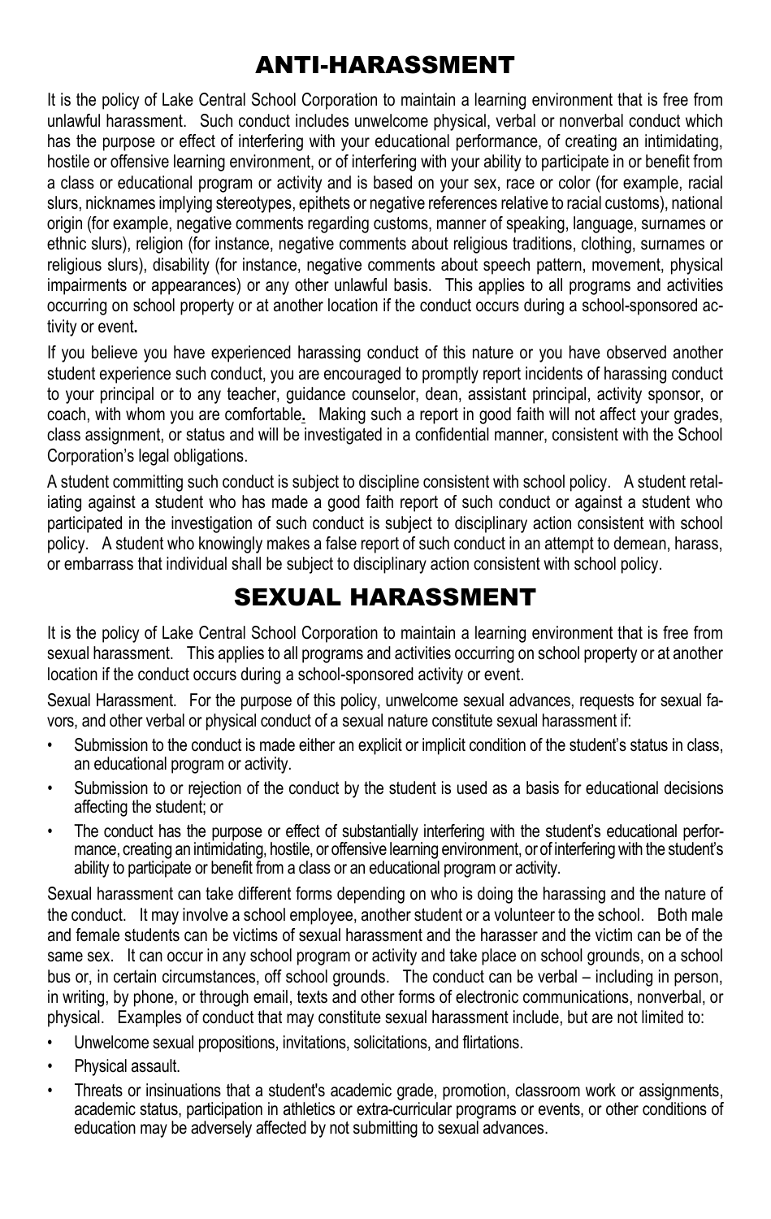# ANTI-HARASSMENT

It is the policy of Lake Central School Corporation to maintain a learning environment that is free from unlawful harassment. Such conduct includes unwelcome physical, verbal or nonverbal conduct which has the purpose or effect of interfering with your educational performance, of creating an intimidating, hostile or offensive learning environment, or of interfering with your ability to participate in or benefit from a class or educational program or activity and is based on your sex, race or color (for example, racial slurs, nicknames implying stereotypes, epithets or negative references relative to racial customs), national origin (for example, negative comments regarding customs, manner of speaking, language, surnames or ethnic slurs), religion (for instance, negative comments about religious traditions, clothing, surnames or religious slurs), disability (for instance, negative comments about speech pattern, movement, physical impairments or appearances) or any other unlawful basis. This applies to all programs and activities occurring on school property or at another location if the conduct occurs during a school-sponsored activity or event.

If you believe you have experienced harassing conduct of this nature or you have observed another student experience such conduct, you are encouraged to promptly report incidents of harassing conduct to your principal or to any teacher, guidance counselor, dean, assistant principal, activity sponsor, or coach, with whom you are comfortable. Making such a report in good faith will not affect your grades, class assignment, or status and will be investigated in a confidential manner, consistent with the School Corporation's legal obligations.

A student committing such conduct is subject to discipline consistent with school policy. A student retaliating against a student who has made a good faith report of such conduct or against a student who participated in the investigation of such conduct is subject to disciplinary action consistent with school policy. A student who knowingly makes a false report of such conduct in an attempt to demean, harass, or embarrass that individual shall be subject to disciplinary action consistent with school policy.

# SEXUAL HARASSMENT

It is the policy of Lake Central School Corporation to maintain a learning environment that is free from sexual harassment. This applies to all programs and activities occurring on school property or at another location if the conduct occurs during a school-sponsored activity or event.

Sexual Harassment. For the purpose of this policy, unwelcome sexual advances, requests for sexual favors, and other verbal or physical conduct of a sexual nature constitute sexual harassment if:

- Submission to the conduct is made either an explicit or implicit condition of the student's status in class, an educational program or activity.
- Submission to or rejection of the conduct by the student is used as a basis for educational decisions affecting the student; or
- The conduct has the purpose or effect of substantially interfering with the student's educational performance, creating an intimidating, hostile, or offensive learning environment, or of interfering with the student's ability to participate or benefit from a class or an educational program or activity.

Sexual harassment can take different forms depending on who is doing the harassing and the nature of the conduct. It may involve a school employee, another student or a volunteer to the school. Both male and female students can be victims of sexual harassment and the harasser and the victim can be of the same sex. It can occur in any school program or activity and take place on school grounds, on a school bus or, in certain circumstances, off school grounds. The conduct can be verbal – including in person, in writing, by phone, or through email, texts and other forms of electronic communications, nonverbal, or physical. Examples of conduct that may constitute sexual harassment include, but are not limited to:

- Unwelcome sexual propositions, invitations, solicitations, and flirtations.
- Physical assault.
- Threats or insinuations that a student's academic grade, promotion, classroom work or assignments, academic status, participation in athletics or extra-curricular programs or events, or other conditions of education may be adversely affected by not submitting to sexual advances.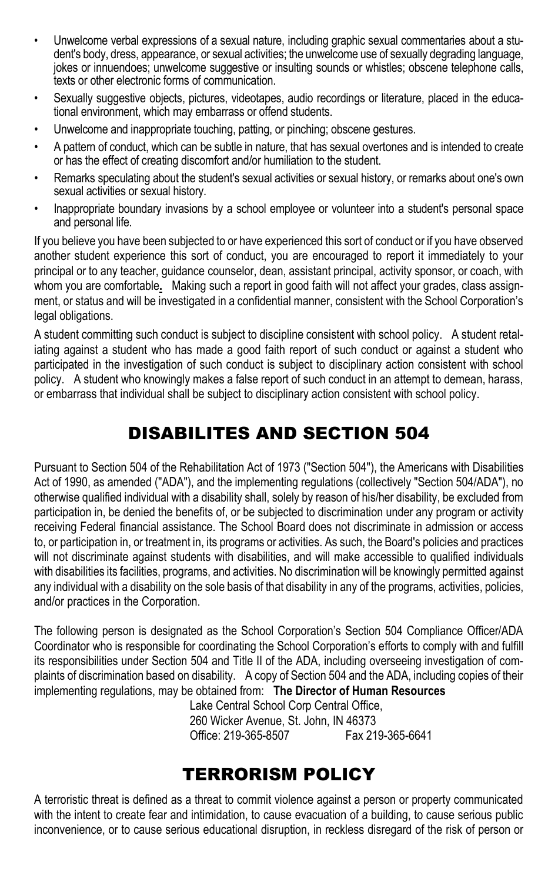- Unwelcome verbal expressions of a sexual nature, including graphic sexual commentaries about a student's body, dress, appearance, or sexual activities; the unwelcome use of sexually degrading language, jokes or innuendoes; unwelcome suggestive or insulting sounds or whistles; obscene telephone calls, texts or other electronic forms of communication.
- Sexually suggestive objects, pictures, videotapes, audio recordings or literature, placed in the educational environment, which may embarrass or offend students.
- Unwelcome and inappropriate touching, patting, or pinching; obscene gestures.
- A pattern of conduct, which can be subtle in nature, that has sexual overtones and is intended to create or has the effect of creating discomfort and/or humiliation to the student.
- Remarks speculating about the student's sexual activities or sexual history, or remarks about one's own sexual activities or sexual history.
- Inappropriate boundary invasions by a school employee or volunteer into a student's personal space and personal life.

If you believe you have been subjected to or have experienced this sort of conduct or if you have observed another student experience this sort of conduct, you are encouraged to report it immediately to your principal or to any teacher, guidance counselor, dean, assistant principal, activity sponsor, or coach, with whom you are comfortable**.** Making such a report in good faith will not affect your grades, class assignment, or status and will be investigated in a confidential manner, consistent with the School Corporation's legal obligations.

A student committing such conduct is subject to discipline consistent with school policy. A student retaliating against a student who has made a good faith report of such conduct or against a student who participated in the investigation of such conduct is subject to disciplinary action consistent with school policy. A student who knowingly makes a false report of such conduct in an attempt to demean, harass, or embarrass that individual shall be subject to disciplinary action consistent with school policy.

# DISABILITES AND SECTION 504

Pursuant to Section 504 of the Rehabilitation Act of 1973 ("Section 504"), the Americans with Disabilities Act of 1990, as amended ("ADA"), and the implementing regulations (collectively "Section 504/ADA"), no otherwise qualified individual with a disability shall, solely by reason of his/her disability, be excluded from participation in, be denied the benefits of, or be subjected to discrimination under any program or activity receiving Federal financial assistance. The School Board does not discriminate in admission or access to, or participation in, or treatment in, its programs or activities. As such, the Board's policies and practices will not discriminate against students with disabilities, and will make accessible to qualified individuals with disabilities its facilities, programs, and activities. No discrimination will be knowingly permitted against any individual with a disability on the sole basis of that disability in any of the programs, activities, policies, and/or practices in the Corporation.

The following person is designated as the School Corporation's Section 504 Compliance Officer/ADA Coordinator who is responsible for coordinating the School Corporation's efforts to comply with and fulfill its responsibilities under Section 504 and Title II of the ADA, including overseeing investigation of complaints of discrimination based on disability. A copy of Section 504 and the ADA, including copies of their implementing regulations, may be obtained from: **The Director of Human Resources**

Lake Central School Corp Central Office,
260 Wicker Avenue, St. John, IN 46373
Office: 219-365-8507 Fax 219-365-6641

# TERRORISM POLICY

A terroristic threat is defined as a threat to commit violence against a person or property communicated with the intent to create fear and intimidation, to cause evacuation of a building, to cause serious public inconvenience, or to cause serious educational disruption, in reckless disregard of the risk of person or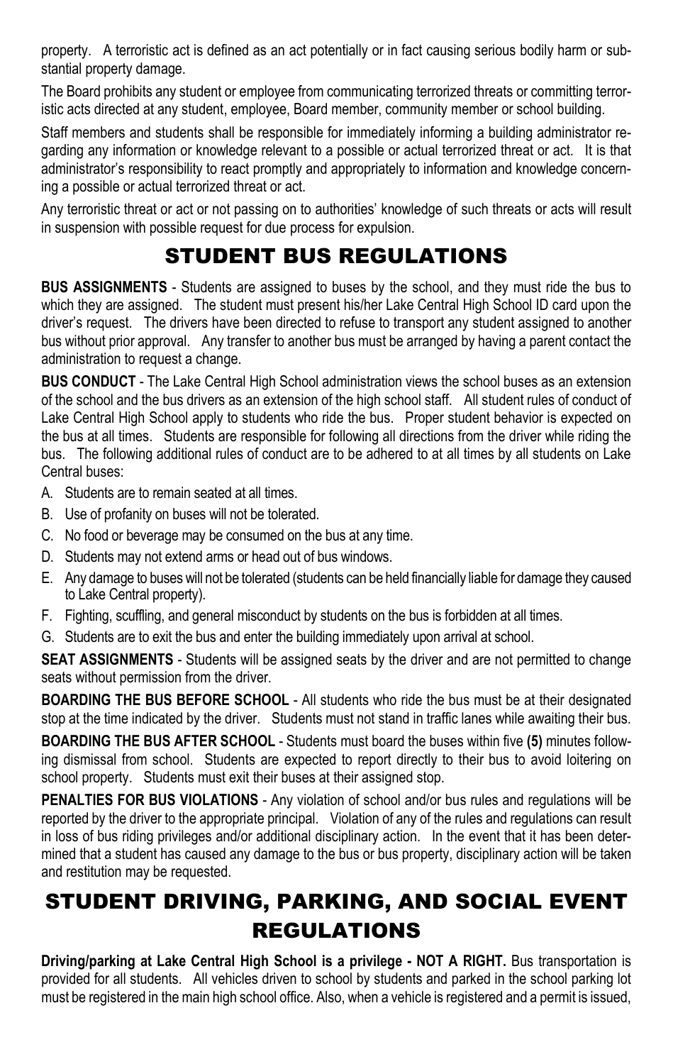property. A terroristic act is defined as an act potentially or in fact causing serious bodily harm or substantial property damage.

The Board prohibits any student or employee from communicating terrorized threats or committing terroristic acts directed at any student, employee, Board member, community member or school building.

Staff members and students shall be responsible for immediately informing a building administrator regarding any information or knowledge relevant to a possible or actual terrorized threat or act. It is that administrator's responsibility to react promptly and appropriately to information and knowledge concerning a possible or actual terrorized threat or act.

Any terroristic threat or act or not passing on to authorities' knowledge of such threats or acts will result in suspension with possible request for due process for expulsion.

# STUDENT BUS REGULATIONS

**BUS ASSIGNMENTS** - Students are assigned to buses by the school, and they must ride the bus to which they are assigned. The student must present his/her Lake Central High School ID card upon the driver's request. The drivers have been directed to refuse to transport any student assigned to another bus without prior approval. Any transfer to another bus must be arranged by having a parent contact the administration to request a change.

**BUS CONDUCT** - The Lake Central High School administration views the school buses as an extension of the school and the bus drivers as an extension of the high school staff. All student rules of conduct of Lake Central High School apply to students who ride the bus. Proper student behavior is expected on the bus at all times. Students are responsible for following all directions from the driver while riding the bus. The following additional rules of conduct are to be adhered to at all times by all students on Lake Central buses:

A. Students are to remain seated at all times.
B. Use of profanity on buses will not be tolerated.
C. No food or beverage may be consumed on the bus at any time.
D. Students may not extend arms or head out of bus windows.
E. Any damage to buses will not be tolerated (students can be held financially liable for damage they caused to Lake Central property).
F. Fighting, scuffling, and general misconduct by students on the bus is forbidden at all times.
G. Students are to exit the bus and enter the building immediately upon arrival at school.

**SEAT ASSIGNMENTS** - Students will be assigned seats by the driver and are not permitted to change seats without permission from the driver.

**BOARDING THE BUS BEFORE SCHOOL** - All students who ride the bus must be at their designated stop at the time indicated by the driver. Students must not stand in traffic lanes while awaiting their bus.

**BOARDING THE BUS AFTER SCHOOL** - Students must board the buses within five **(5)** minutes following dismissal from school. Students are expected to report directly to their bus to avoid loitering on school property. Students must exit their buses at their assigned stop.

**PENALTIES FOR BUS VIOLATIONS** - Any violation of school and/or bus rules and regulations will be reported by the driver to the appropriate principal. Violation of any of the rules and regulations can result in loss of bus riding privileges and/or additional disciplinary action. In the event that it has been determined that a student has caused any damage to the bus or bus property, disciplinary action will be taken and restitution may be requested.

# STUDENT DRIVING, PARKING, AND SOCIAL EVENT REGULATIONS

**Driving/parking at Lake Central High School is a privilege - NOT A RIGHT.** Bus transportation is provided for all students. All vehicles driven to school by students and parked in the school parking lot must be registered in the main high school office. Also, when a vehicle is registered and a permit is issued,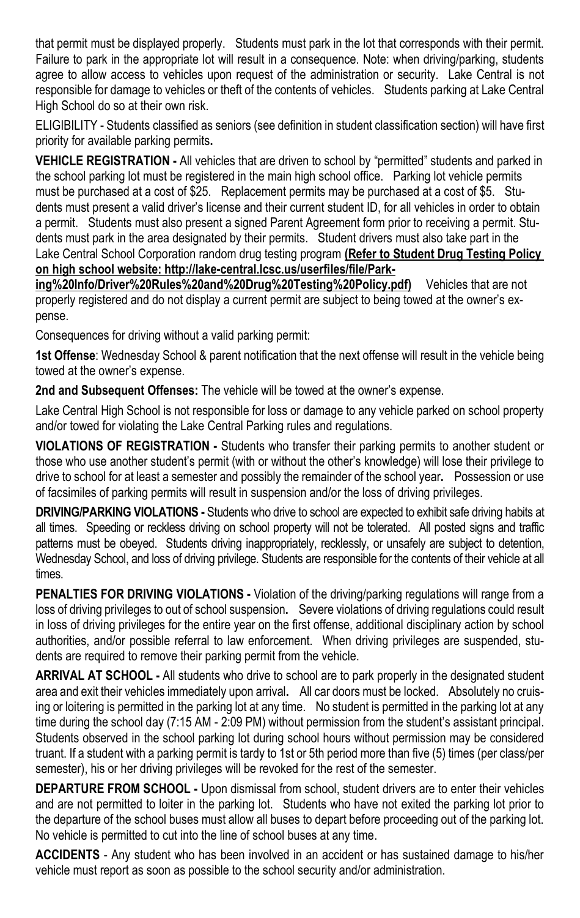that permit must be displayed properly. Students must park in the lot that corresponds with their permit. Failure to park in the appropriate lot will result in a consequence. Note: when driving/parking, students agree to allow access to vehicles upon request of the administration or security. Lake Central is not responsible for damage to vehicles or theft of the contents of vehicles. Students parking at Lake Central High School do so at their own risk.

ELIGIBILITY - Students classified as seniors (see definition in student classification section) will have first priority for available parking permits**.**

**VEHICLE REGISTRATION -** All vehicles that are driven to school by "permitted" students and parked in the school parking lot must be registered in the main high school office. Parking lot vehicle permits must be purchased at a cost of $25. Replacement permits may be purchased at a cost of $5. Students must present a valid driver's license and their current student ID, for all vehicles in order to obtain a permit. Students must also present a signed Parent Agreement form prior to receiving a permit. Students must park in the area designated by their permits. Student drivers must also take part in the Lake Central School Corporation random drug testing program **(Refer to Student Drug Testing Policy on high school website: http://lake-central.lcsc.us/userfiles/file/Parking%20Info/Driver%20Rules%20and%20Drug%20Testing%20Policy.pdf)** Vehicles that are not properly registered and do not display a current permit are subject to being towed at the owner's expense.

Consequences for driving without a valid parking permit:

**1st Offense**: Wednesday School & parent notification that the next offense will result in the vehicle being towed at the owner's expense.

**2nd and Subsequent Offenses:** The vehicle will be towed at the owner's expense.

Lake Central High School is not responsible for loss or damage to any vehicle parked on school property and/or towed for violating the Lake Central Parking rules and regulations.

**VIOLATIONS OF REGISTRATION -** Students who transfer their parking permits to another student or those who use another student's permit (with or without the other's knowledge) will lose their privilege to drive to school for at least a semester and possibly the remainder of the school year**.** Possession or use of facsimiles of parking permits will result in suspension and/or the loss of driving privileges.

**DRIVING/PARKING VIOLATIONS -** Students who drive to school are expected to exhibit safe driving habits at all times. Speeding or reckless driving on school property will not be tolerated. All posted signs and traffic patterns must be obeyed. Students driving inappropriately, recklessly, or unsafely are subject to detention, Wednesday School, and loss of driving privilege. Students are responsible for the contents of their vehicle at all times.

**PENALTIES FOR DRIVING VIOLATIONS -** Violation of the driving/parking regulations will range from a loss of driving privileges to out of school suspension**.** Severe violations of driving regulations could result in loss of driving privileges for the entire year on the first offense, additional disciplinary action by school authorities, and/or possible referral to law enforcement. When driving privileges are suspended, students are required to remove their parking permit from the vehicle.

**ARRIVAL AT SCHOOL -** All students who drive to school are to park properly in the designated student area and exit their vehicles immediately upon arrival**.** All car doors must be locked. Absolutely no cruising or loitering is permitted in the parking lot at any time. No student is permitted in the parking lot at any time during the school day (7:15 AM - 2:09 PM) without permission from the student's assistant principal. Students observed in the school parking lot during school hours without permission may be considered truant. If a student with a parking permit is tardy to 1st or 5th period more than five (5) times (per class/per semester), his or her driving privileges will be revoked for the rest of the semester.

**DEPARTURE FROM SCHOOL -** Upon dismissal from school, student drivers are to enter their vehicles and are not permitted to loiter in the parking lot. Students who have not exited the parking lot prior to the departure of the school buses must allow all buses to depart before proceeding out of the parking lot. No vehicle is permitted to cut into the line of school buses at any time.

**ACCIDENTS** - Any student who has been involved in an accident or has sustained damage to his/her vehicle must report as soon as possible to the school security and/or administration.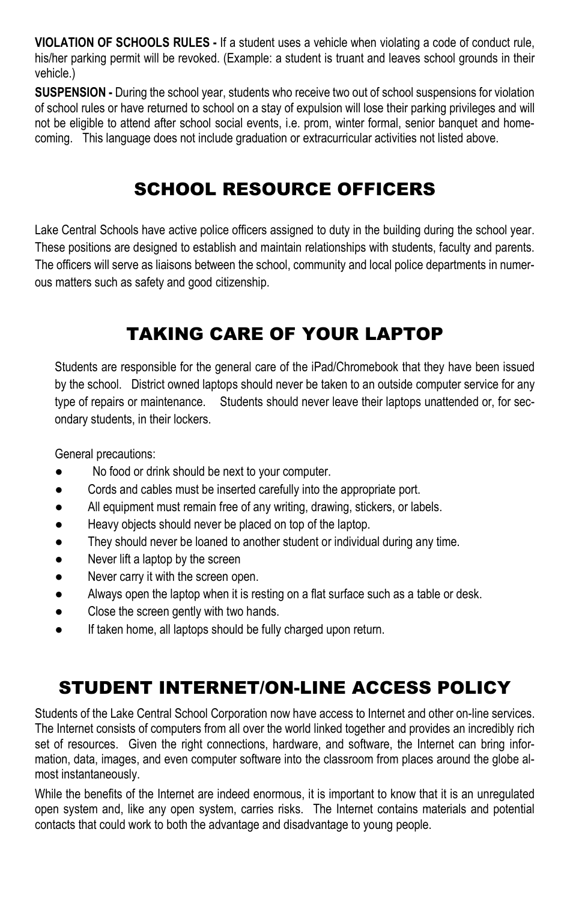**VIOLATION OF SCHOOLS RULES -** If a student uses a vehicle when violating a code of conduct rule, his/her parking permit will be revoked. (Example: a student is truant and leaves school grounds in their vehicle.)

**SUSPENSION -** During the school year, students who receive two out of school suspensions for violation of school rules or have returned to school on a stay of expulsion will lose their parking privileges and will not be eligible to attend after school social events, i.e. prom, winter formal, senior banquet and homecoming. This language does not include graduation or extracurricular activities not listed above.

## SCHOOL RESOURCE OFFICERS

Lake Central Schools have active police officers assigned to duty in the building during the school year. These positions are designed to establish and maintain relationships with students, faculty and parents. The officers will serve as liaisons between the school, community and local police departments in numerous matters such as safety and good citizenship.

## TAKING CARE OF YOUR LAPTOP

Students are responsible for the general care of the iPad/Chromebook that they have been issued by the school. District owned laptops should never be taken to an outside computer service for any type of repairs or maintenance. Students should never leave their laptops unattended or, for secondary students, in their lockers.

General precautions:

- No food or drink should be next to your computer.
- Cords and cables must be inserted carefully into the appropriate port.
- All equipment must remain free of any writing, drawing, stickers, or labels.
- Heavy objects should never be placed on top of the laptop.
- They should never be loaned to another student or individual during any time.
- Never lift a laptop by the screen
- Never carry it with the screen open.
- Always open the laptop when it is resting on a flat surface such as a table or desk.
- Close the screen gently with two hands.
- If taken home, all laptops should be fully charged upon return.

## STUDENT INTERNET/ON-LINE ACCESS POLICY

Students of the Lake Central School Corporation now have access to Internet and other on-line services. The Internet consists of computers from all over the world linked together and provides an incredibly rich set of resources. Given the right connections, hardware, and software, the Internet can bring information, data, images, and even computer software into the classroom from places around the globe almost instantaneously.

While the benefits of the Internet are indeed enormous, it is important to know that it is an unregulated open system and, like any open system, carries risks. The Internet contains materials and potential contacts that could work to both the advantage and disadvantage to young people.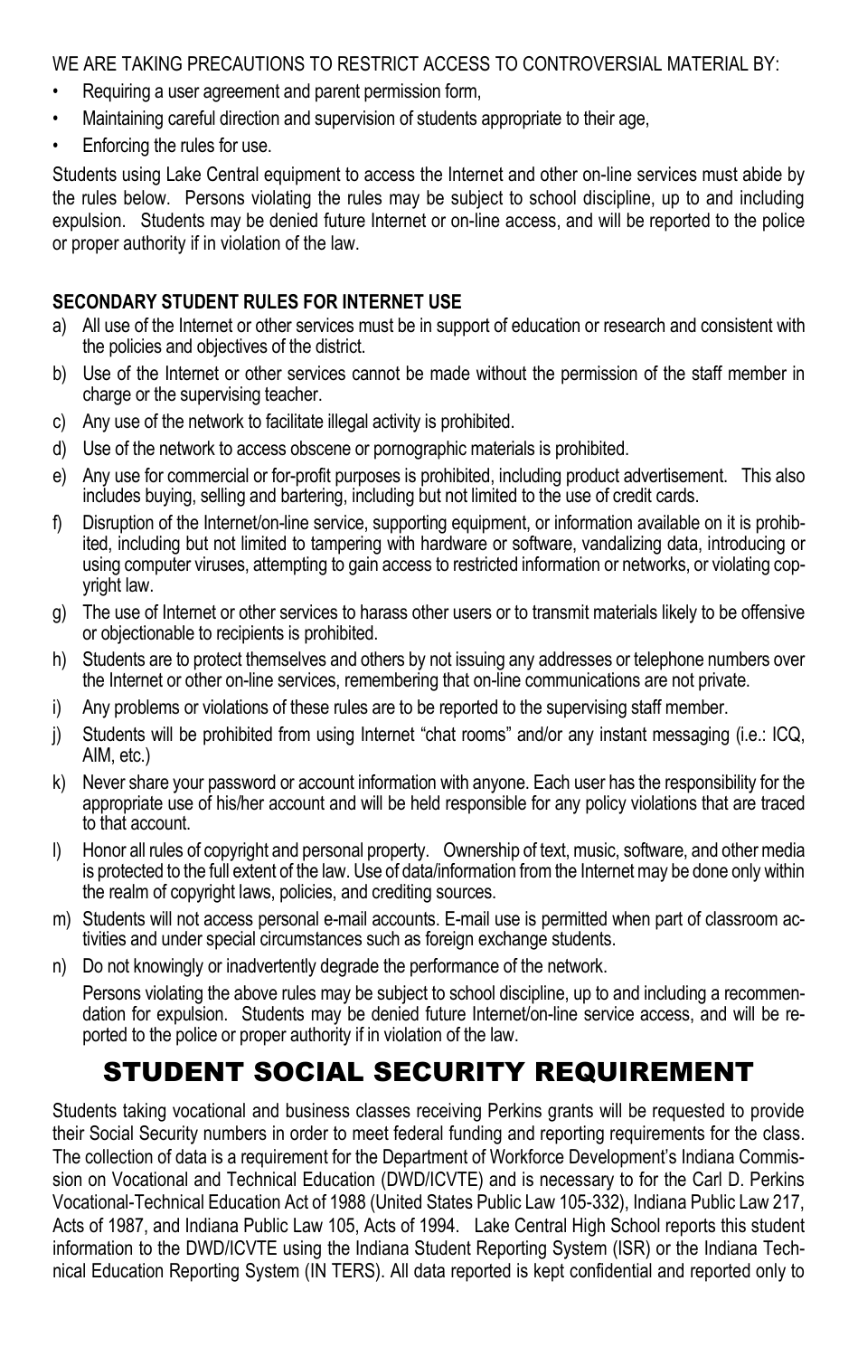WE ARE TAKING PRECAUTIONS TO RESTRICT ACCESS TO CONTROVERSIAL MATERIAL BY:

- Requiring a user agreement and parent permission form,
- Maintaining careful direction and supervision of students appropriate to their age,
- Enforcing the rules for use.

Students using Lake Central equipment to access the Internet and other on-line services must abide by the rules below. Persons violating the rules may be subject to school discipline, up to and including expulsion. Students may be denied future Internet or on-line access, and will be reported to the police or proper authority if in violation of the law.

**SECONDARY STUDENT RULES FOR INTERNET USE**

a) All use of the Internet or other services must be in support of education or research and consistent with the policies and objectives of the district.

b) Use of the Internet or other services cannot be made without the permission of the staff member in charge or the supervising teacher.

c) Any use of the network to facilitate illegal activity is prohibited.

d) Use of the network to access obscene or pornographic materials is prohibited.

e) Any use for commercial or for-profit purposes is prohibited, including product advertisement. This also includes buying, selling and bartering, including but not limited to the use of credit cards.

f) Disruption of the Internet/on-line service, supporting equipment, or information available on it is prohibited, including but not limited to tampering with hardware or software, vandalizing data, introducing or using computer viruses, attempting to gain access to restricted information or networks, or violating copyright law.

g) The use of Internet or other services to harass other users or to transmit materials likely to be offensive or objectionable to recipients is prohibited.

h) Students are to protect themselves and others by not issuing any addresses or telephone numbers over the Internet or other on-line services, remembering that on-line communications are not private.

i) Any problems or violations of these rules are to be reported to the supervising staff member.

j) Students will be prohibited from using Internet "chat rooms" and/or any instant messaging (i.e.: ICQ, AIM, etc.)

k) Never share your password or account information with anyone. Each user has the responsibility for the appropriate use of his/her account and will be held responsible for any policy violations that are traced to that account.

l) Honor all rules of copyright and personal property. Ownership of text, music, software, and other media is protected to the full extent of the law. Use of data/information from the Internet may be done only within the realm of copyright laws, policies, and crediting sources.

m) Students will not access personal e-mail accounts. E-mail use is permitted when part of classroom activities and under special circumstances such as foreign exchange students.

n) Do not knowingly or inadvertently degrade the performance of the network.

   Persons violating the above rules may be subject to school discipline, up to and including a recommendation for expulsion. Students may be denied future Internet/on-line service access, and will be reported to the police or proper authority if in violation of the law.

# STUDENT SOCIAL SECURITY REQUIREMENT

Students taking vocational and business classes receiving Perkins grants will be requested to provide their Social Security numbers in order to meet federal funding and reporting requirements for the class. The collection of data is a requirement for the Department of Workforce Development's Indiana Commission on Vocational and Technical Education (DWD/ICVTE) and is necessary to for the Carl D. Perkins Vocational-Technical Education Act of 1988 (United States Public Law 105-332), Indiana Public Law 217, Acts of 1987, and Indiana Public Law 105, Acts of 1994. Lake Central High School reports this student information to the DWD/ICVTE using the Indiana Student Reporting System (ISR) or the Indiana Technical Education Reporting System (IN TERS). All data reported is kept confidential and reported only to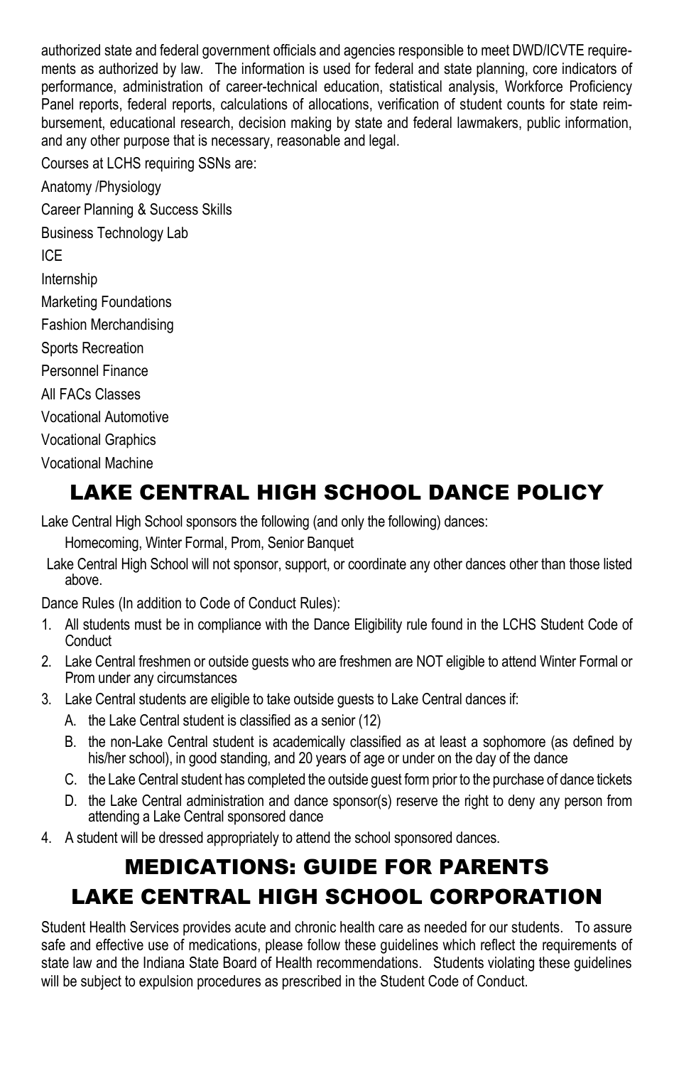authorized state and federal government officials and agencies responsible to meet DWD/ICVTE requirements as authorized by law. The information is used for federal and state planning, core indicators of performance, administration of career-technical education, statistical analysis, Workforce Proficiency Panel reports, federal reports, calculations of allocations, verification of student counts for state reimbursement, educational research, decision making by state and federal lawmakers, public information, and any other purpose that is necessary, reasonable and legal.

Courses at LCHS requiring SSNs are:

Anatomy /Physiology

Career Planning & Success Skills

Business Technology Lab

ICE

Internship

Marketing Foundations

Fashion Merchandising

Sports Recreation

Personnel Finance

All FACs Classes

Vocational Automotive

Vocational Graphics

Vocational Machine

# LAKE CENTRAL HIGH SCHOOL DANCE POLICY

Lake Central High School sponsors the following (and only the following) dances:

Homecoming, Winter Formal, Prom, Senior Banquet

Lake Central High School will not sponsor, support, or coordinate any other dances other than those listed above.

Dance Rules (In addition to Code of Conduct Rules):

1. All students must be in compliance with the Dance Eligibility rule found in the LCHS Student Code of Conduct
2. Lake Central freshmen or outside guests who are freshmen are NOT eligible to attend Winter Formal or Prom under any circumstances
3. Lake Central students are eligible to take outside guests to Lake Central dances if:
   - A. the Lake Central student is classified as a senior (12)
   - B. the non-Lake Central student is academically classified as at least a sophomore (as defined by his/her school), in good standing, and 20 years of age or under on the day of the dance
   - C. the Lake Central student has completed the outside guest form prior to the purchase of dance tickets
   - D. the Lake Central administration and dance sponsor(s) reserve the right to deny any person from attending a Lake Central sponsored dance
4. A student will be dressed appropriately to attend the school sponsored dances.

# MEDICATIONS: GUIDE FOR PARENTS LAKE CENTRAL HIGH SCHOOL CORPORATION

Student Health Services provides acute and chronic health care as needed for our students. To assure safe and effective use of medications, please follow these guidelines which reflect the requirements of state law and the Indiana State Board of Health recommendations. Students violating these guidelines will be subject to expulsion procedures as prescribed in the Student Code of Conduct.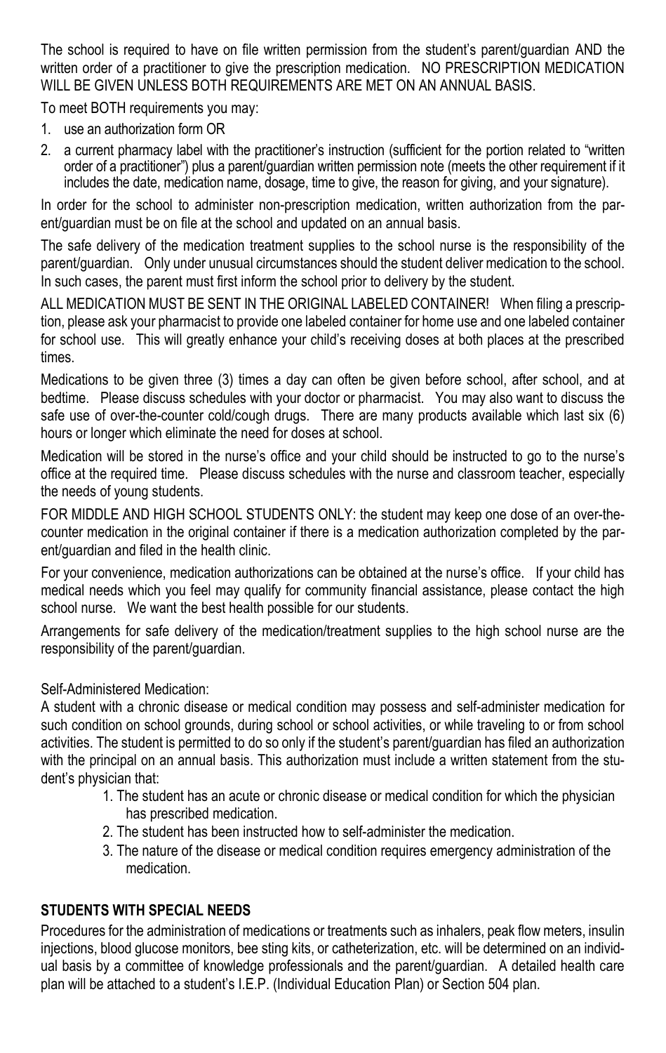The school is required to have on file written permission from the student's parent/guardian AND the written order of a practitioner to give the prescription medication. NO PRESCRIPTION MEDICATION WILL BE GIVEN UNLESS BOTH REQUIREMENTS ARE MET ON AN ANNUAL BASIS.

To meet BOTH requirements you may:

1. use an authorization form OR
2. a current pharmacy label with the practitioner's instruction (sufficient for the portion related to "written order of a practitioner") plus a parent/guardian written permission note (meets the other requirement if it includes the date, medication name, dosage, time to give, the reason for giving, and your signature).

In order for the school to administer non-prescription medication, written authorization from the parent/guardian must be on file at the school and updated on an annual basis.

The safe delivery of the medication treatment supplies to the school nurse is the responsibility of the parent/guardian. Only under unusual circumstances should the student deliver medication to the school. In such cases, the parent must first inform the school prior to delivery by the student.

ALL MEDICATION MUST BE SENT IN THE ORIGINAL LABELED CONTAINER! When filing a prescription, please ask your pharmacist to provide one labeled container for home use and one labeled container for school use. This will greatly enhance your child's receiving doses at both places at the prescribed times.

Medications to be given three (3) times a day can often be given before school, after school, and at bedtime. Please discuss schedules with your doctor or pharmacist. You may also want to discuss the safe use of over-the-counter cold/cough drugs. There are many products available which last six (6) hours or longer which eliminate the need for doses at school.

Medication will be stored in the nurse's office and your child should be instructed to go to the nurse's office at the required time. Please discuss schedules with the nurse and classroom teacher, especially the needs of young students.

FOR MIDDLE AND HIGH SCHOOL STUDENTS ONLY: the student may keep one dose of an over-the-counter medication in the original container if there is a medication authorization completed by the parent/guardian and filed in the health clinic.

For your convenience, medication authorizations can be obtained at the nurse's office. If your child has medical needs which you feel may qualify for community financial assistance, please contact the high school nurse. We want the best health possible for our students.

Arrangements for safe delivery of the medication/treatment supplies to the high school nurse are the responsibility of the parent/guardian.

Self-Administered Medication:
A student with a chronic disease or medical condition may possess and self-administer medication for such condition on school grounds, during school or school activities, or while traveling to or from school activities. The student is permitted to do so only if the student's parent/guardian has filed an authorization with the principal on an annual basis. This authorization must include a written statement from the student's physician that:

1. The student has an acute or chronic disease or medical condition for which the physician has prescribed medication.
2. The student has been instructed how to self-administer the medication.
3. The nature of the disease or medical condition requires emergency administration of the medication.

**STUDENTS WITH SPECIAL NEEDS**

Procedures for the administration of medications or treatments such as inhalers, peak flow meters, insulin injections, blood glucose monitors, bee sting kits, or catheterization, etc. will be determined on an individual basis by a committee of knowledge professionals and the parent/guardian. A detailed health care plan will be attached to a student's I.E.P. (Individual Education Plan) or Section 504 plan.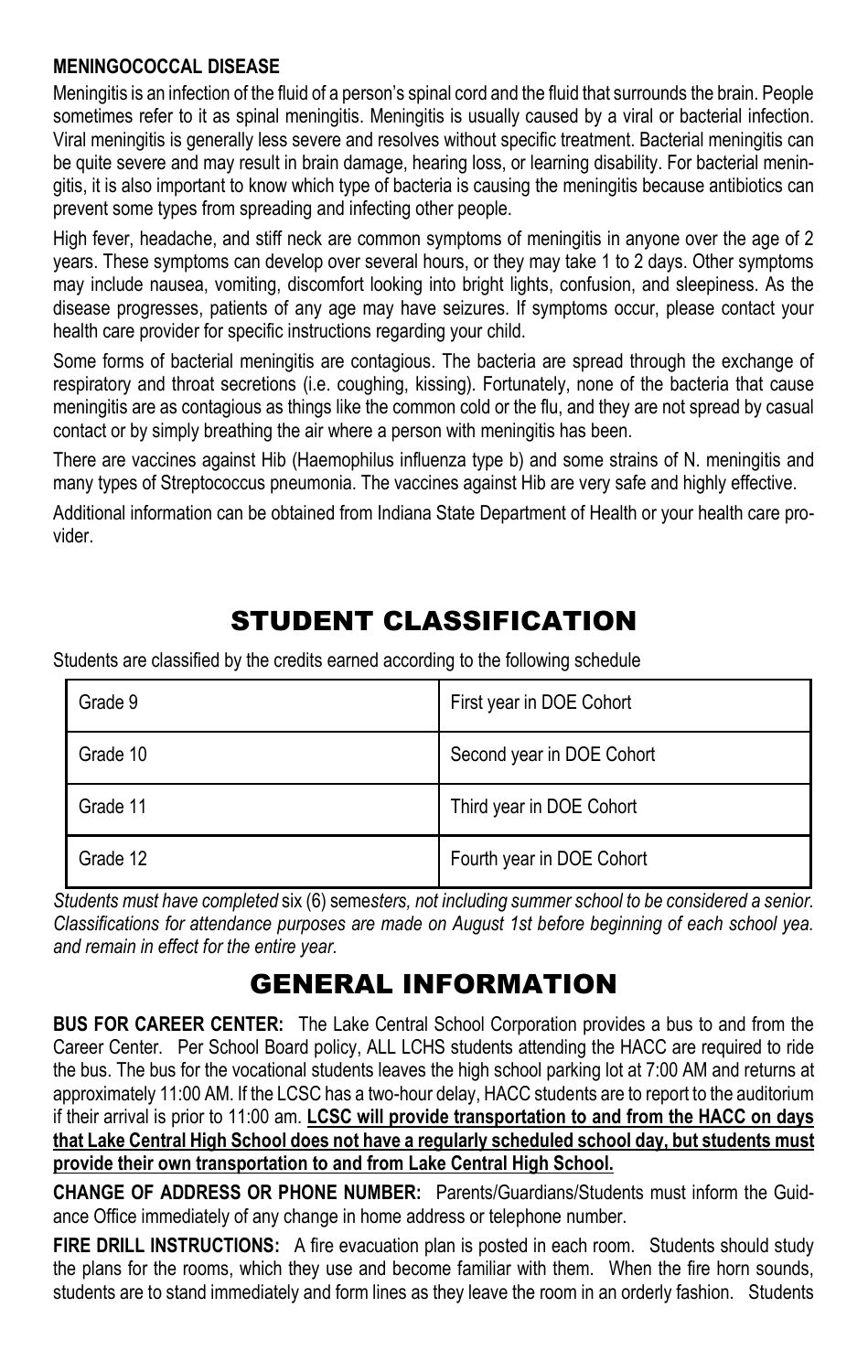**MENINGOCOCCAL DISEASE**

Meningitis is an infection of the fluid of a person's spinal cord and the fluid that surrounds the brain. People sometimes refer to it as spinal meningitis. Meningitis is usually caused by a viral or bacterial infection. Viral meningitis is generally less severe and resolves without specific treatment. Bacterial meningitis can be quite severe and may result in brain damage, hearing loss, or learning disability. For bacterial meningitis, it is also important to know which type of bacteria is causing the meningitis because antibiotics can prevent some types from spreading and infecting other people.

High fever, headache, and stiff neck are common symptoms of meningitis in anyone over the age of 2 years. These symptoms can develop over several hours, or they may take 1 to 2 days. Other symptoms may include nausea, vomiting, discomfort looking into bright lights, confusion, and sleepiness. As the disease progresses, patients of any age may have seizures. If symptoms occur, please contact your health care provider for specific instructions regarding your child.

Some forms of bacterial meningitis are contagious. The bacteria are spread through the exchange of respiratory and throat secretions (i.e. coughing, kissing). Fortunately, none of the bacteria that cause meningitis are as contagious as things like the common cold or the flu, and they are not spread by casual contact or by simply breathing the air where a person with meningitis has been.

There are vaccines against Hib (Haemophilus influenza type b) and some strains of N. meningitis and many types of Streptococcus pneumonia. The vaccines against Hib are very safe and highly effective.

Additional information can be obtained from Indiana State Department of Health or your health care provider.

# STUDENT CLASSIFICATION

Students are classified by the credits earned according to the following schedule

| Grade | Classification |
|---|---|
| Grade 9 | First year in DOE Cohort |
| Grade 10 | Second year in DOE Cohort |
| Grade 11 | Third year in DOE Cohort |
| Grade 12 | Fourth year in DOE Cohort |

*Students must have completed* six (6) seme*sters, not including summer school to be considered a senior. Classifications for attendance purposes are made on August 1st before beginning of each school yea. and remain in effect for the entire year.*

# GENERAL INFORMATION

**BUS FOR CAREER CENTER:** The Lake Central School Corporation provides a bus to and from the Career Center. Per School Board policy, ALL LCHS students attending the HACC are required to ride the bus. The bus for the vocational students leaves the high school parking lot at 7:00 AM and returns at approximately 11:00 AM. If the LCSC has a two-hour delay, HACC students are to report to the auditorium if their arrival is prior to 11:00 am. **LCSC will provide transportation to and from the HACC on days that Lake Central High School does not have a regularly scheduled school day, but students must provide their own transportation to and from Lake Central High School.**

**CHANGE OF ADDRESS OR PHONE NUMBER:** Parents/Guardians/Students must inform the Guidance Office immediately of any change in home address or telephone number.

**FIRE DRILL INSTRUCTIONS:** A fire evacuation plan is posted in each room. Students should study the plans for the rooms, which they use and become familiar with them. When the fire horn sounds, students are to stand immediately and form lines as they leave the room in an orderly fashion. Students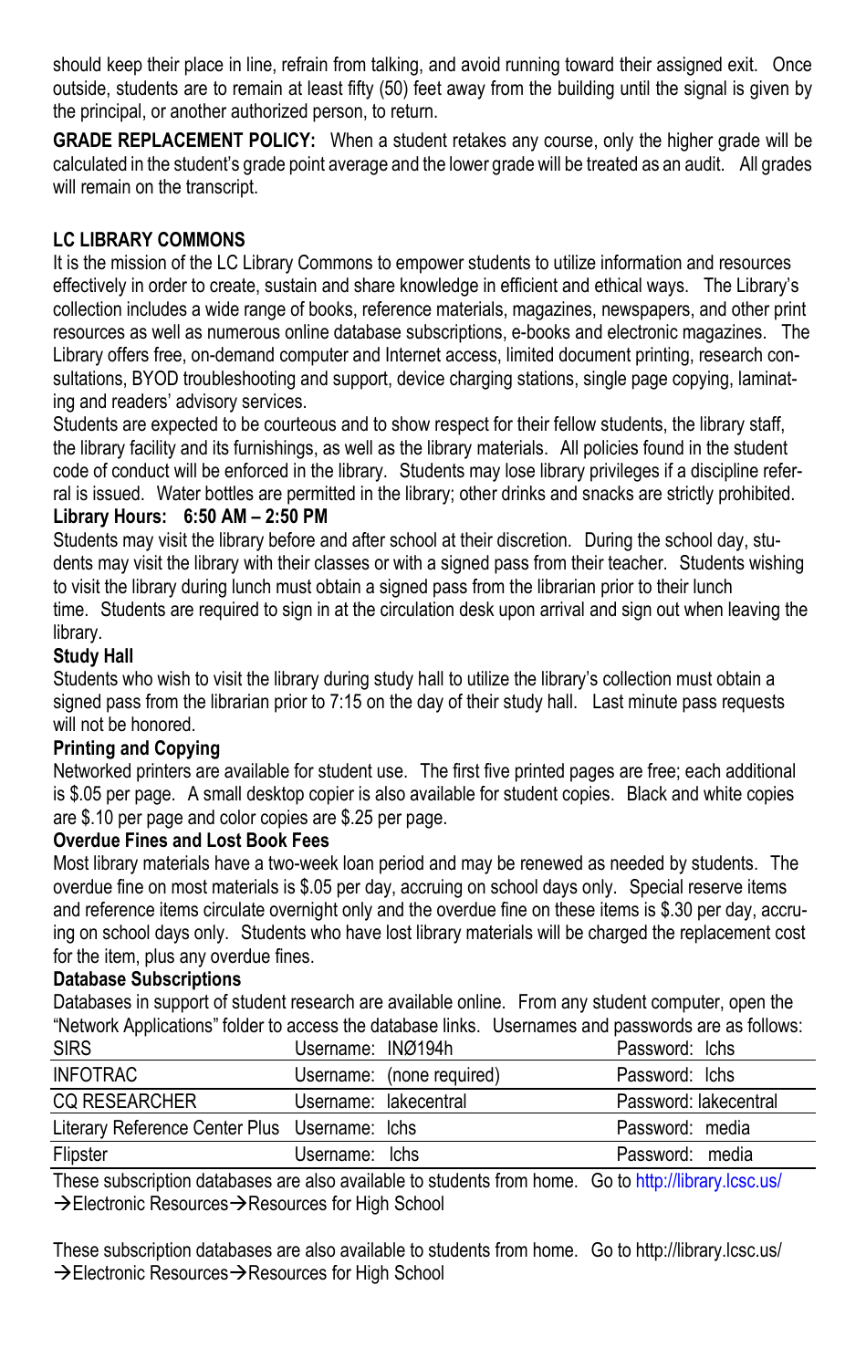should keep their place in line, refrain from talking, and avoid running toward their assigned exit. Once outside, students are to remain at least fifty (50) feet away from the building until the signal is given by the principal, or another authorized person, to return.

**GRADE REPLACEMENT POLICY:** When a student retakes any course, only the higher grade will be calculated in the student's grade point average and the lower grade will be treated as an audit. All grades will remain on the transcript.

**LC LIBRARY COMMONS**

It is the mission of the LC Library Commons to empower students to utilize information and resources effectively in order to create, sustain and share knowledge in efficient and ethical ways. The Library's collection includes a wide range of books, reference materials, magazines, newspapers, and other print resources as well as numerous online database subscriptions, e-books and electronic magazines. The Library offers free, on-demand computer and Internet access, limited document printing, research consultations, BYOD troubleshooting and support, device charging stations, single page copying, laminating and readers' advisory services.

Students are expected to be courteous and to show respect for their fellow students, the library staff, the library facility and its furnishings, as well as the library materials. All policies found in the student code of conduct will be enforced in the library. Students may lose library privileges if a discipline referral is issued. Water bottles are permitted in the library; other drinks and snacks are strictly prohibited.

**Library Hours: 6:50 AM – 2:50 PM**

Students may visit the library before and after school at their discretion. During the school day, students may visit the library with their classes or with a signed pass from their teacher. Students wishing to visit the library during lunch must obtain a signed pass from the librarian prior to their lunch time. Students are required to sign in at the circulation desk upon arrival and sign out when leaving the library.

**Study Hall**

Students who wish to visit the library during study hall to utilize the library's collection must obtain a signed pass from the librarian prior to 7:15 on the day of their study hall. Last minute pass requests will not be honored.

**Printing and Copying**

Networked printers are available for student use. The first five printed pages are free; each additional is $.05 per page. A small desktop copier is also available for student copies. Black and white copies are $.10 per page and color copies are $.25 per page.

**Overdue Fines and Lost Book Fees**

Most library materials have a two-week loan period and may be renewed as needed by students. The overdue fine on most materials is $.05 per day, accruing on school days only. Special reserve items and reference items circulate overnight only and the overdue fine on these items is $.30 per day, accruing on school days only. Students who have lost library materials will be charged the replacement cost for the item, plus any overdue fines.

**Database Subscriptions**

Databases in support of student research are available online. From any student computer, open the "Network Applications" folder to access the database links. Usernames and passwords are as follows:

| Database | Username | Password |
|---|---|---|
| SIRS | Username: INØ194h | Password: lchs |
| INFOTRAC | Username: (none required) | Password: lchs |
| CQ RESEARCHER | Username: lakecentral | Password: lakecentral |
| Literary Reference Center Plus | Username: lchs | Password: media |
| Flipster | Username: lchs | Password: media |

These subscription databases are also available to students from home. Go to http://library.lcsc.us/ →Electronic Resources→Resources for High School

These subscription databases are also available to students from home. Go to http://library.lcsc.us/ →Electronic Resources→Resources for High School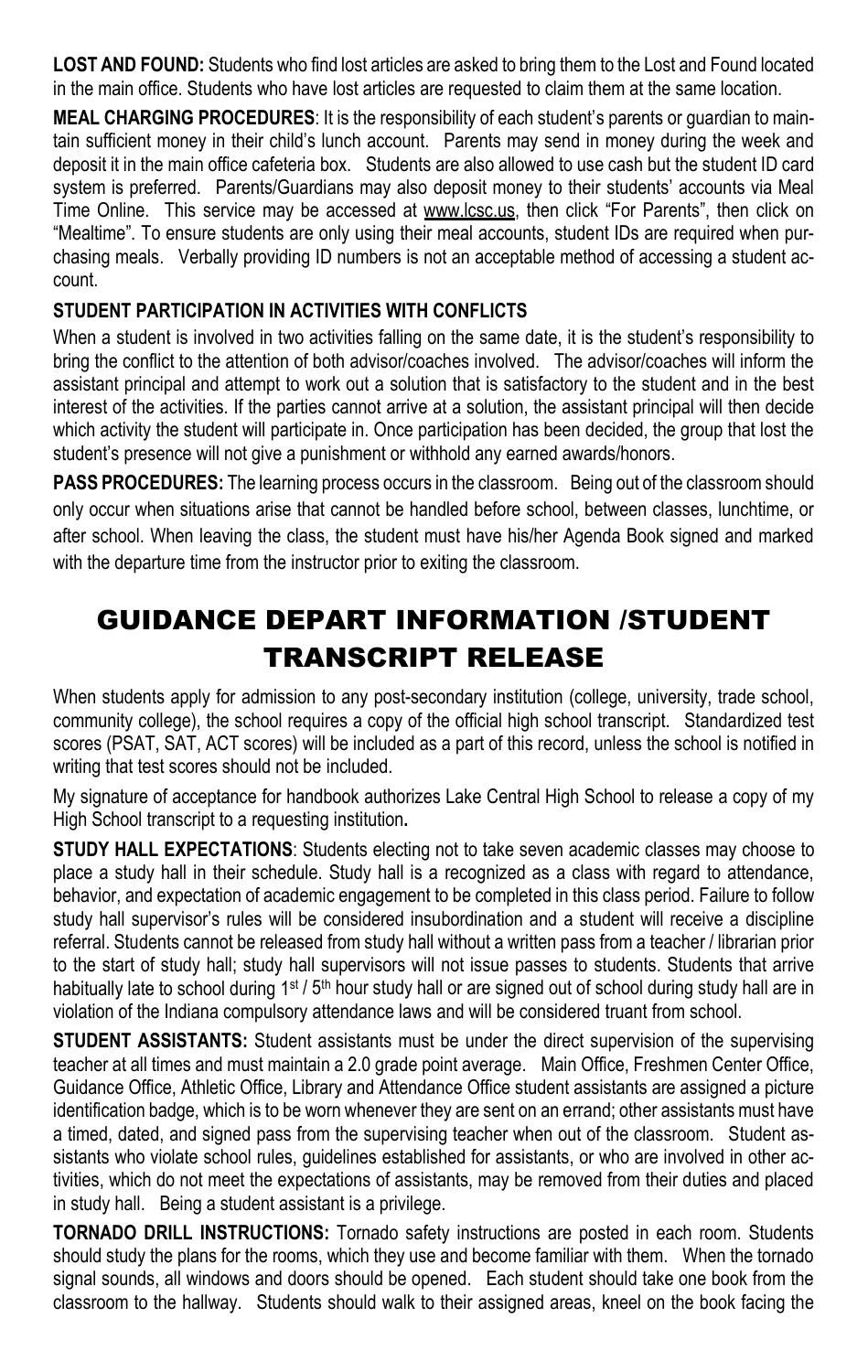**LOST AND FOUND:** Students who find lost articles are asked to bring them to the Lost and Found located in the main office. Students who have lost articles are requested to claim them at the same location.

**MEAL CHARGING PROCEDURES**: It is the responsibility of each student's parents or guardian to maintain sufficient money in their child's lunch account. Parents may send in money during the week and deposit it in the main office cafeteria box. Students are also allowed to use cash but the student ID card system is preferred. Parents/Guardians may also deposit money to their students' accounts via Meal Time Online. This service may be accessed at www.lcsc.us, then click "For Parents", then click on "Mealtime". To ensure students are only using their meal accounts, student IDs are required when purchasing meals. Verbally providing ID numbers is not an acceptable method of accessing a student account.

**STUDENT PARTICIPATION IN ACTIVITIES WITH CONFLICTS**

When a student is involved in two activities falling on the same date, it is the student's responsibility to bring the conflict to the attention of both advisor/coaches involved. The advisor/coaches will inform the assistant principal and attempt to work out a solution that is satisfactory to the student and in the best interest of the activities. If the parties cannot arrive at a solution, the assistant principal will then decide which activity the student will participate in. Once participation has been decided, the group that lost the student's presence will not give a punishment or withhold any earned awards/honors.

**PASS PROCEDURES:** The learning process occurs in the classroom. Being out of the classroom should only occur when situations arise that cannot be handled before school, between classes, lunchtime, or after school. When leaving the class, the student must have his/her Agenda Book signed and marked with the departure time from the instructor prior to exiting the classroom.

# GUIDANCE DEPART INFORMATION /STUDENT TRANSCRIPT RELEASE

When students apply for admission to any post-secondary institution (college, university, trade school, community college), the school requires a copy of the official high school transcript. Standardized test scores (PSAT, SAT, ACT scores) will be included as a part of this record, unless the school is notified in writing that test scores should not be included.

My signature of acceptance for handbook authorizes Lake Central High School to release a copy of my High School transcript to a requesting institution**.**

**STUDY HALL EXPECTATIONS**: Students electing not to take seven academic classes may choose to place a study hall in their schedule. Study hall is a recognized as a class with regard to attendance, behavior, and expectation of academic engagement to be completed in this class period. Failure to follow study hall supervisor's rules will be considered insubordination and a student will receive a discipline referral. Students cannot be released from study hall without a written pass from a teacher / librarian prior to the start of study hall; study hall supervisors will not issue passes to students. Students that arrive habitually late to school during 1st / 5th hour study hall or are signed out of school during study hall are in violation of the Indiana compulsory attendance laws and will be considered truant from school.

**STUDENT ASSISTANTS:** Student assistants must be under the direct supervision of the supervising teacher at all times and must maintain a 2.0 grade point average. Main Office, Freshmen Center Office, Guidance Office, Athletic Office, Library and Attendance Office student assistants are assigned a picture identification badge, which is to be worn whenever they are sent on an errand; other assistants must have a timed, dated, and signed pass from the supervising teacher when out of the classroom. Student assistants who violate school rules, guidelines established for assistants, or who are involved in other activities, which do not meet the expectations of assistants, may be removed from their duties and placed in study hall. Being a student assistant is a privilege.

**TORNADO DRILL INSTRUCTIONS:** Tornado safety instructions are posted in each room. Students should study the plans for the rooms, which they use and become familiar with them. When the tornado signal sounds, all windows and doors should be opened. Each student should take one book from the classroom to the hallway. Students should walk to their assigned areas, kneel on the book facing the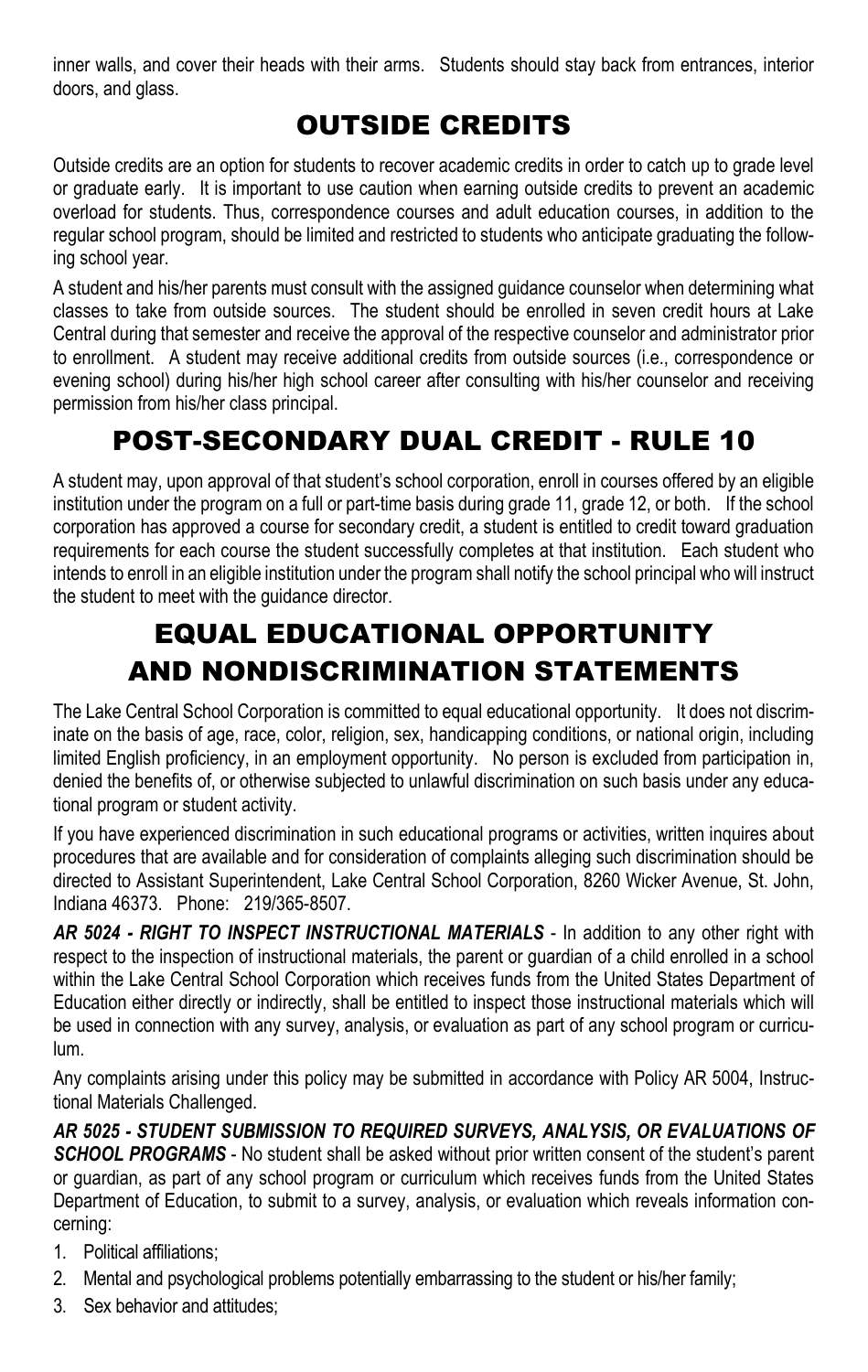inner walls, and cover their heads with their arms. Students should stay back from entrances, interior doors, and glass.

# OUTSIDE CREDITS

Outside credits are an option for students to recover academic credits in order to catch up to grade level or graduate early. It is important to use caution when earning outside credits to prevent an academic overload for students. Thus, correspondence courses and adult education courses, in addition to the regular school program, should be limited and restricted to students who anticipate graduating the following school year.

A student and his/her parents must consult with the assigned guidance counselor when determining what classes to take from outside sources. The student should be enrolled in seven credit hours at Lake Central during that semester and receive the approval of the respective counselor and administrator prior to enrollment. A student may receive additional credits from outside sources (i.e., correspondence or evening school) during his/her high school career after consulting with his/her counselor and receiving permission from his/her class principal.

# POST-SECONDARY DUAL CREDIT - RULE 10

A student may, upon approval of that student's school corporation, enroll in courses offered by an eligible institution under the program on a full or part-time basis during grade 11, grade 12, or both. If the school corporation has approved a course for secondary credit, a student is entitled to credit toward graduation requirements for each course the student successfully completes at that institution. Each student who intends to enroll in an eligible institution under the program shall notify the school principal who will instruct the student to meet with the guidance director.

# EQUAL EDUCATIONAL OPPORTUNITY AND NONDISCRIMINATION STATEMENTS

The Lake Central School Corporation is committed to equal educational opportunity. It does not discriminate on the basis of age, race, color, religion, sex, handicapping conditions, or national origin, including limited English proficiency, in an employment opportunity. No person is excluded from participation in, denied the benefits of, or otherwise subjected to unlawful discrimination on such basis under any educational program or student activity.

If you have experienced discrimination in such educational programs or activities, written inquires about procedures that are available and for consideration of complaints alleging such discrimination should be directed to Assistant Superintendent, Lake Central School Corporation, 8260 Wicker Avenue, St. John, Indiana 46373. Phone: 219/365-8507.

***AR 5024 - RIGHT TO INSPECT INSTRUCTIONAL MATERIALS*** - In addition to any other right with respect to the inspection of instructional materials, the parent or guardian of a child enrolled in a school within the Lake Central School Corporation which receives funds from the United States Department of Education either directly or indirectly, shall be entitled to inspect those instructional materials which will be used in connection with any survey, analysis, or evaluation as part of any school program or curriculum.

Any complaints arising under this policy may be submitted in accordance with Policy AR 5004, Instructional Materials Challenged.

***AR 5025 - STUDENT SUBMISSION TO REQUIRED SURVEYS, ANALYSIS, OR EVALUATIONS OF SCHOOL PROGRAMS*** - No student shall be asked without prior written consent of the student's parent or guardian, as part of any school program or curriculum which receives funds from the United States Department of Education, to submit to a survey, analysis, or evaluation which reveals information concerning:

1. Political affiliations;
2. Mental and psychological problems potentially embarrassing to the student or his/her family;
3. Sex behavior and attitudes;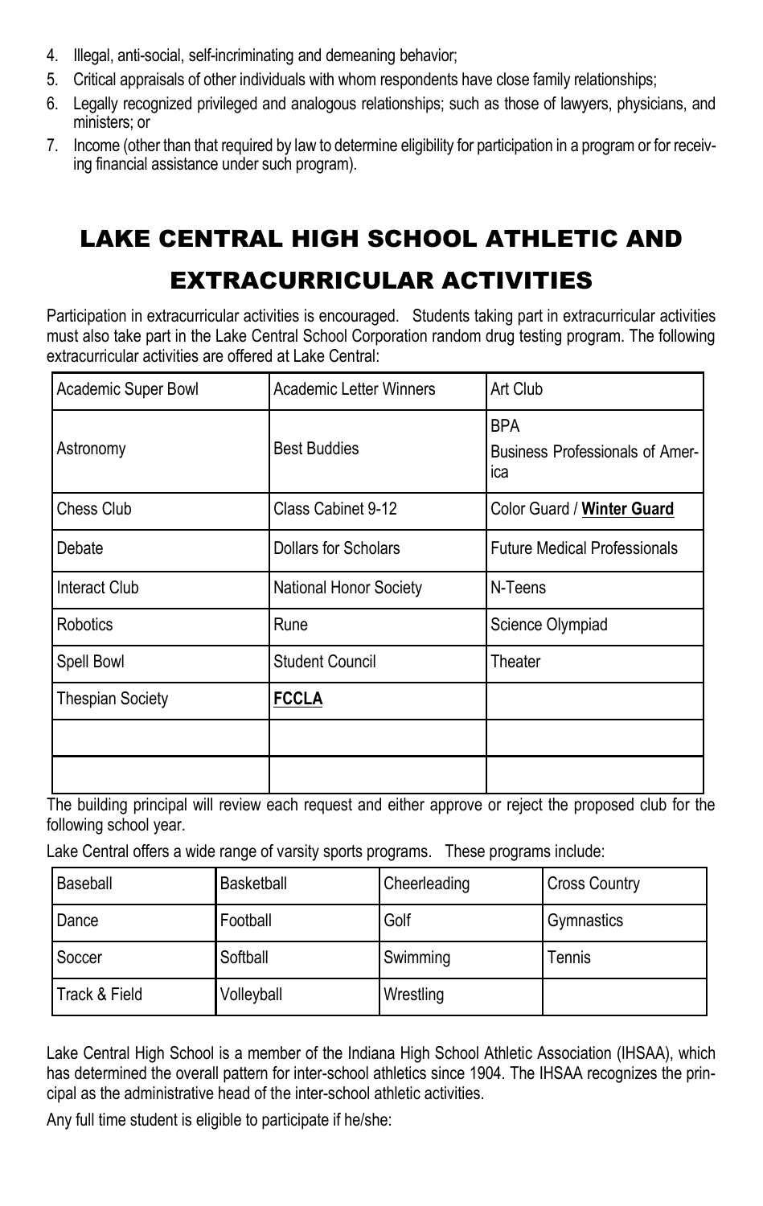4. Illegal, anti-social, self-incriminating and demeaning behavior;
5. Critical appraisals of other individuals with whom respondents have close family relationships;
6. Legally recognized privileged and analogous relationships; such as those of lawyers, physicians, and ministers; or
7. Income (other than that required by law to determine eligibility for participation in a program or for receiving financial assistance under such program).

# LAKE CENTRAL HIGH SCHOOL ATHLETIC AND EXTRACURRICULAR ACTIVITIES

Participation in extracurricular activities is encouraged. Students taking part in extracurricular activities must also take part in the Lake Central School Corporation random drug testing program. The following extracurricular activities are offered at Lake Central:

| Academic Super Bowl | Academic Letter Winners | Art Club |
|---|---|---|
| Astronomy | Best Buddies | BPA Business Professionals of America |
| Chess Club | Class Cabinet 9-12 | Color Guard / **Winter Guard** |
| Debate | Dollars for Scholars | Future Medical Professionals |
| Interact Club | National Honor Society | N-Teens |
| Robotics | Rune | Science Olympiad |
| Spell Bowl | Student Council | Theater |
| Thespian Society | **FCCLA** | |
| | | |
| | | |

The building principal will review each request and either approve or reject the proposed club for the following school year.

Lake Central offers a wide range of varsity sports programs. These programs include:

| Baseball | Basketball | Cheerleading | Cross Country |
|---|---|---|---|
| Dance | Football | Golf | Gymnastics |
| Soccer | Softball | Swimming | Tennis |
| Track & Field | Volleyball | Wrestling | |

Lake Central High School is a member of the Indiana High School Athletic Association (IHSAA), which has determined the overall pattern for inter-school athletics since 1904. The IHSAA recognizes the principal as the administrative head of the inter-school athletic activities.

Any full time student is eligible to participate if he/she: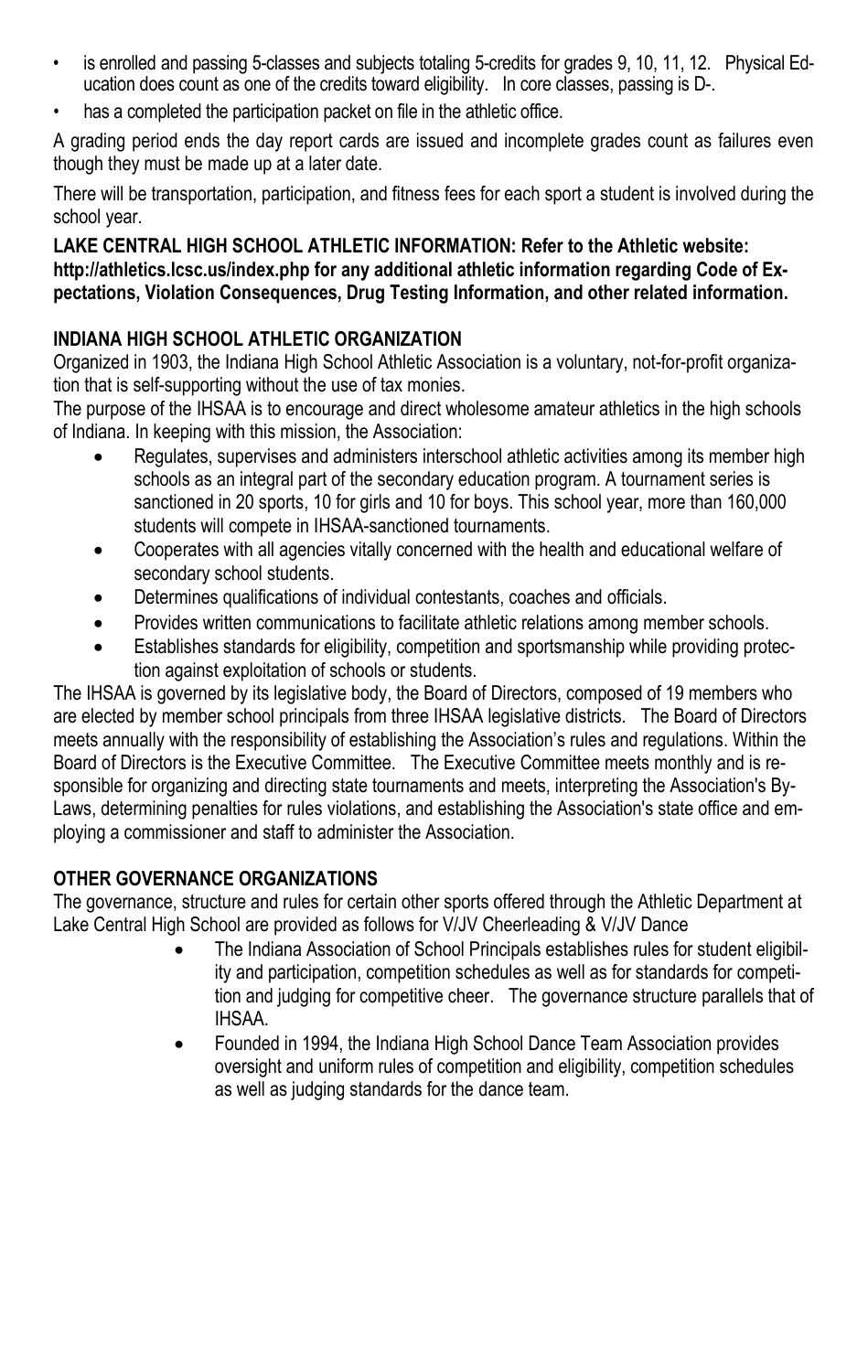- is enrolled and passing 5-classes and subjects totaling 5-credits for grades 9, 10, 11, 12. Physical Education does count as one of the credits toward eligibility. In core classes, passing is D-.
- has a completed the participation packet on file in the athletic office.

A grading period ends the day report cards are issued and incomplete grades count as failures even though they must be made up at a later date.

There will be transportation, participation, and fitness fees for each sport a student is involved during the school year.

**LAKE CENTRAL HIGH SCHOOL ATHLETIC INFORMATION: Refer to the Athletic website: http://athletics.lcsc.us/index.php for any additional athletic information regarding Code of Expectations, Violation Consequences, Drug Testing Information, and other related information.**

## INDIANA HIGH SCHOOL ATHLETIC ORGANIZATION

Organized in 1903, the Indiana High School Athletic Association is a voluntary, not-for-profit organization that is self-supporting without the use of tax monies.

The purpose of the IHSAA is to encourage and direct wholesome amateur athletics in the high schools of Indiana. In keeping with this mission, the Association:

- Regulates, supervises and administers interschool athletic activities among its member high schools as an integral part of the secondary education program. A tournament series is sanctioned in 20 sports, 10 for girls and 10 for boys. This school year, more than 160,000 students will compete in IHSAA-sanctioned tournaments.
- Cooperates with all agencies vitally concerned with the health and educational welfare of secondary school students.
- Determines qualifications of individual contestants, coaches and officials.
- Provides written communications to facilitate athletic relations among member schools.
- Establishes standards for eligibility, competition and sportsmanship while providing protection against exploitation of schools or students.

The IHSAA is governed by its legislative body, the Board of Directors, composed of 19 members who are elected by member school principals from three IHSAA legislative districts. The Board of Directors meets annually with the responsibility of establishing the Association's rules and regulations. Within the Board of Directors is the Executive Committee. The Executive Committee meets monthly and is responsible for organizing and directing state tournaments and meets, interpreting the Association's By-Laws, determining penalties for rules violations, and establishing the Association's state office and employing a commissioner and staff to administer the Association.

## OTHER GOVERNANCE ORGANIZATIONS

The governance, structure and rules for certain other sports offered through the Athletic Department at Lake Central High School are provided as follows for V/JV Cheerleading & V/JV Dance

- The Indiana Association of School Principals establishes rules for student eligibility and participation, competition schedules as well as for standards for competition and judging for competitive cheer. The governance structure parallels that of IHSAA.
- Founded in 1994, the Indiana High School Dance Team Association provides oversight and uniform rules of competition and eligibility, competition schedules as well as judging standards for the dance team.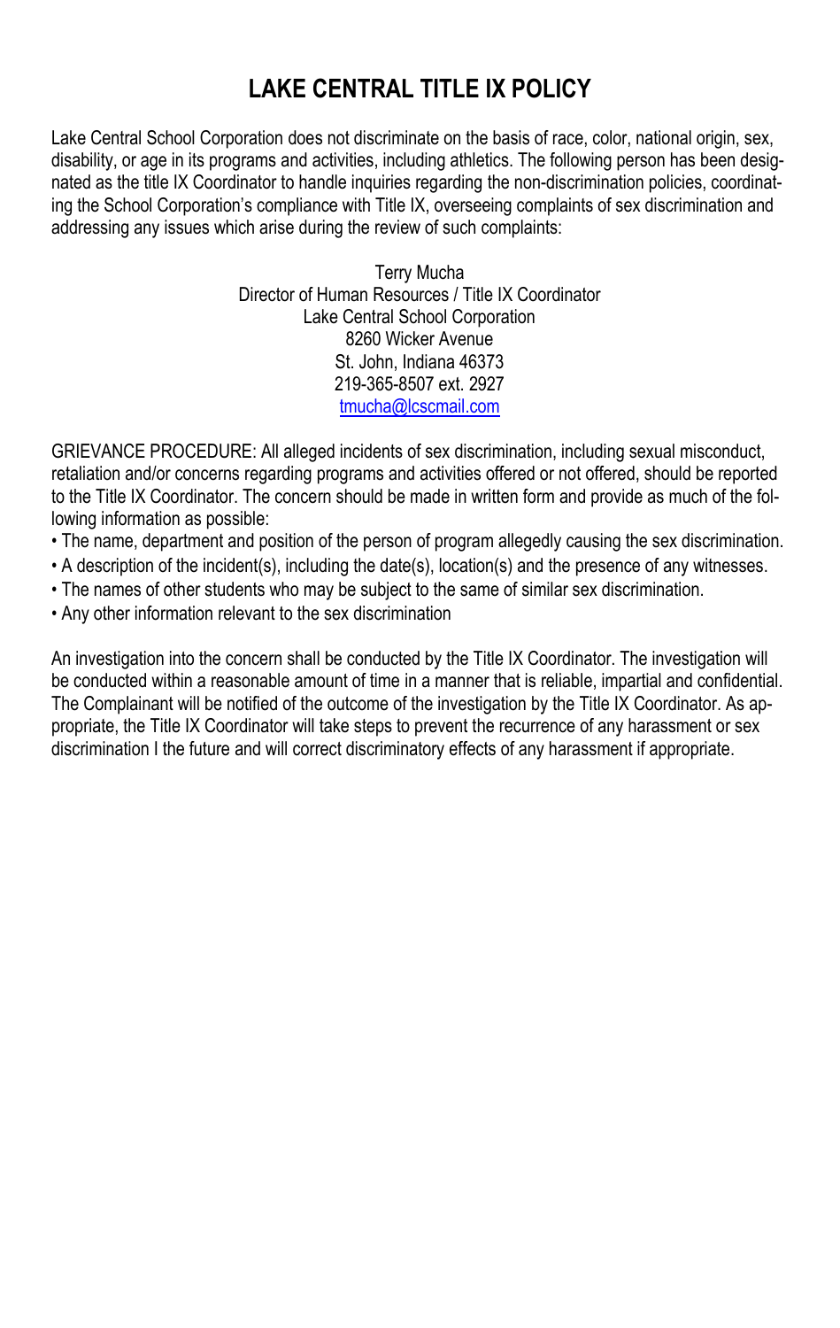# LAKE CENTRAL TITLE IX POLICY

Lake Central School Corporation does not discriminate on the basis of race, color, national origin, sex, disability, or age in its programs and activities, including athletics. The following person has been designated as the title IX Coordinator to handle inquiries regarding the non-discrimination policies, coordinating the School Corporation's compliance with Title IX, overseeing complaints of sex discrimination and addressing any issues which arise during the review of such complaints:

Terry Mucha
Director of Human Resources / Title IX Coordinator
Lake Central School Corporation
8260 Wicker Avenue
St. John, Indiana 46373
219-365-8507 ext. 2927
tmucha@lcscmail.com

GRIEVANCE PROCEDURE: All alleged incidents of sex discrimination, including sexual misconduct, retaliation and/or concerns regarding programs and activities offered or not offered, should be reported to the Title IX Coordinator. The concern should be made in written form and provide as much of the following information as possible:

- The name, department and position of the person of program allegedly causing the sex discrimination.
- A description of the incident(s), including the date(s), location(s) and the presence of any witnesses.
- The names of other students who may be subject to the same of similar sex discrimination.
- Any other information relevant to the sex discrimination

An investigation into the concern shall be conducted by the Title IX Coordinator. The investigation will be conducted within a reasonable amount of time in a manner that is reliable, impartial and confidential. The Complainant will be notified of the outcome of the investigation by the Title IX Coordinator. As appropriate, the Title IX Coordinator will take steps to prevent the recurrence of any harassment or sex discrimination I the future and will correct discriminatory effects of any harassment if appropriate.